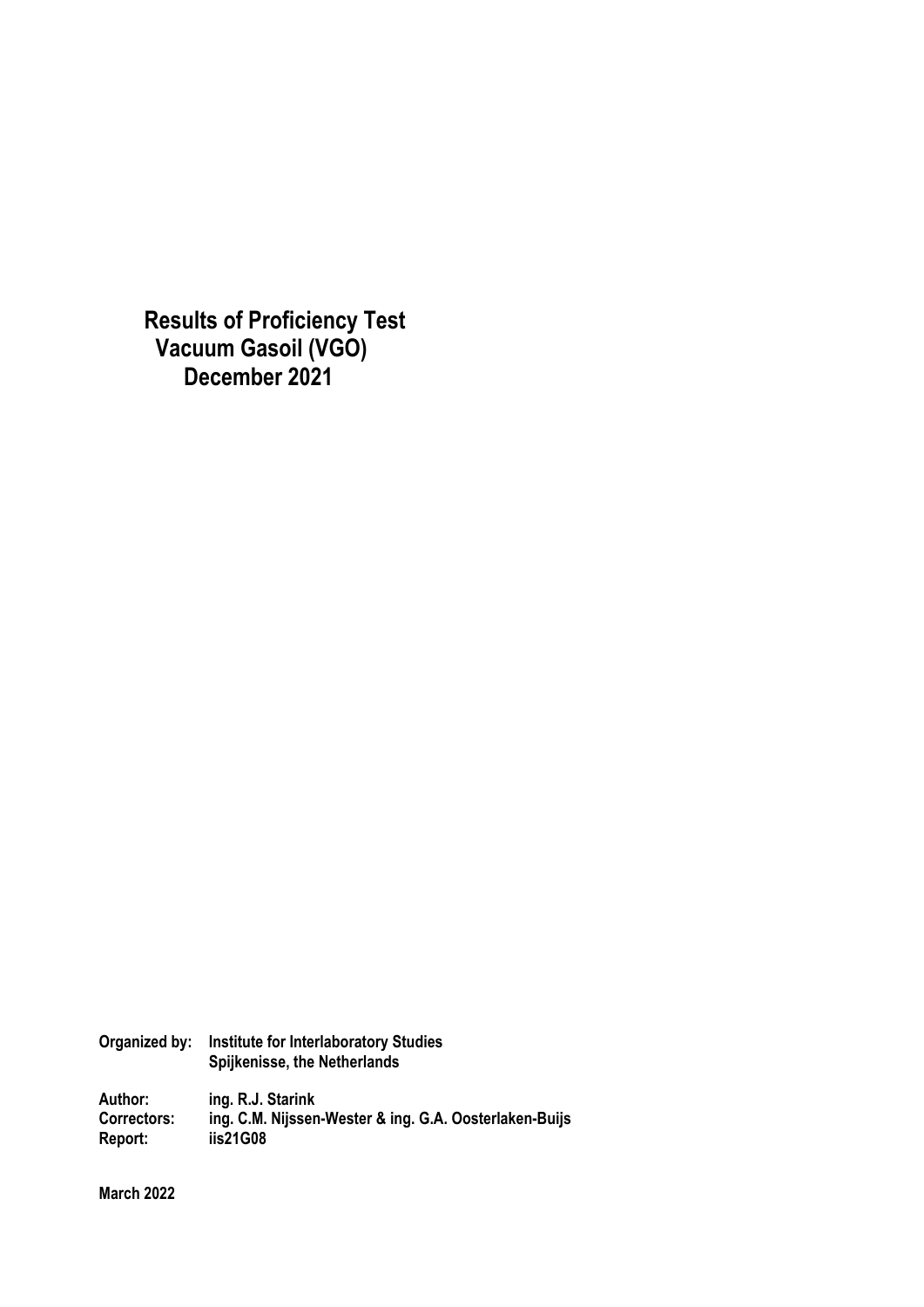# Results of Proficiency Test
# Vacuum Gasoil (VGO)
# December 2021

**Organized by:** **Institute for Interlaboratory Studies**
**Spijkenisse, the Netherlands**

**Author:** **ing. R.J. Starink**
**Correctors:** **ing. C.M. Nijssen-Wester & ing. G.A. Oosterlaken-Buijs**
**Report:** **iis21G08**

**March 2022**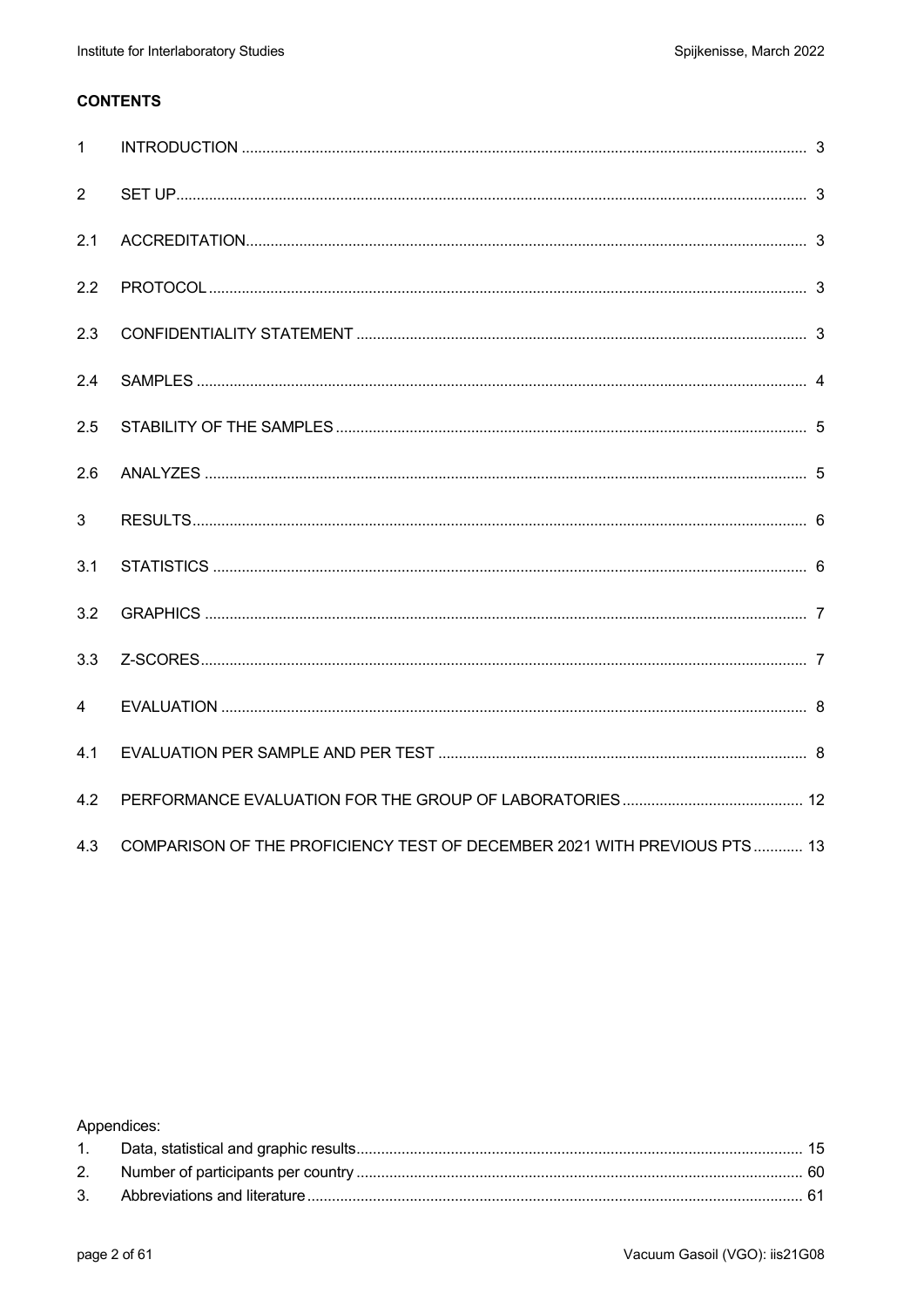**CONTENTS**

| | | |
|---|---|---|
| 1 | INTRODUCTION | 3 |
| 2 | SET UP | 3 |
| 2.1 | ACCREDITATION | 3 |
| 2.2 | PROTOCOL | 3 |
| 2.3 | CONFIDENTIALITY STATEMENT | 3 |
| 2.4 | SAMPLES | 4 |
| 2.5 | STABILITY OF THE SAMPLES | 5 |
| 2.6 | ANALYZES | 5 |
| 3 | RESULTS | 6 |
| 3.1 | STATISTICS | 6 |
| 3.2 | GRAPHICS | 7 |
| 3.3 | Z-SCORES | 7 |
| 4 | EVALUATION | 8 |
| 4.1 | EVALUATION PER SAMPLE AND PER TEST | 8 |
| 4.2 | PERFORMANCE EVALUATION FOR THE GROUP OF LABORATORIES | 12 |
| 4.3 | COMPARISON OF THE PROFICIENCY TEST OF DECEMBER 2021 WITH PREVIOUS PTS | 13 |

Appendices:

| | | |
|---|---|---|
| 1. | Data, statistical and graphic results | 15 |
| 2. | Number of participants per country | 60 |
| 3. | Abbreviations and literature | 61 |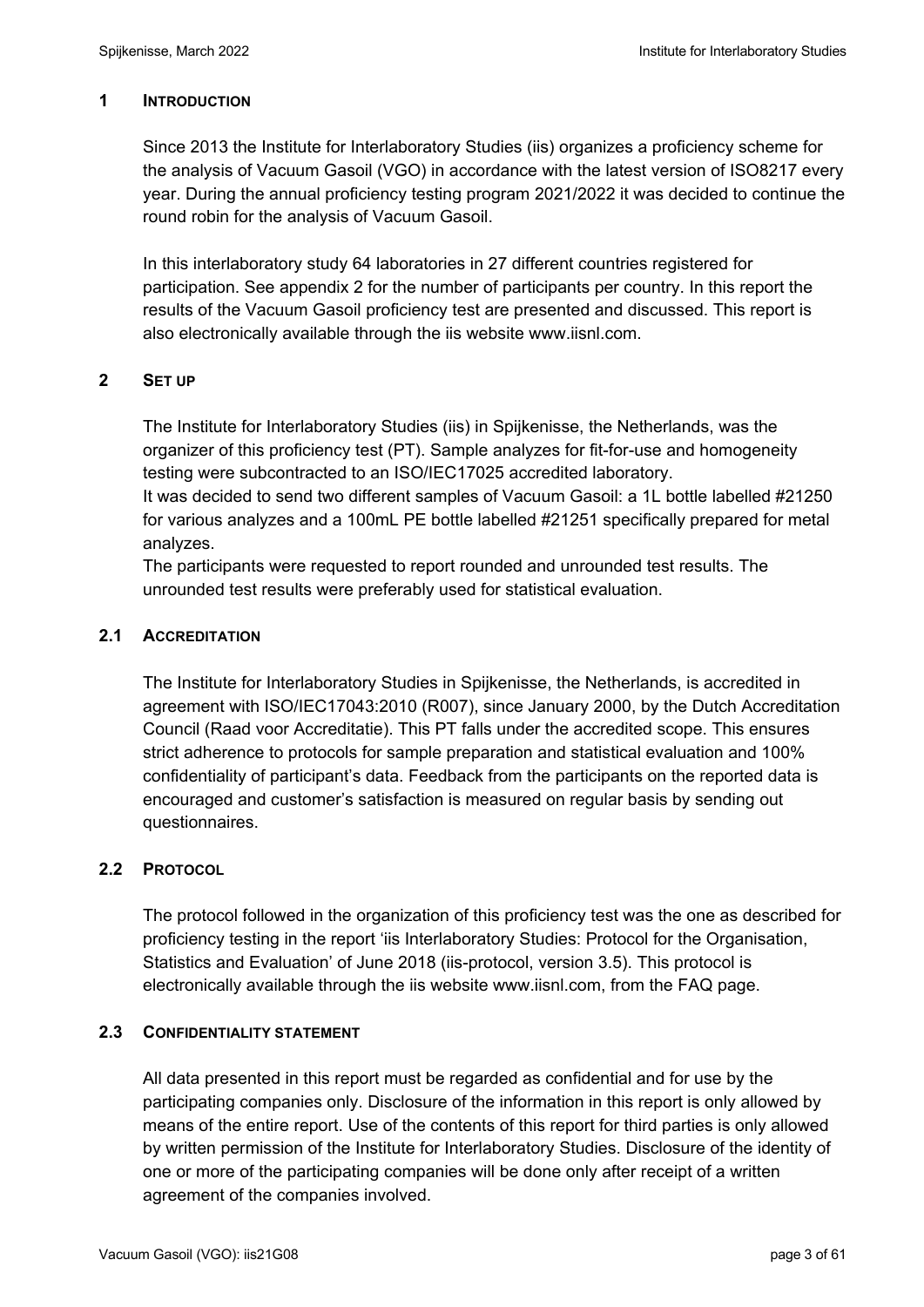## 1 INTRODUCTION

Since 2013 the Institute for Interlaboratory Studies (iis) organizes a proficiency scheme for the analysis of Vacuum Gasoil (VGO) in accordance with the latest version of ISO8217 every year. During the annual proficiency testing program 2021/2022 it was decided to continue the round robin for the analysis of Vacuum Gasoil.

In this interlaboratory study 64 laboratories in 27 different countries registered for participation. See appendix 2 for the number of participants per country. In this report the results of the Vacuum Gasoil proficiency test are presented and discussed. This report is also electronically available through the iis website www.iisnl.com.

## 2 SET UP

The Institute for Interlaboratory Studies (iis) in Spijkenisse, the Netherlands, was the organizer of this proficiency test (PT). Sample analyzes for fit-for-use and homogeneity testing were subcontracted to an ISO/IEC17025 accredited laboratory.
It was decided to send two different samples of Vacuum Gasoil: a 1L bottle labelled #21250 for various analyzes and a 100mL PE bottle labelled #21251 specifically prepared for metal analyzes.
The participants were requested to report rounded and unrounded test results. The unrounded test results were preferably used for statistical evaluation.

### 2.1 ACCREDITATION

The Institute for Interlaboratory Studies in Spijkenisse, the Netherlands, is accredited in agreement with ISO/IEC17043:2010 (R007), since January 2000, by the Dutch Accreditation Council (Raad voor Accreditatie). This PT falls under the accredited scope. This ensures strict adherence to protocols for sample preparation and statistical evaluation and 100% confidentiality of participant's data. Feedback from the participants on the reported data is encouraged and customer's satisfaction is measured on regular basis by sending out questionnaires.

### 2.2 PROTOCOL

The protocol followed in the organization of this proficiency test was the one as described for proficiency testing in the report 'iis Interlaboratory Studies: Protocol for the Organisation, Statistics and Evaluation' of June 2018 (iis-protocol, version 3.5). This protocol is electronically available through the iis website www.iisnl.com, from the FAQ page.

### 2.3 CONFIDENTIALITY STATEMENT

All data presented in this report must be regarded as confidential and for use by the participating companies only. Disclosure of the information in this report is only allowed by means of the entire report. Use of the contents of this report for third parties is only allowed by written permission of the Institute for Interlaboratory Studies. Disclosure of the identity of one or more of the participating companies will be done only after receipt of a written agreement of the companies involved.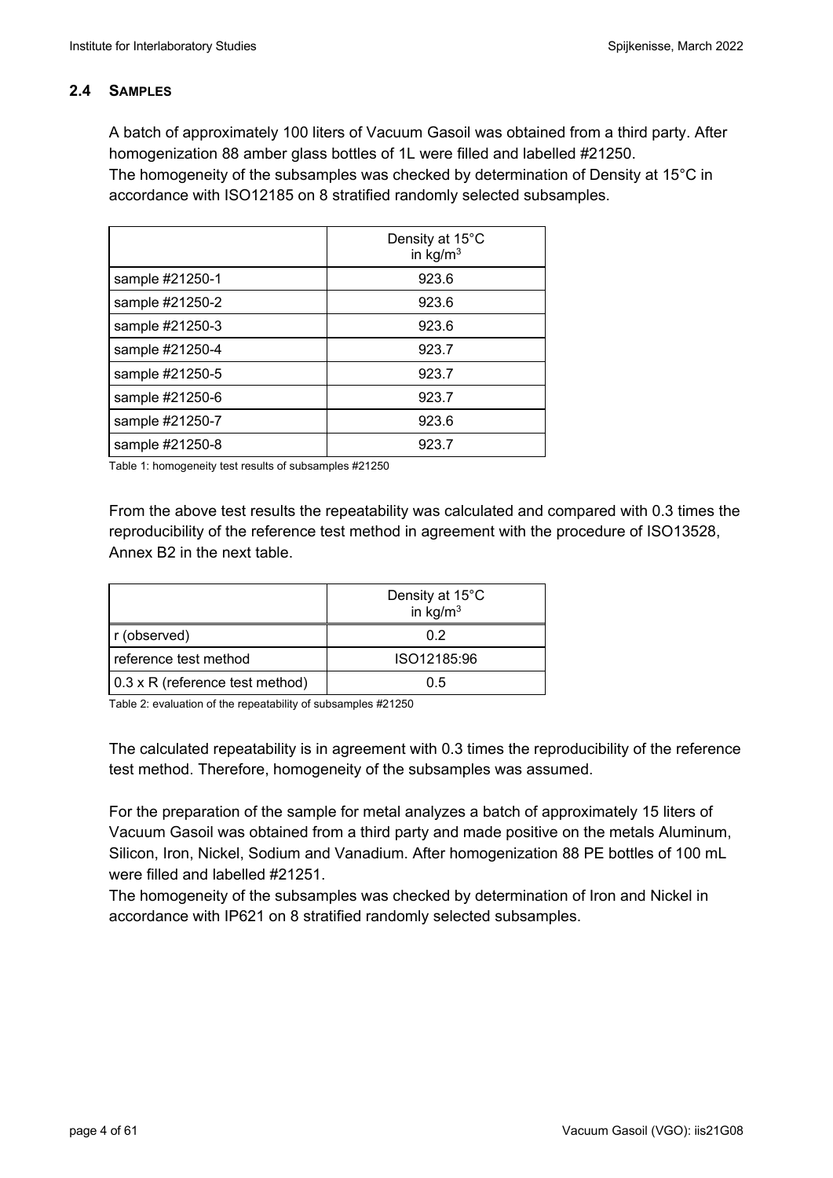### 2.4 SAMPLES

A batch of approximately 100 liters of Vacuum Gasoil was obtained from a third party. After homogenization 88 amber glass bottles of 1L were filled and labelled #21250.
The homogeneity of the subsamples was checked by determination of Density at 15°C in accordance with ISO12185 on 8 stratified randomly selected subsamples.

| | Density at 15°C in $kg/m^3$ |
|---|---|
| sample #21250-1 | 923.6 |
| sample #21250-2 | 923.6 |
| sample #21250-3 | 923.6 |
| sample #21250-4 | 923.7 |
| sample #21250-5 | 923.7 |
| sample #21250-6 | 923.7 |
| sample #21250-7 | 923.6 |
| sample #21250-8 | 923.7 |

Table 1: homogeneity test results of subsamples #21250

From the above test results the repeatability was calculated and compared with 0.3 times the reproducibility of the reference test method in agreement with the procedure of ISO13528, Annex B2 in the next table.

| | Density at 15°C in $kg/m^3$ |
|---|---|
| r (observed) | 0.2 |
| reference test method | ISO12185:96 |
| 0.3 x R (reference test method) | 0.5 |

Table 2: evaluation of the repeatability of subsamples #21250

The calculated repeatability is in agreement with 0.3 times the reproducibility of the reference test method. Therefore, homogeneity of the subsamples was assumed.

For the preparation of the sample for metal analyzes a batch of approximately 15 liters of Vacuum Gasoil was obtained from a third party and made positive on the metals Aluminum, Silicon, Iron, Nickel, Sodium and Vanadium. After homogenization 88 PE bottles of 100 mL were filled and labelled #21251.
The homogeneity of the subsamples was checked by determination of Iron and Nickel in accordance with IP621 on 8 stratified randomly selected subsamples.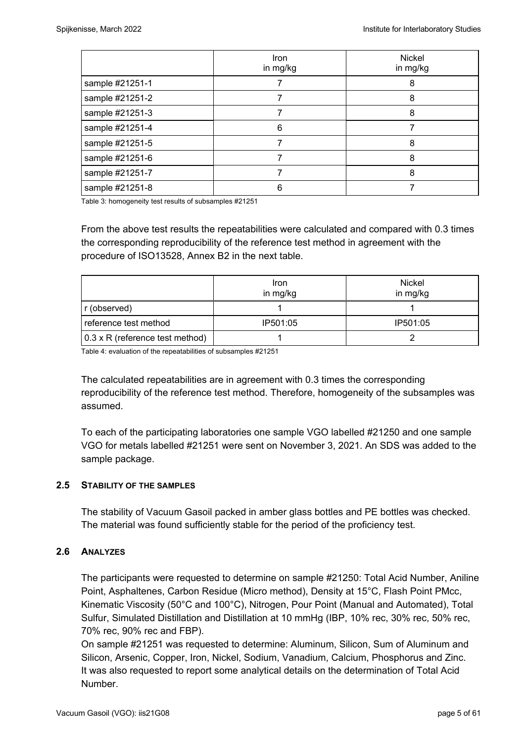| | Iron in mg/kg | Nickel in mg/kg |
|---|---|---|
| sample #21251-1 | 7 | 8 |
| sample #21251-2 | 7 | 8 |
| sample #21251-3 | 7 | 8 |
| sample #21251-4 | 6 | 7 |
| sample #21251-5 | 7 | 8 |
| sample #21251-6 | 7 | 8 |
| sample #21251-7 | 7 | 8 |
| sample #21251-8 | 6 | 7 |

Table 3: homogeneity test results of subsamples #21251

From the above test results the repeatabilities were calculated and compared with 0.3 times the corresponding reproducibility of the reference test method in agreement with the procedure of ISO13528, Annex B2 in the next table.

| | Iron in mg/kg | Nickel in mg/kg |
|---|---|---|
| r (observed) | 1 | 1 |
| reference test method | IP501:05 | IP501:05 |
| 0.3 x R (reference test method) | 1 | 2 |

Table 4: evaluation of the repeatabilities of subsamples #21251

The calculated repeatabilities are in agreement with 0.3 times the corresponding reproducibility of the reference test method. Therefore, homogeneity of the subsamples was assumed.

To each of the participating laboratories one sample VGO labelled #21250 and one sample VGO for metals labelled #21251 were sent on November 3, 2021. An SDS was added to the sample package.

## 2.5 STABILITY OF THE SAMPLES

The stability of Vacuum Gasoil packed in amber glass bottles and PE bottles was checked. The material was found sufficiently stable for the period of the proficiency test.

## 2.6 ANALYZES

The participants were requested to determine on sample #21250: Total Acid Number, Aniline Point, Asphaltenes, Carbon Residue (Micro method), Density at 15°C, Flash Point PMcc, Kinematic Viscosity (50°C and 100°C), Nitrogen, Pour Point (Manual and Automated), Total Sulfur, Simulated Distillation and Distillation at 10 mmHg (IBP, 10% rec, 30% rec, 50% rec, 70% rec, 90% rec and FBP).
On sample #21251 was requested to determine: Aluminum, Silicon, Sum of Aluminum and Silicon, Arsenic, Copper, Iron, Nickel, Sodium, Vanadium, Calcium, Phosphorus and Zinc.
It was also requested to report some analytical details on the determination of Total Acid Number.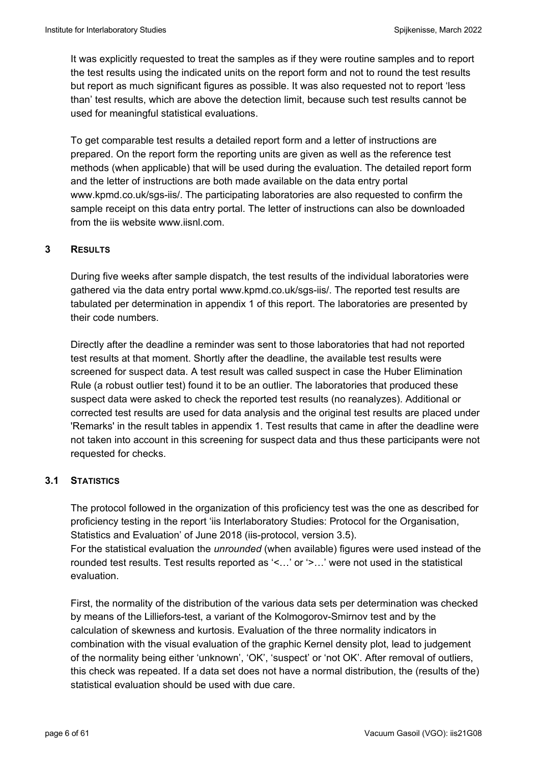It was explicitly requested to treat the samples as if they were routine samples and to report the test results using the indicated units on the report form and not to round the test results but report as much significant figures as possible. It was also requested not to report 'less than' test results, which are above the detection limit, because such test results cannot be used for meaningful statistical evaluations.

To get comparable test results a detailed report form and a letter of instructions are prepared. On the report form the reporting units are given as well as the reference test methods (when applicable) that will be used during the evaluation. The detailed report form and the letter of instructions are both made available on the data entry portal www.kpmd.co.uk/sgs-iis/. The participating laboratories are also requested to confirm the sample receipt on this data entry portal. The letter of instructions can also be downloaded from the iis website www.iisnl.com.

## 3 RESULTS

During five weeks after sample dispatch, the test results of the individual laboratories were gathered via the data entry portal www.kpmd.co.uk/sgs-iis/. The reported test results are tabulated per determination in appendix 1 of this report. The laboratories are presented by their code numbers.

Directly after the deadline a reminder was sent to those laboratories that had not reported test results at that moment. Shortly after the deadline, the available test results were screened for suspect data. A test result was called suspect in case the Huber Elimination Rule (a robust outlier test) found it to be an outlier. The laboratories that produced these suspect data were asked to check the reported test results (no reanalyzes). Additional or corrected test results are used for data analysis and the original test results are placed under 'Remarks' in the result tables in appendix 1. Test results that came in after the deadline were not taken into account in this screening for suspect data and thus these participants were not requested for checks.

### 3.1 STATISTICS

The protocol followed in the organization of this proficiency test was the one as described for proficiency testing in the report 'iis Interlaboratory Studies: Protocol for the Organisation, Statistics and Evaluation' of June 2018 (iis-protocol, version 3.5).
For the statistical evaluation the *unrounded* (when available) figures were used instead of the rounded test results. Test results reported as '<…' or '>…' were not used in the statistical evaluation.

First, the normality of the distribution of the various data sets per determination was checked by means of the Lilliefors-test, a variant of the Kolmogorov-Smirnov test and by the calculation of skewness and kurtosis. Evaluation of the three normality indicators in combination with the visual evaluation of the graphic Kernel density plot, lead to judgement of the normality being either 'unknown', 'OK', 'suspect' or 'not OK'. After removal of outliers, this check was repeated. If a data set does not have a normal distribution, the (results of the) statistical evaluation should be used with due care.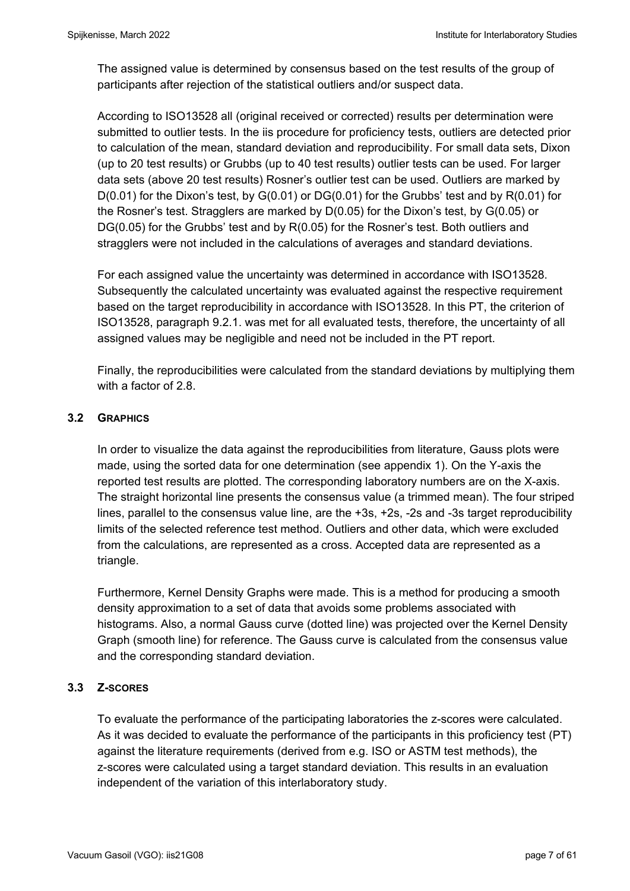The assigned value is determined by consensus based on the test results of the group of participants after rejection of the statistical outliers and/or suspect data.

According to ISO13528 all (original received or corrected) results per determination were submitted to outlier tests. In the iis procedure for proficiency tests, outliers are detected prior to calculation of the mean, standard deviation and reproducibility. For small data sets, Dixon (up to 20 test results) or Grubbs (up to 40 test results) outlier tests can be used. For larger data sets (above 20 test results) Rosner's outlier test can be used. Outliers are marked by D(0.01) for the Dixon's test, by G(0.01) or DG(0.01) for the Grubbs' test and by R(0.01) for the Rosner's test. Stragglers are marked by D(0.05) for the Dixon's test, by G(0.05) or DG(0.05) for the Grubbs' test and by R(0.05) for the Rosner's test. Both outliers and stragglers were not included in the calculations of averages and standard deviations.

For each assigned value the uncertainty was determined in accordance with ISO13528. Subsequently the calculated uncertainty was evaluated against the respective requirement based on the target reproducibility in accordance with ISO13528. In this PT, the criterion of ISO13528, paragraph 9.2.1. was met for all evaluated tests, therefore, the uncertainty of all assigned values may be negligible and need not be included in the PT report.

Finally, the reproducibilities were calculated from the standard deviations by multiplying them with a factor of 2.8.

### 3.2 GRAPHICS

In order to visualize the data against the reproducibilities from literature, Gauss plots were made, using the sorted data for one determination (see appendix 1). On the Y-axis the reported test results are plotted. The corresponding laboratory numbers are on the X-axis. The straight horizontal line presents the consensus value (a trimmed mean). The four striped lines, parallel to the consensus value line, are the +3s, +2s, -2s and -3s target reproducibility limits of the selected reference test method. Outliers and other data, which were excluded from the calculations, are represented as a cross. Accepted data are represented as a triangle.

Furthermore, Kernel Density Graphs were made. This is a method for producing a smooth density approximation to a set of data that avoids some problems associated with histograms. Also, a normal Gauss curve (dotted line) was projected over the Kernel Density Graph (smooth line) for reference. The Gauss curve is calculated from the consensus value and the corresponding standard deviation.

### 3.3 Z-SCORES

To evaluate the performance of the participating laboratories the z-scores were calculated. As it was decided to evaluate the performance of the participants in this proficiency test (PT) against the literature requirements (derived from e.g. ISO or ASTM test methods), the z-scores were calculated using a target standard deviation. This results in an evaluation independent of the variation of this interlaboratory study.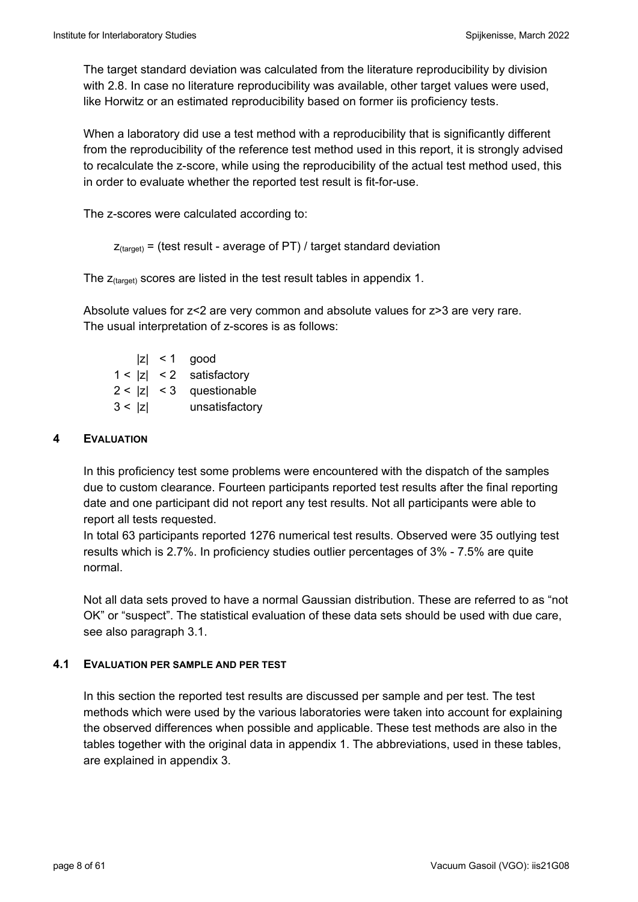The target standard deviation was calculated from the literature reproducibility by division with 2.8. In case no literature reproducibility was available, other target values were used, like Horwitz or an estimated reproducibility based on former iis proficiency tests.

When a laboratory did use a test method with a reproducibility that is significantly different from the reproducibility of the reference test method used in this report, it is strongly advised to recalculate the z-score, while using the reproducibility of the actual test method used, this in order to evaluate whether the reported test result is fit-for-use.

The z-scores were calculated according to:

$$z_{(target)} = \text{(test result - average of PT) / target standard deviation}$$

The $z_{(target)}$ scores are listed in the test result tables in appendix 1.

Absolute values for z<2 are very common and absolute values for z>3 are very rare.
The usual interpretation of z-scores is as follows:

| | |
|---|---|
| $\lvert z \rvert < 1$ | good |
| $1 < \lvert z \rvert < 2$ | satisfactory |
| $2 < \lvert z \rvert < 3$ | questionable |
| $3 < \lvert z \rvert$ | unsatisfactory |

## 4 EVALUATION

In this proficiency test some problems were encountered with the dispatch of the samples due to custom clearance. Fourteen participants reported test results after the final reporting date and one participant did not report any test results. Not all participants were able to report all tests requested.
In total 63 participants reported 1276 numerical test results. Observed were 35 outlying test results which is 2.7%. In proficiency studies outlier percentages of 3% - 7.5% are quite normal.

Not all data sets proved to have a normal Gaussian distribution. These are referred to as "not OK" or "suspect". The statistical evaluation of these data sets should be used with due care, see also paragraph 3.1.

### 4.1 EVALUATION PER SAMPLE AND PER TEST

In this section the reported test results are discussed per sample and per test. The test methods which were used by the various laboratories were taken into account for explaining the observed differences when possible and applicable. These test methods are also in the tables together with the original data in appendix 1. The abbreviations, used in these tables, are explained in appendix 3.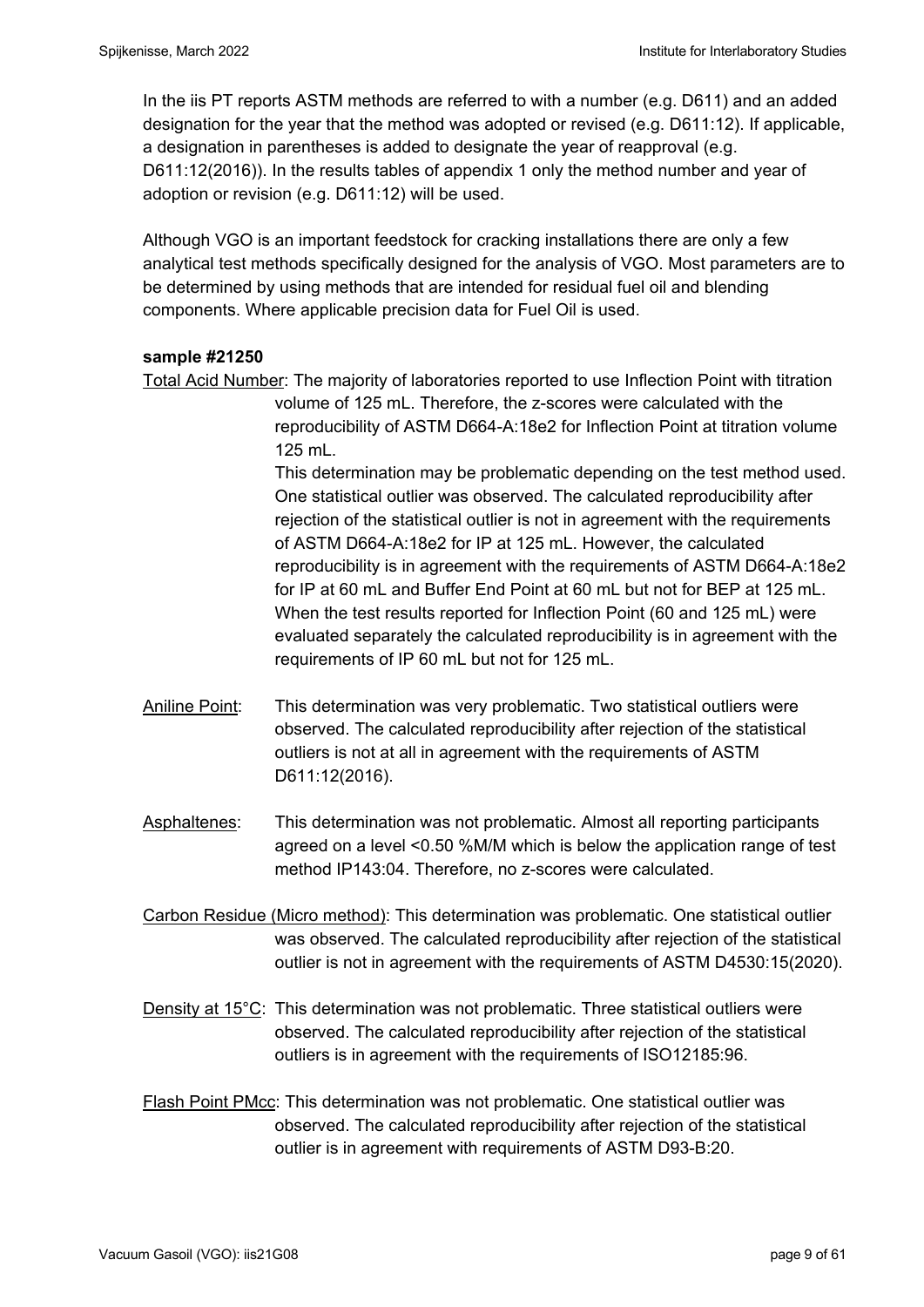In the iis PT reports ASTM methods are referred to with a number (e.g. D611) and an added designation for the year that the method was adopted or revised (e.g. D611:12). If applicable, a designation in parentheses is added to designate the year of reapproval (e.g. D611:12(2016)). In the results tables of appendix 1 only the method number and year of adoption or revision (e.g. D611:12) will be used.

Although VGO is an important feedstock for cracking installations there are only a few analytical test methods specifically designed for the analysis of VGO. Most parameters are to be determined by using methods that are intended for residual fuel oil and blending components. Where applicable precision data for Fuel Oil is used.

**sample #21250**

Total Acid Number: The majority of laboratories reported to use Inflection Point with titration volume of 125 mL. Therefore, the z-scores were calculated with the reproducibility of ASTM D664-A:18e2 for Inflection Point at titration volume 125 mL.
This determination may be problematic depending on the test method used. One statistical outlier was observed. The calculated reproducibility after rejection of the statistical outlier is not in agreement with the requirements of ASTM D664-A:18e2 for IP at 125 mL. However, the calculated reproducibility is in agreement with the requirements of ASTM D664-A:18e2 for IP at 60 mL and Buffer End Point at 60 mL but not for BEP at 125 mL. When the test results reported for Inflection Point (60 and 125 mL) were evaluated separately the calculated reproducibility is in agreement with the requirements of IP 60 mL but not for 125 mL.

Aniline Point: This determination was very problematic. Two statistical outliers were observed. The calculated reproducibility after rejection of the statistical outliers is not at all in agreement with the requirements of ASTM D611:12(2016).

Asphaltenes: This determination was not problematic. Almost all reporting participants agreed on a level <0.50 %M/M which is below the application range of test method IP143:04. Therefore, no z-scores were calculated.

Carbon Residue (Micro method): This determination was problematic. One statistical outlier was observed. The calculated reproducibility after rejection of the statistical outlier is not in agreement with the requirements of ASTM D4530:15(2020).

Density at 15°C: This determination was not problematic. Three statistical outliers were observed. The calculated reproducibility after rejection of the statistical outliers is in agreement with the requirements of ISO12185:96.

Flash Point PMcc: This determination was not problematic. One statistical outlier was observed. The calculated reproducibility after rejection of the statistical outlier is in agreement with requirements of ASTM D93-B:20.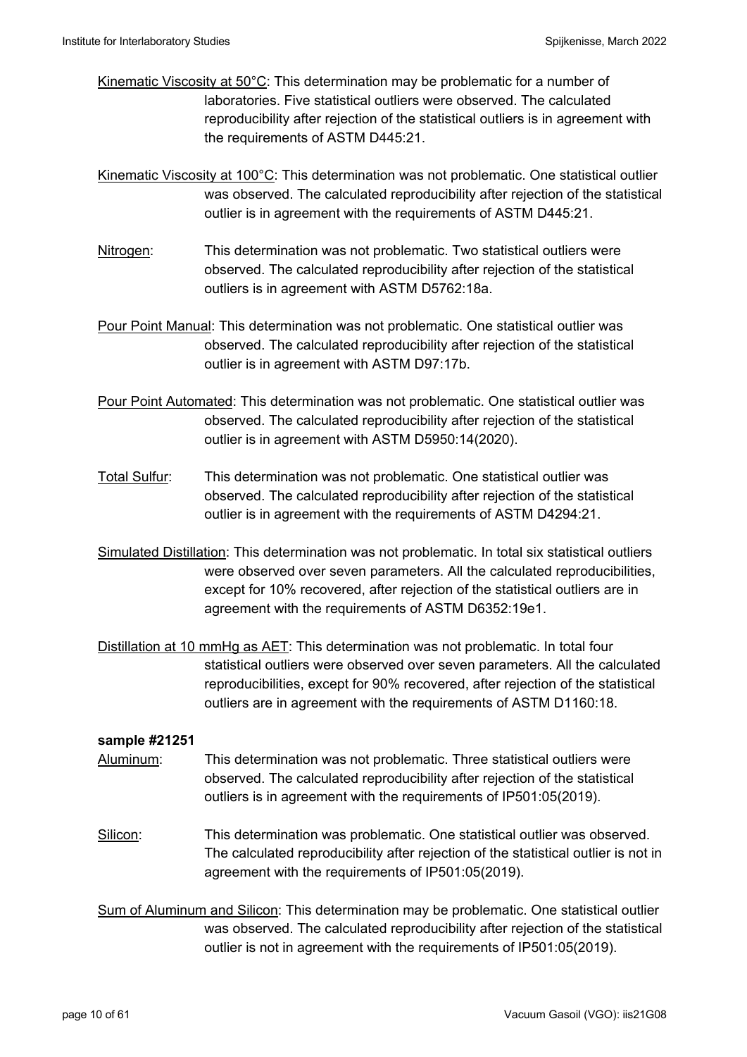Kinematic Viscosity at 50°C: This determination may be problematic for a number of laboratories. Five statistical outliers were observed. The calculated reproducibility after rejection of the statistical outliers is in agreement with the requirements of ASTM D445:21.

Kinematic Viscosity at 100°C: This determination was not problematic. One statistical outlier was observed. The calculated reproducibility after rejection of the statistical outlier is in agreement with the requirements of ASTM D445:21.

Nitrogen: This determination was not problematic. Two statistical outliers were observed. The calculated reproducibility after rejection of the statistical outliers is in agreement with ASTM D5762:18a.

Pour Point Manual: This determination was not problematic. One statistical outlier was observed. The calculated reproducibility after rejection of the statistical outlier is in agreement with ASTM D97:17b.

Pour Point Automated: This determination was not problematic. One statistical outlier was observed. The calculated reproducibility after rejection of the statistical outlier is in agreement with ASTM D5950:14(2020).

Total Sulfur: This determination was not problematic. One statistical outlier was observed. The calculated reproducibility after rejection of the statistical outlier is in agreement with the requirements of ASTM D4294:21.

Simulated Distillation: This determination was not problematic. In total six statistical outliers were observed over seven parameters. All the calculated reproducibilities, except for 10% recovered, after rejection of the statistical outliers are in agreement with the requirements of ASTM D6352:19e1.

Distillation at 10 mmHg as AET: This determination was not problematic. In total four statistical outliers were observed over seven parameters. All the calculated reproducibilities, except for 90% recovered, after rejection of the statistical outliers are in agreement with the requirements of ASTM D1160:18.

**sample #21251**

Aluminum: This determination was not problematic. Three statistical outliers were observed. The calculated reproducibility after rejection of the statistical outliers is in agreement with the requirements of IP501:05(2019).

Silicon: This determination was problematic. One statistical outlier was observed. The calculated reproducibility after rejection of the statistical outlier is not in agreement with the requirements of IP501:05(2019).

Sum of Aluminum and Silicon: This determination may be problematic. One statistical outlier was observed. The calculated reproducibility after rejection of the statistical outlier is not in agreement with the requirements of IP501:05(2019).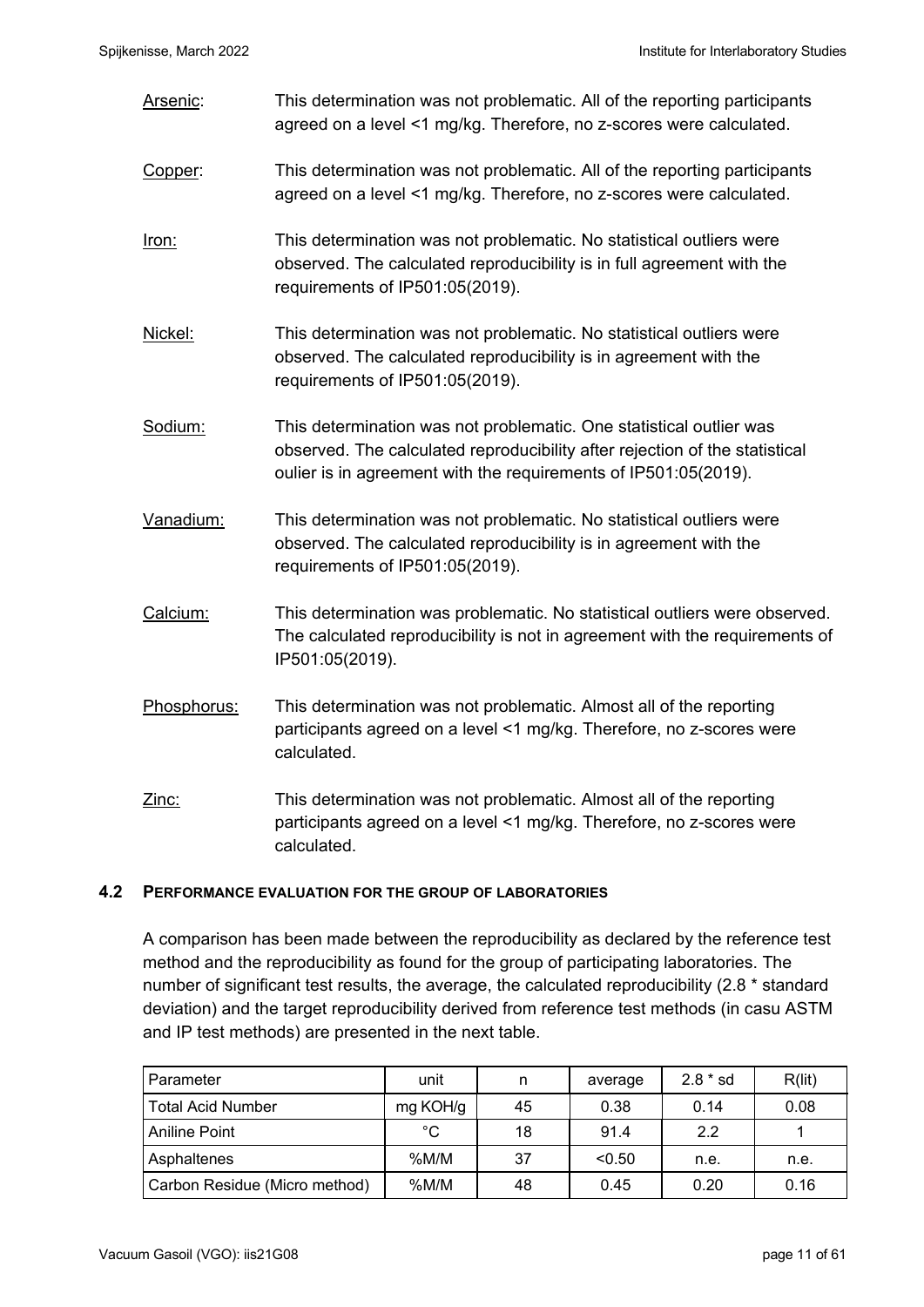Arsenic: This determination was not problematic. All of the reporting participants agreed on a level <1 mg/kg. Therefore, no z-scores were calculated.

Copper: This determination was not problematic. All of the reporting participants agreed on a level <1 mg/kg. Therefore, no z-scores were calculated.

Iron: This determination was not problematic. No statistical outliers were observed. The calculated reproducibility is in full agreement with the requirements of IP501:05(2019).

Nickel: This determination was not problematic. No statistical outliers were observed. The calculated reproducibility is in agreement with the requirements of IP501:05(2019).

Sodium: This determination was not problematic. One statistical outlier was observed. The calculated reproducibility after rejection of the statistical oulier is in agreement with the requirements of IP501:05(2019).

Vanadium: This determination was not problematic. No statistical outliers were observed. The calculated reproducibility is in agreement with the requirements of IP501:05(2019).

Calcium: This determination was problematic. No statistical outliers were observed. The calculated reproducibility is not in agreement with the requirements of IP501:05(2019).

Phosphorus: This determination was not problematic. Almost all of the reporting participants agreed on a level <1 mg/kg. Therefore, no z-scores were calculated.

Zinc: This determination was not problematic. Almost all of the reporting participants agreed on a level <1 mg/kg. Therefore, no z-scores were calculated.

## 4.2 PERFORMANCE EVALUATION FOR THE GROUP OF LABORATORIES

A comparison has been made between the reproducibility as declared by the reference test method and the reproducibility as found for the group of participating laboratories. The number of significant test results, the average, the calculated reproducibility (2.8 * standard deviation) and the target reproducibility derived from reference test methods (in casu ASTM and IP test methods) are presented in the next table.

| Parameter | unit | n | average | 2.8 * sd | R(lit) |
|---|---|---|---|---|---|
| Total Acid Number | mg KOH/g | 45 | 0.38 | 0.14 | 0.08 |
| Aniline Point | °C | 18 | 91.4 | 2.2 | 1 |
| Asphaltenes | %M/M | 37 | <0.50 | n.e. | n.e. |
| Carbon Residue (Micro method) | %M/M | 48 | 0.45 | 0.20 | 0.16 |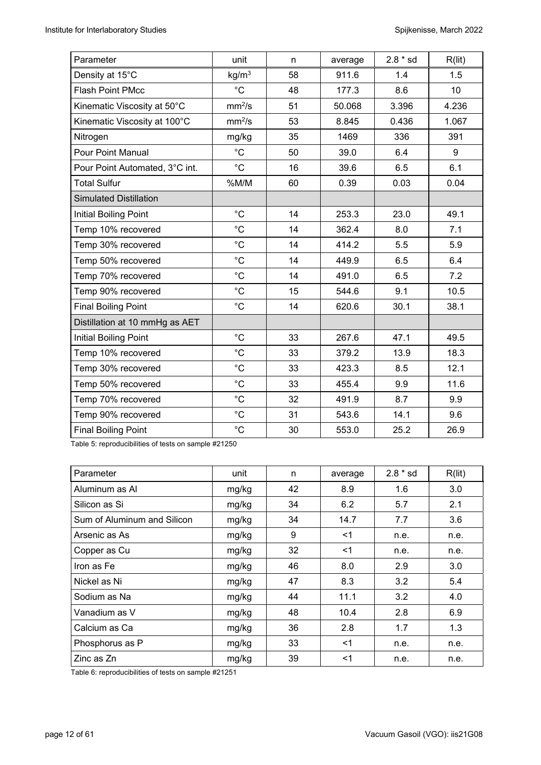| Parameter | unit | n | average | 2.8 * sd | R(lit) |
|---|---|---|---|---|---|
| Density at 15°C | $kg/m^3$ | 58 | 911.6 | 1.4 | 1.5 |
| Flash Point PMcc | °C | 48 | 177.3 | 8.6 | 10 |
| Kinematic Viscosity at 50°C | $mm^2/s$ | 51 | 50.068 | 3.396 | 4.236 |
| Kinematic Viscosity at 100°C | $mm^2/s$ | 53 | 8.845 | 0.436 | 1.067 |
| Nitrogen | mg/kg | 35 | 1469 | 336 | 391 |
| Pour Point Manual | °C | 50 | 39.0 | 6.4 | 9 |
| Pour Point Automated, 3°C int. | °C | 16 | 39.6 | 6.5 | 6.1 |
| Total Sulfur | %M/M | 60 | 0.39 | 0.03 | 0.04 |
| Simulated Distillation | | | | | |
| Initial Boiling Point | °C | 14 | 253.3 | 23.0 | 49.1 |
| Temp 10% recovered | °C | 14 | 362.4 | 8.0 | 7.1 |
| Temp 30% recovered | °C | 14 | 414.2 | 5.5 | 5.9 |
| Temp 50% recovered | °C | 14 | 449.9 | 6.5 | 6.4 |
| Temp 70% recovered | °C | 14 | 491.0 | 6.5 | 7.2 |
| Temp 90% recovered | °C | 15 | 544.6 | 9.1 | 10.5 |
| Final Boiling Point | °C | 14 | 620.6 | 30.1 | 38.1 |
| Distillation at 10 mmHg as AET | | | | | |
| Initial Boiling Point | °C | 33 | 267.6 | 47.1 | 49.5 |
| Temp 10% recovered | °C | 33 | 379.2 | 13.9 | 18.3 |
| Temp 30% recovered | °C | 33 | 423.3 | 8.5 | 12.1 |
| Temp 50% recovered | °C | 33 | 455.4 | 9.9 | 11.6 |
| Temp 70% recovered | °C | 32 | 491.9 | 8.7 | 9.9 |
| Temp 90% recovered | °C | 31 | 543.6 | 14.1 | 9.6 |
| Final Boiling Point | °C | 30 | 553.0 | 25.2 | 26.9 |

Table 5: reproducibilities of tests on sample #21250

| Parameter | unit | n | average | 2.8 * sd | R(lit) |
|---|---|---|---|---|---|
| Aluminum as Al | mg/kg | 42 | 8.9 | 1.6 | 3.0 |
| Silicon as Si | mg/kg | 34 | 6.2 | 5.7 | 2.1 |
| Sum of Aluminum and Silicon | mg/kg | 34 | 14.7 | 7.7 | 3.6 |
| Arsenic as As | mg/kg | 9 | <1 | n.e. | n.e. |
| Copper as Cu | mg/kg | 32 | <1 | n.e. | n.e. |
| Iron as Fe | mg/kg | 46 | 8.0 | 2.9 | 3.0 |
| Nickel as Ni | mg/kg | 47 | 8.3 | 3.2 | 5.4 |
| Sodium as Na | mg/kg | 44 | 11.1 | 3.2 | 4.0 |
| Vanadium as V | mg/kg | 48 | 10.4 | 2.8 | 6.9 |
| Calcium as Ca | mg/kg | 36 | 2.8 | 1.7 | 1.3 |
| Phosphorus as P | mg/kg | 33 | <1 | n.e. | n.e. |
| Zinc as Zn | mg/kg | 39 | <1 | n.e. | n.e. |

Table 6: reproducibilities of tests on sample #21251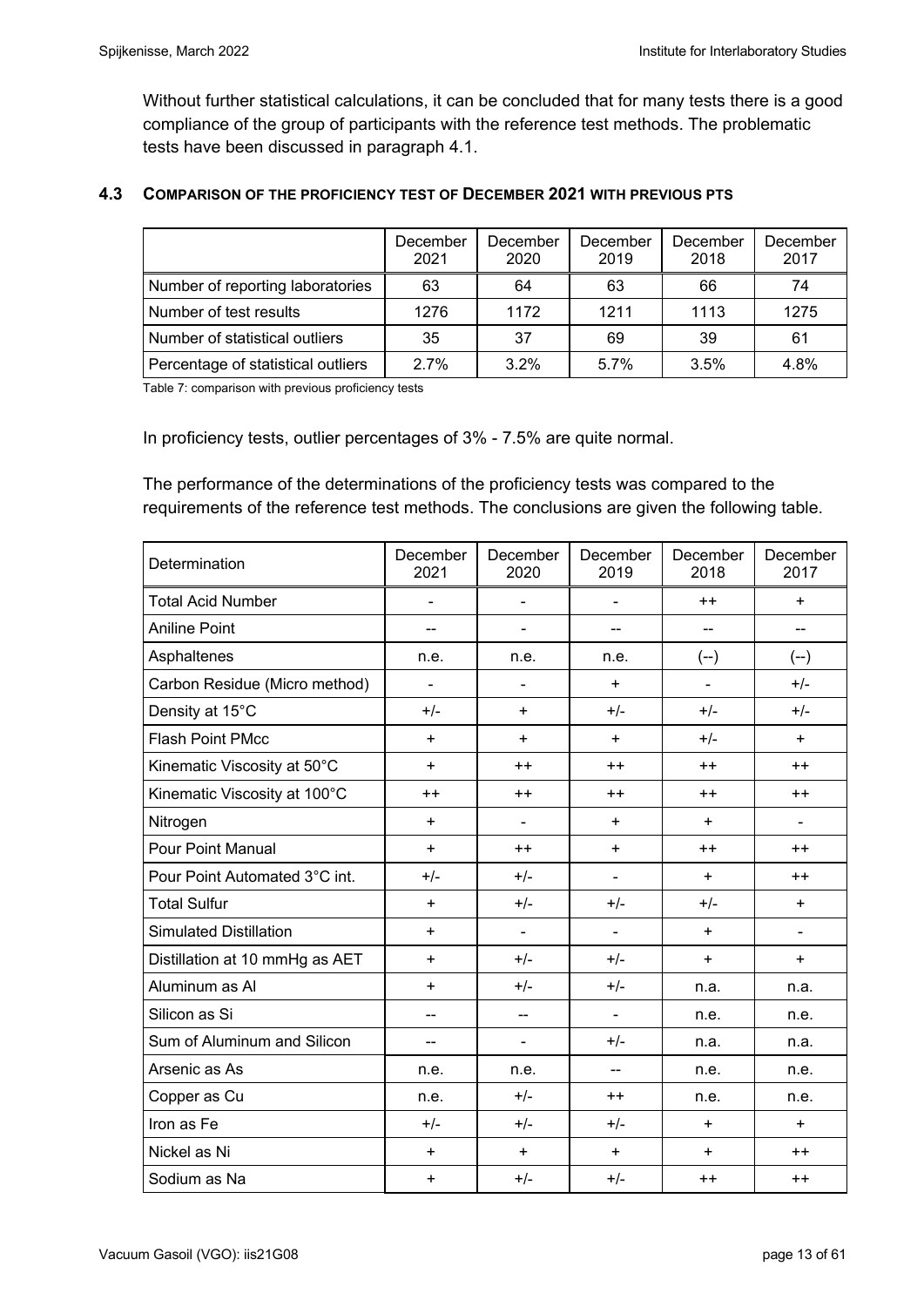Without further statistical calculations, it can be concluded that for many tests there is a good compliance of the group of participants with the reference test methods. The problematic tests have been discussed in paragraph 4.1.

### 4.3 COMPARISON OF THE PROFICIENCY TEST OF DECEMBER 2021 WITH PREVIOUS PTS

| | December 2021 | December 2020 | December 2019 | December 2018 | December 2017 |
|---|---|---|---|---|---|
| Number of reporting laboratories | 63 | 64 | 63 | 66 | 74 |
| Number of test results | 1276 | 1172 | 1211 | 1113 | 1275 |
| Number of statistical outliers | 35 | 37 | 69 | 39 | 61 |
| Percentage of statistical outliers | 2.7% | 3.2% | 5.7% | 3.5% | 4.8% |

Table 7: comparison with previous proficiency tests

In proficiency tests, outlier percentages of 3% - 7.5% are quite normal.

The performance of the determinations of the proficiency tests was compared to the requirements of the reference test methods. The conclusions are given the following table.

| Determination | December 2021 | December 2020 | December 2019 | December 2018 | December 2017 |
|---|---|---|---|---|---|
| Total Acid Number | - | - | - | ++ | + |
| Aniline Point | -- | - | -- | -- | -- |
| Asphaltenes | n.e. | n.e. | n.e. | (--) | (--) |
| Carbon Residue (Micro method) | - | - | + | - | +/- |
| Density at 15°C | +/- | + | +/- | +/- | +/- |
| Flash Point PMcc | + | + | + | +/- | + |
| Kinematic Viscosity at 50°C | + | ++ | ++ | ++ | ++ |
| Kinematic Viscosity at 100°C | ++ | ++ | ++ | ++ | ++ |
| Nitrogen | + | - | + | + | - |
| Pour Point Manual | + | ++ | + | ++ | ++ |
| Pour Point Automated 3°C int. | +/- | +/- | - | + | ++ |
| Total Sulfur | + | +/- | +/- | +/- | + |
| Simulated Distillation | + | - | - | + | - |
| Distillation at 10 mmHg as AET | + | +/- | +/- | + | + |
| Aluminum as Al | + | +/- | +/- | n.a. | n.a. |
| Silicon as Si | -- | -- | - | n.e. | n.e. |
| Sum of Aluminum and Silicon | -- | - | +/- | n.a. | n.a. |
| Arsenic as As | n.e. | n.e. | -- | n.e. | n.e. |
| Copper as Cu | n.e. | +/- | ++ | n.e. | n.e. |
| Iron as Fe | +/- | +/- | +/- | + | + |
| Nickel as Ni | + | + | + | + | ++ |
| Sodium as Na | + | +/- | +/- | ++ | ++ |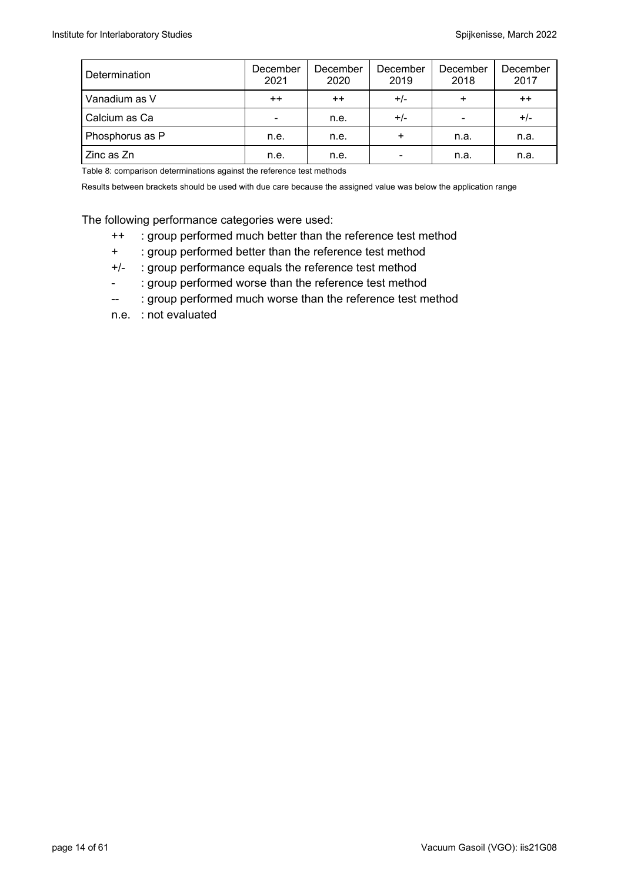| Determination | December 2021 | December 2020 | December 2019 | December 2018 | December 2017 |
|---|---|---|---|---|---|
| Vanadium as V | ++ | ++ | +/- | + | ++ |
| Calcium as Ca | - | n.e. | +/- | - | +/- |
| Phosphorus as P | n.e. | n.e. | + | n.a. | n.a. |
| Zinc as Zn | n.e. | n.e. | - | n.a. | n.a. |

Table 8: comparison determinations against the reference test methods

Results between brackets should be used with due care because the assigned value was below the application range

The following performance categories were used:

- ++ : group performed much better than the reference test method
- + : group performed better than the reference test method
- +/- : group performance equals the reference test method
- - : group performed worse than the reference test method
- -- : group performed much worse than the reference test method
- n.e. : not evaluated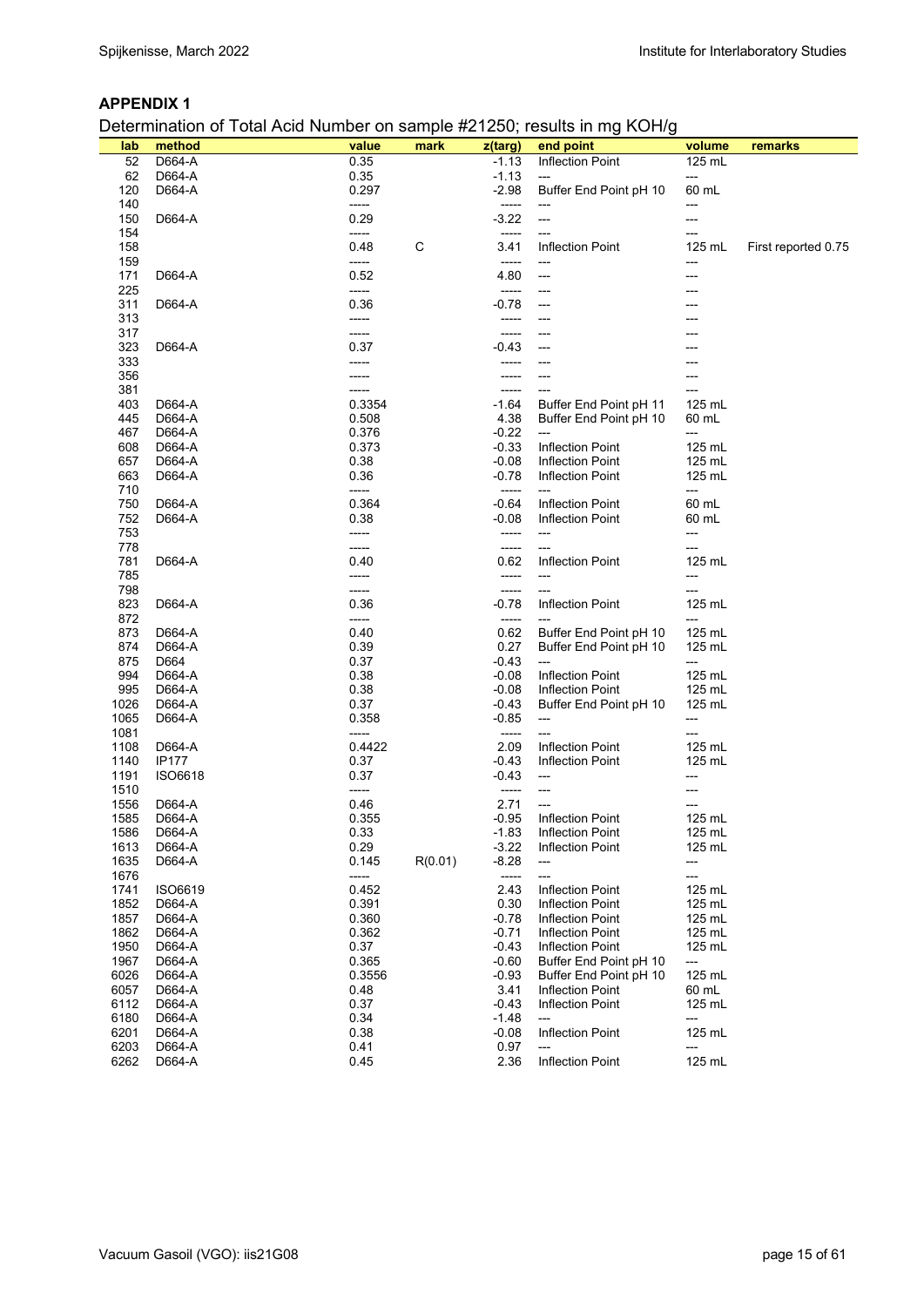## APPENDIX 1

Determination of Total Acid Number on sample #21250; results in mg KOH/g

| lab | method | value | mark | z(targ) | end point | volume | remarks |
|---|---|---|---|---|---|---|---|
| 52 | D664-A | 0.35 | | -1.13 | Inflection Point | 125 mL | |
| 62 | D664-A | 0.35 | | -1.13 | --- | --- | |
| 120 | D664-A | 0.297 | | -2.98 | Buffer End Point pH 10 | 60 mL | |
| 140 | | ----- | | ----- | --- | --- | |
| 150 | D664-A | 0.29 | | -3.22 | --- | --- | |
| 154 | | ----- | | ----- | --- | --- | |
| 158 | | 0.48 | C | 3.41 | Inflection Point | 125 mL | First reported 0.75 |
| 159 | | ----- | | ----- | --- | --- | |
| 171 | D664-A | 0.52 | | 4.80 | --- | --- | |
| 225 | | ----- | | ----- | --- | --- | |
| 311 | D664-A | 0.36 | | -0.78 | --- | --- | |
| 313 | | ----- | | ----- | --- | --- | |
| 317 | | ----- | | ----- | --- | --- | |
| 323 | D664-A | 0.37 | | -0.43 | --- | --- | |
| 333 | | ----- | | ----- | --- | --- | |
| 356 | | ----- | | ----- | --- | --- | |
| 381 | | ----- | | ----- | --- | --- | |
| 403 | D664-A | 0.3354 | | -1.64 | Buffer End Point pH 11 | 125 mL | |
| 445 | D664-A | 0.508 | | 4.38 | Buffer End Point pH 10 | 60 mL | |
| 467 | D664-A | 0.376 | | -0.22 | --- | --- | |
| 608 | D664-A | 0.373 | | -0.33 | Inflection Point | 125 mL | |
| 657 | D664-A | 0.38 | | -0.08 | Inflection Point | 125 mL | |
| 663 | D664-A | 0.36 | | -0.78 | Inflection Point | 125 mL | |
| 710 | | ----- | | ----- | --- | --- | |
| 750 | D664-A | 0.364 | | -0.64 | Inflection Point | 60 mL | |
| 752 | D664-A | 0.38 | | -0.08 | Inflection Point | 60 mL | |
| 753 | | ----- | | ----- | --- | --- | |
| 778 | | ----- | | ----- | --- | --- | |
| 781 | D664-A | 0.40 | | 0.62 | Inflection Point | 125 mL | |
| 785 | | ----- | | ----- | --- | --- | |
| 798 | | ----- | | ----- | --- | --- | |
| 823 | D664-A | 0.36 | | -0.78 | Inflection Point | 125 mL | |
| 872 | | ----- | | ----- | --- | --- | |
| 873 | D664-A | 0.40 | | 0.62 | Buffer End Point pH 10 | 125 mL | |
| 874 | D664-A | 0.39 | | 0.27 | Buffer End Point pH 10 | 125 mL | |
| 875 | D664 | 0.37 | | -0.43 | --- | --- | |
| 994 | D664-A | 0.38 | | -0.08 | Inflection Point | 125 mL | |
| 995 | D664-A | 0.38 | | -0.08 | Inflection Point | 125 mL | |
| 1026 | D664-A | 0.37 | | -0.43 | Buffer End Point pH 10 | 125 mL | |
| 1065 | D664-A | 0.358 | | -0.85 | --- | --- | |
| 1081 | | ----- | | ----- | --- | --- | |
| 1108 | D664-A | 0.4422 | | 2.09 | Inflection Point | 125 mL | |
| 1140 | IP177 | 0.37 | | -0.43 | Inflection Point | 125 mL | |
| 1191 | ISO6618 | 0.37 | | -0.43 | --- | --- | |
| 1510 | | ----- | | ----- | --- | --- | |
| 1556 | D664-A | 0.46 | | 2.71 | --- | --- | |
| 1585 | D664-A | 0.355 | | -0.95 | Inflection Point | 125 mL | |
| 1586 | D664-A | 0.33 | | -1.83 | Inflection Point | 125 mL | |
| 1613 | D664-A | 0.29 | | -3.22 | Inflection Point | 125 mL | |
| 1635 | D664-A | 0.145 | R(0.01) | -8.28 | --- | --- | |
| 1676 | | ----- | | ----- | --- | --- | |
| 1741 | ISO6619 | 0.452 | | 2.43 | Inflection Point | 125 mL | |
| 1852 | D664-A | 0.391 | | 0.30 | Inflection Point | 125 mL | |
| 1857 | D664-A | 0.360 | | -0.78 | Inflection Point | 125 mL | |
| 1862 | D664-A | 0.362 | | -0.71 | Inflection Point | 125 mL | |
| 1950 | D664-A | 0.37 | | -0.43 | Inflection Point | 125 mL | |
| 1967 | D664-A | 0.365 | | -0.60 | Buffer End Point pH 10 | --- | |
| 6026 | D664-A | 0.3556 | | -0.93 | Buffer End Point pH 10 | 125 mL | |
| 6057 | D664-A | 0.48 | | 3.41 | Inflection Point | 60 mL | |
| 6112 | D664-A | 0.37 | | -0.43 | Inflection Point | 125 mL | |
| 6180 | D664-A | 0.34 | | -1.48 | --- | --- | |
| 6201 | D664-A | 0.38 | | -0.08 | Inflection Point | 125 mL | |
| 6203 | D664-A | 0.41 | | 0.97 | --- | --- | |
| 6262 | D664-A | 0.45 | | 2.36 | Inflection Point | 125 mL | |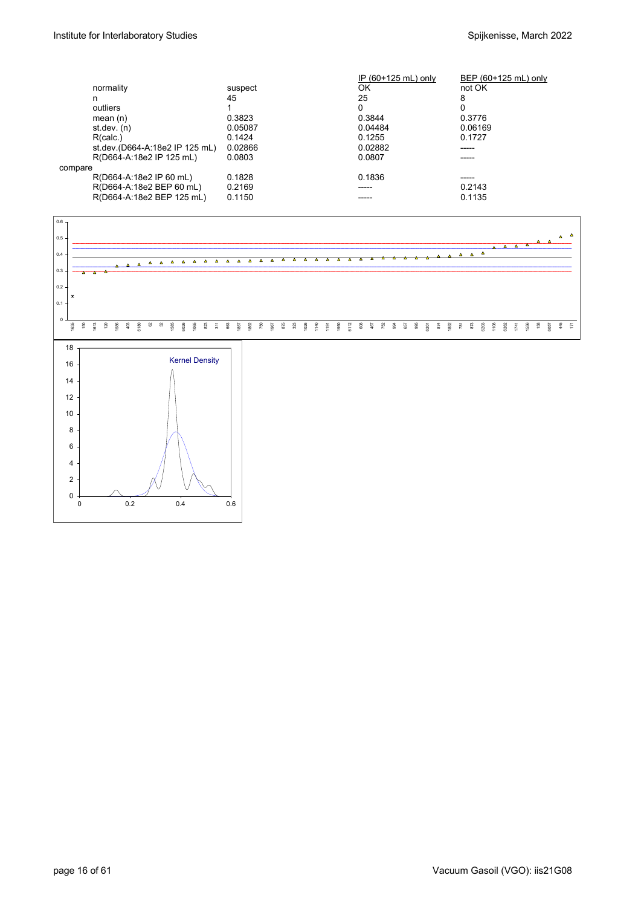| | | IP (60+125 mL) only | BEP (60+125 mL) only |
|---|---|---|---|
| normality | suspect | OK | not OK |
| n | 45 | 25 | 8 |
| outliers | 1 | 0 | 0 |
| mean (n) | 0.3823 | 0.3844 | 0.3776 |
| st.dev. (n) | 0.05087 | 0.04484 | 0.06169 |
| R(calc.) | 0.1424 | 0.1255 | 0.1727 |
| st.dev.(D664-A:18e2 IP 125 mL) | 0.02866 | 0.02882 | ----- |
| R(D664-A:18e2 IP 125 mL) | 0.0803 | 0.0807 | ----- |
| compare | | | |
| R(D664-A:18e2 IP 60 mL) | 0.1828 | 0.1836 | ----- |
| R(D664-A:18e2 BEP 60 mL) | 0.2169 | ----- | 0.2143 |
| R(D664-A:18e2 BEP 125 mL) | 0.1150 | ----- | 0.1135 |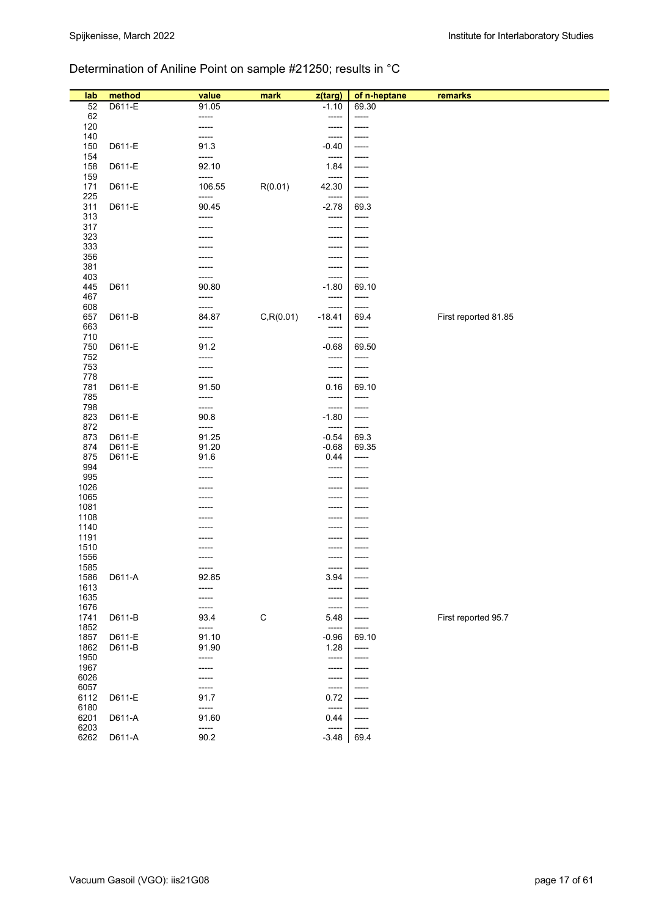## Determination of Aniline Point on sample #21250; results in °C

| lab | method | value | mark | z(targ) | of n-heptane | remarks |
|---|---|---|---|---|---|---|
| 52 | D611-E | 91.05 | | -1.10 | 69.30 | |
| 62 | | ----- | | ----- | ----- | |
| 120 | | ----- | | ----- | ----- | |
| 140 | | ----- | | ----- | ----- | |
| 150 | D611-E | 91.3 | | -0.40 | ----- | |
| 154 | | ----- | | ----- | ----- | |
| 158 | D611-E | 92.10 | | 1.84 | ----- | |
| 159 | | ----- | | ----- | ----- | |
| 171 | D611-E | 106.55 | R(0.01) | 42.30 | ----- | |
| 225 | | ----- | | ----- | ----- | |
| 311 | D611-E | 90.45 | | -2.78 | 69.3 | |
| 313 | | ----- | | ----- | ----- | |
| 317 | | ----- | | ----- | ----- | |
| 323 | | ----- | | ----- | ----- | |
| 333 | | ----- | | ----- | ----- | |
| 356 | | ----- | | ----- | ----- | |
| 381 | | ----- | | ----- | ----- | |
| 403 | | ----- | | ----- | ----- | |
| 445 | D611 | 90.80 | | -1.80 | 69.10 | |
| 467 | | ----- | | ----- | ----- | |
| 608 | | ----- | | ----- | ----- | |
| 657 | D611-B | 84.87 | C,R(0.01) | -18.41 | 69.4 | First reported 81.85 |
| 663 | | ----- | | ----- | ----- | |
| 710 | | ----- | | ----- | ----- | |
| 750 | D611-E | 91.2 | | -0.68 | 69.50 | |
| 752 | | ----- | | ----- | ----- | |
| 753 | | ----- | | ----- | ----- | |
| 778 | | ----- | | ----- | ----- | |
| 781 | D611-E | 91.50 | | 0.16 | 69.10 | |
| 785 | | ----- | | ----- | ----- | |
| 798 | | ----- | | ----- | ----- | |
| 823 | D611-E | 90.8 | | -1.80 | ----- | |
| 872 | | ----- | | ----- | ----- | |
| 873 | D611-E | 91.25 | | -0.54 | 69.3 | |
| 874 | D611-E | 91.20 | | -0.68 | 69.35 | |
| 875 | D611-E | 91.6 | | 0.44 | ----- | |
| 994 | | ----- | | ----- | ----- | |
| 995 | | ----- | | ----- | ----- | |
| 1026 | | ----- | | ----- | ----- | |
| 1065 | | ----- | | ----- | ----- | |
| 1081 | | ----- | | ----- | ----- | |
| 1108 | | ----- | | ----- | ----- | |
| 1140 | | ----- | | ----- | ----- | |
| 1191 | | ----- | | ----- | ----- | |
| 1510 | | ----- | | ----- | ----- | |
| 1556 | | ----- | | ----- | ----- | |
| 1585 | | ----- | | ----- | ----- | |
| 1586 | D611-A | 92.85 | | 3.94 | ----- | |
| 1613 | | ----- | | ----- | ----- | |
| 1635 | | ----- | | ----- | ----- | |
| 1676 | | ----- | | ----- | ----- | |
| 1741 | D611-B | 93.4 | C | 5.48 | ----- | First reported 95.7 |
| 1852 | | ----- | | ----- | ----- | |
| 1857 | D611-E | 91.10 | | -0.96 | 69.10 | |
| 1862 | D611-B | 91.90 | | 1.28 | ----- | |
| 1950 | | ----- | | ----- | ----- | |
| 1967 | | ----- | | ----- | ----- | |
| 6026 | | ----- | | ----- | ----- | |
| 6057 | | ----- | | ----- | ----- | |
| 6112 | D611-E | 91.7 | | 0.72 | ----- | |
| 6180 | | ----- | | ----- | ----- | |
| 6201 | D611-A | 91.60 | | 0.44 | ----- | |
| 6203 | | ----- | | ----- | ----- | |
| 6262 | D611-A | 90.2 | | -3.48 | 69.4 | |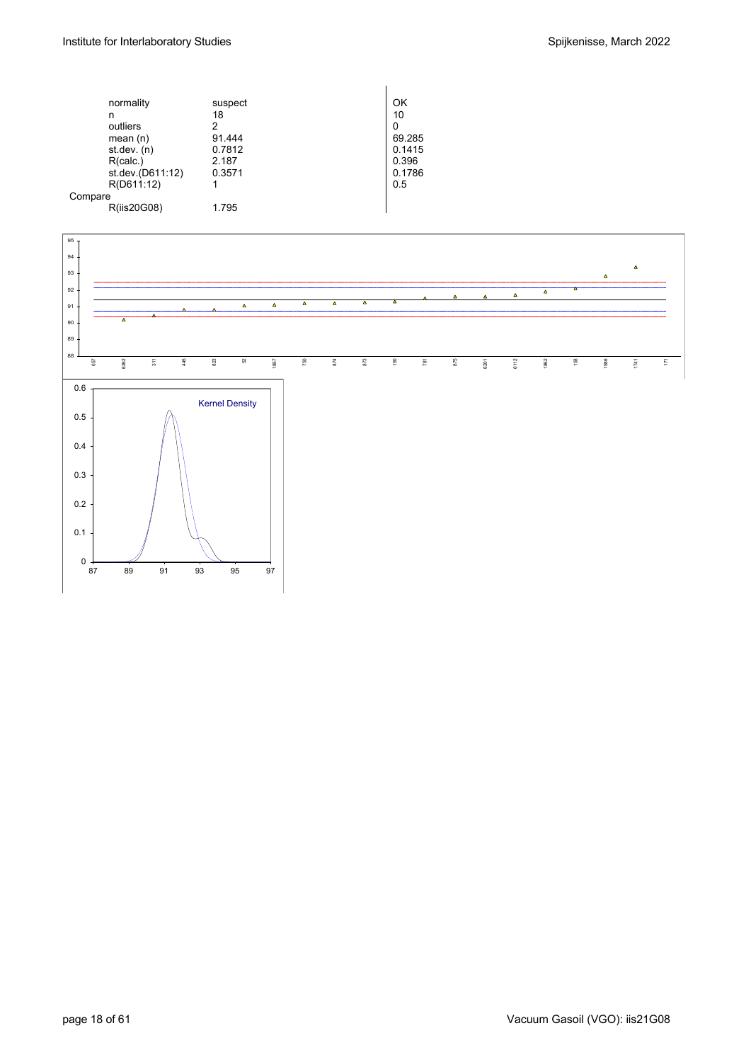| | | |
|---|---|---|
| normality | suspect | OK |
| n | 18 | 10 |
| outliers | 2 | 0 |
| mean (n) | 91.444 | 69.285 |
| st.dev. (n) | 0.7812 | 0.1415 |
| R(calc.) | 2.187 | 0.396 |
| st.dev.(D611:12) | 0.3571 | 0.1786 |
| R(D611:12) | 1 | 0.5 |
| Compare | | |
| R(iis20G08) | 1.795 | |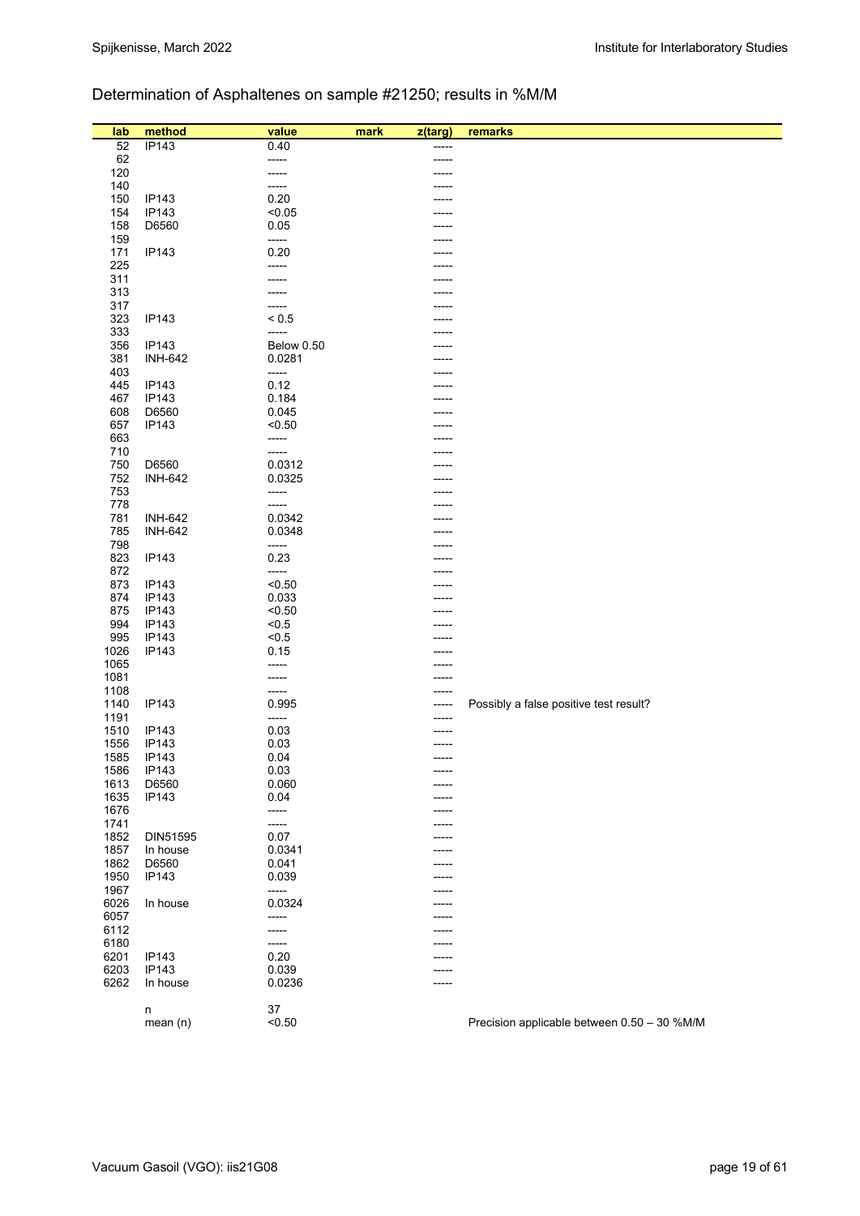## Determination of Asphaltenes on sample #21250; results in %M/M

| lab | method | value | mark | z(targ) | remarks |
|---|---|---|---|---|---|
| 52 | IP143 | 0.40 | | ----- | |
| 62 | | ----- | | ----- | |
| 120 | | ----- | | ----- | |
| 140 | | ----- | | ----- | |
| 150 | IP143 | 0.20 | | ----- | |
| 154 | IP143 | <0.05 | | ----- | |
| 158 | D6560 | 0.05 | | ----- | |
| 159 | | ----- | | ----- | |
| 171 | IP143 | 0.20 | | ----- | |
| 225 | | ----- | | ----- | |
| 311 | | ----- | | ----- | |
| 313 | | ----- | | ----- | |
| 317 | | ----- | | ----- | |
| 323 | IP143 | < 0.5 | | ----- | |
| 333 | | ----- | | ----- | |
| 356 | IP143 | Below 0.50 | | ----- | |
| 381 | INH-642 | 0.0281 | | ----- | |
| 403 | | ----- | | ----- | |
| 445 | IP143 | 0.12 | | ----- | |
| 467 | IP143 | 0.184 | | ----- | |
| 608 | D6560 | 0.045 | | ----- | |
| 657 | IP143 | <0.50 | | ----- | |
| 663 | | ----- | | ----- | |
| 710 | | ----- | | ----- | |
| 750 | D6560 | 0.0312 | | ----- | |
| 752 | INH-642 | 0.0325 | | ----- | |
| 753 | | ----- | | ----- | |
| 778 | | ----- | | ----- | |
| 781 | INH-642 | 0.0342 | | ----- | |
| 785 | INH-642 | 0.0348 | | ----- | |
| 798 | | ----- | | ----- | |
| 823 | IP143 | 0.23 | | ----- | |
| 872 | | ----- | | ----- | |
| 873 | IP143 | <0.50 | | ----- | |
| 874 | IP143 | 0.033 | | ----- | |
| 875 | IP143 | <0.50 | | ----- | |
| 994 | IP143 | <0.5 | | ----- | |
| 995 | IP143 | <0.5 | | ----- | |
| 1026 | IP143 | 0.15 | | ----- | |
| 1065 | | ----- | | ----- | |
| 1081 | | ----- | | ----- | |
| 1108 | | ----- | | ----- | |
| 1140 | IP143 | 0.995 | | ----- | Possibly a false positive test result? |
| 1191 | | ----- | | ----- | |
| 1510 | IP143 | 0.03 | | ----- | |
| 1556 | IP143 | 0.03 | | ----- | |
| 1585 | IP143 | 0.04 | | ----- | |
| 1586 | IP143 | 0.03 | | ----- | |
| 1613 | D6560 | 0.060 | | ----- | |
| 1635 | IP143 | 0.04 | | ----- | |
| 1676 | | ----- | | ----- | |
| 1741 | | ----- | | ----- | |
| 1852 | DIN51595 | 0.07 | | ----- | |
| 1857 | In house | 0.0341 | | ----- | |
| 1862 | D6560 | 0.041 | | ----- | |
| 1950 | IP143 | 0.039 | | ----- | |
| 1967 | | ----- | | ----- | |
| 6026 | In house | 0.0324 | | ----- | |
| 6057 | | ----- | | ----- | |
| 6112 | | ----- | | ----- | |
| 6180 | | ----- | | ----- | |
| 6201 | IP143 | 0.20 | | ----- | |
| 6203 | IP143 | 0.039 | | ----- | |
| 6262 | In house | 0.0236 | | ----- | |
| | n | 37 | | | |
| | mean (n) | <0.50 | | | Precision applicable between 0.50 – 30 %M/M |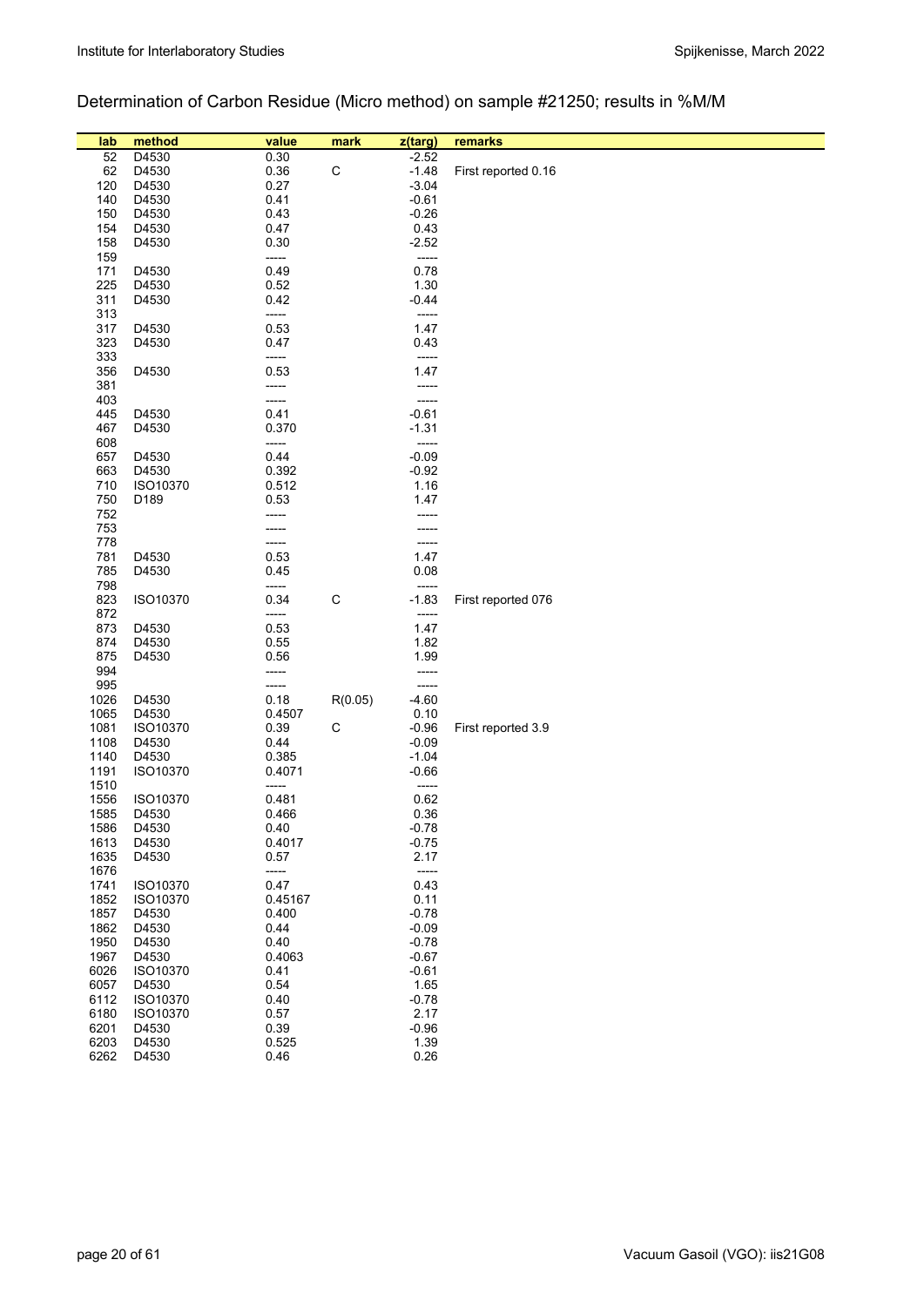## Determination of Carbon Residue (Micro method) on sample #21250; results in %M/M

| lab | method | value | mark | z(targ) | remarks |
|---|---|---|---|---|---|
| 52 | D4530 | 0.30 | | -2.52 | |
| 62 | D4530 | 0.36 | C | -1.48 | First reported 0.16 |
| 120 | D4530 | 0.27 | | -3.04 | |
| 140 | D4530 | 0.41 | | -0.61 | |
| 150 | D4530 | 0.43 | | -0.26 | |
| 154 | D4530 | 0.47 | | 0.43 | |
| 158 | D4530 | 0.30 | | -2.52 | |
| 159 | | ----- | | ----- | |
| 171 | D4530 | 0.49 | | 0.78 | |
| 225 | D4530 | 0.52 | | 1.30 | |
| 311 | D4530 | 0.42 | | -0.44 | |
| 313 | | ----- | | ----- | |
| 317 | D4530 | 0.53 | | 1.47 | |
| 323 | D4530 | 0.47 | | 0.43 | |
| 333 | | ----- | | ----- | |
| 356 | D4530 | 0.53 | | 1.47 | |
| 381 | | ----- | | ----- | |
| 403 | | ----- | | ----- | |
| 445 | D4530 | 0.41 | | -0.61 | |
| 467 | D4530 | 0.370 | | -1.31 | |
| 608 | | ----- | | ----- | |
| 657 | D4530 | 0.44 | | -0.09 | |
| 663 | D4530 | 0.392 | | -0.92 | |
| 710 | ISO10370 | 0.512 | | 1.16 | |
| 750 | D189 | 0.53 | | 1.47 | |
| 752 | | ----- | | ----- | |
| 753 | | ----- | | ----- | |
| 778 | | ----- | | ----- | |
| 781 | D4530 | 0.53 | | 1.47 | |
| 785 | D4530 | 0.45 | | 0.08 | |
| 798 | | ----- | | ----- | |
| 823 | ISO10370 | 0.34 | C | -1.83 | First reported 076 |
| 872 | | ----- | | ----- | |
| 873 | D4530 | 0.53 | | 1.47 | |
| 874 | D4530 | 0.55 | | 1.82 | |
| 875 | D4530 | 0.56 | | 1.99 | |
| 994 | | ----- | | ----- | |
| 995 | | ----- | | ----- | |
| 1026 | D4530 | 0.18 | R(0.05) | -4.60 | |
| 1065 | D4530 | 0.4507 | | 0.10 | |
| 1081 | ISO10370 | 0.39 | C | -0.96 | First reported 3.9 |
| 1108 | D4530 | 0.44 | | -0.09 | |
| 1140 | D4530 | 0.385 | | -1.04 | |
| 1191 | ISO10370 | 0.4071 | | -0.66 | |
| 1510 | | ----- | | ----- | |
| 1556 | ISO10370 | 0.481 | | 0.62 | |
| 1585 | D4530 | 0.466 | | 0.36 | |
| 1586 | D4530 | 0.40 | | -0.78 | |
| 1613 | D4530 | 0.4017 | | -0.75 | |
| 1635 | D4530 | 0.57 | | 2.17 | |
| 1676 | | ----- | | ----- | |
| 1741 | ISO10370 | 0.47 | | 0.43 | |
| 1852 | ISO10370 | 0.45167 | | 0.11 | |
| 1857 | D4530 | 0.400 | | -0.78 | |
| 1862 | D4530 | 0.44 | | -0.09 | |
| 1950 | D4530 | 0.40 | | -0.78 | |
| 1967 | D4530 | 0.4063 | | -0.67 | |
| 6026 | ISO10370 | 0.41 | | -0.61 | |
| 6057 | D4530 | 0.54 | | 1.65 | |
| 6112 | ISO10370 | 0.40 | | -0.78 | |
| 6180 | ISO10370 | 0.57 | | 2.17 | |
| 6201 | D4530 | 0.39 | | -0.96 | |
| 6203 | D4530 | 0.525 | | 1.39 | |
| 6262 | D4530 | 0.46 | | 0.26 | |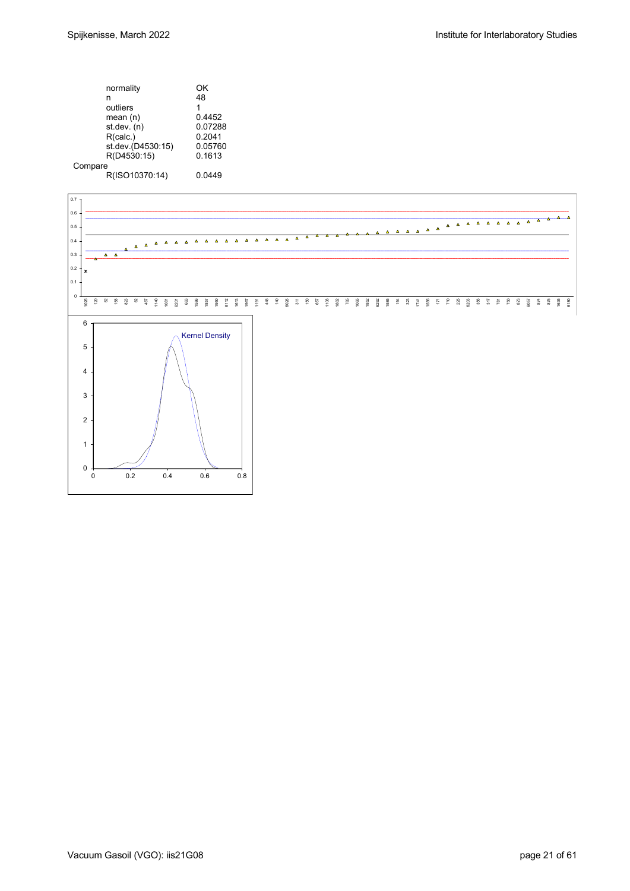| | |
|---|---|
| normality | OK |
| n | 48 |
| outliers | 1 |
| mean (n) | 0.4452 |
| st.dev. (n) | 0.07288 |
| R(calc.) | 0.2041 |
| st.dev.(D4530:15) | 0.05760 |
| R(D4530:15) | 0.1613 |
| Compare | |
| R(ISO10370:14) | 0.0449 |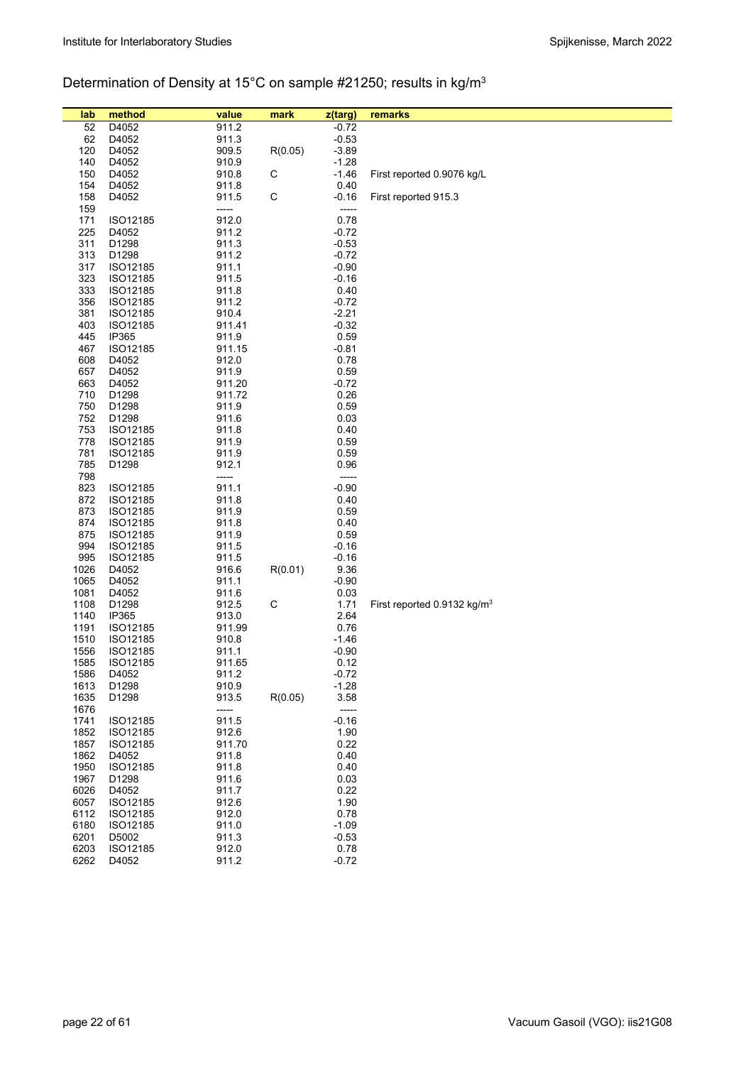## Determination of Density at 15°C on sample #21250; results in kg/m$^3$

| lab | method | value | mark | z(targ) | remarks |
|---|---|---|---|---|---|
| 52 | D4052 | 911.2 | | -0.72 | |
| 62 | D4052 | 911.3 | | -0.53 | |
| 120 | D4052 | 909.5 | R(0.05) | -3.89 | |
| 140 | D4052 | 910.9 | | -1.28 | |
| 150 | D4052 | 910.8 | C | -1.46 | First reported 0.9076 kg/L |
| 154 | D4052 | 911.8 | | 0.40 | |
| 158 | D4052 | 911.5 | C | -0.16 | First reported 915.3 |
| 159 | | ----- | | ----- | |
| 171 | ISO12185 | 912.0 | | 0.78 | |
| 225 | D4052 | 911.2 | | -0.72 | |
| 311 | D1298 | 911.3 | | -0.53 | |
| 313 | D1298 | 911.2 | | -0.72 | |
| 317 | ISO12185 | 911.1 | | -0.90 | |
| 323 | ISO12185 | 911.5 | | -0.16 | |
| 333 | ISO12185 | 911.8 | | 0.40 | |
| 356 | ISO12185 | 911.2 | | -0.72 | |
| 381 | ISO12185 | 910.4 | | -2.21 | |
| 403 | ISO12185 | 911.41 | | -0.32 | |
| 445 | IP365 | 911.9 | | 0.59 | |
| 467 | ISO12185 | 911.15 | | -0.81 | |
| 608 | D4052 | 912.0 | | 0.78 | |
| 657 | D4052 | 911.9 | | 0.59 | |
| 663 | D4052 | 911.20 | | -0.72 | |
| 710 | D1298 | 911.72 | | 0.26 | |
| 750 | D1298 | 911.9 | | 0.59 | |
| 752 | D1298 | 911.6 | | 0.03 | |
| 753 | ISO12185 | 911.8 | | 0.40 | |
| 778 | ISO12185 | 911.9 | | 0.59 | |
| 781 | ISO12185 | 911.9 | | 0.59 | |
| 785 | D1298 | 912.1 | | 0.96 | |
| 798 | | ----- | | ----- | |
| 823 | ISO12185 | 911.1 | | -0.90 | |
| 872 | ISO12185 | 911.8 | | 0.40 | |
| 873 | ISO12185 | 911.9 | | 0.59 | |
| 874 | ISO12185 | 911.8 | | 0.40 | |
| 875 | ISO12185 | 911.9 | | 0.59 | |
| 994 | ISO12185 | 911.5 | | -0.16 | |
| 995 | ISO12185 | 911.5 | | -0.16 | |
| 1026 | D4052 | 916.6 | R(0.01) | 9.36 | |
| 1065 | D4052 | 911.1 | | -0.90 | |
| 1081 | D4052 | 911.6 | | 0.03 | |
| 1108 | D1298 | 912.5 | C | 1.71 | First reported 0.9132 kg/m$^3$ |
| 1140 | IP365 | 913.0 | | 2.64 | |
| 1191 | ISO12185 | 911.99 | | 0.76 | |
| 1510 | ISO12185 | 910.8 | | -1.46 | |
| 1556 | ISO12185 | 911.1 | | -0.90 | |
| 1585 | ISO12185 | 911.65 | | 0.12 | |
| 1586 | D4052 | 911.2 | | -0.72 | |
| 1613 | D1298 | 910.9 | | -1.28 | |
| 1635 | D1298 | 913.5 | R(0.05) | 3.58 | |
| 1676 | | ----- | | ----- | |
| 1741 | ISO12185 | 911.5 | | -0.16 | |
| 1852 | ISO12185 | 912.6 | | 1.90 | |
| 1857 | ISO12185 | 911.70 | | 0.22 | |
| 1862 | D4052 | 911.8 | | 0.40 | |
| 1950 | ISO12185 | 911.8 | | 0.40 | |
| 1967 | D1298 | 911.6 | | 0.03 | |
| 6026 | D4052 | 911.7 | | 0.22 | |
| 6057 | ISO12185 | 912.6 | | 1.90 | |
| 6112 | ISO12185 | 912.0 | | 0.78 | |
| 6180 | ISO12185 | 911.0 | | -1.09 | |
| 6201 | D5002 | 911.3 | | -0.53 | |
| 6203 | ISO12185 | 912.0 | | 0.78 | |
| 6262 | D4052 | 911.2 | | -0.72 | |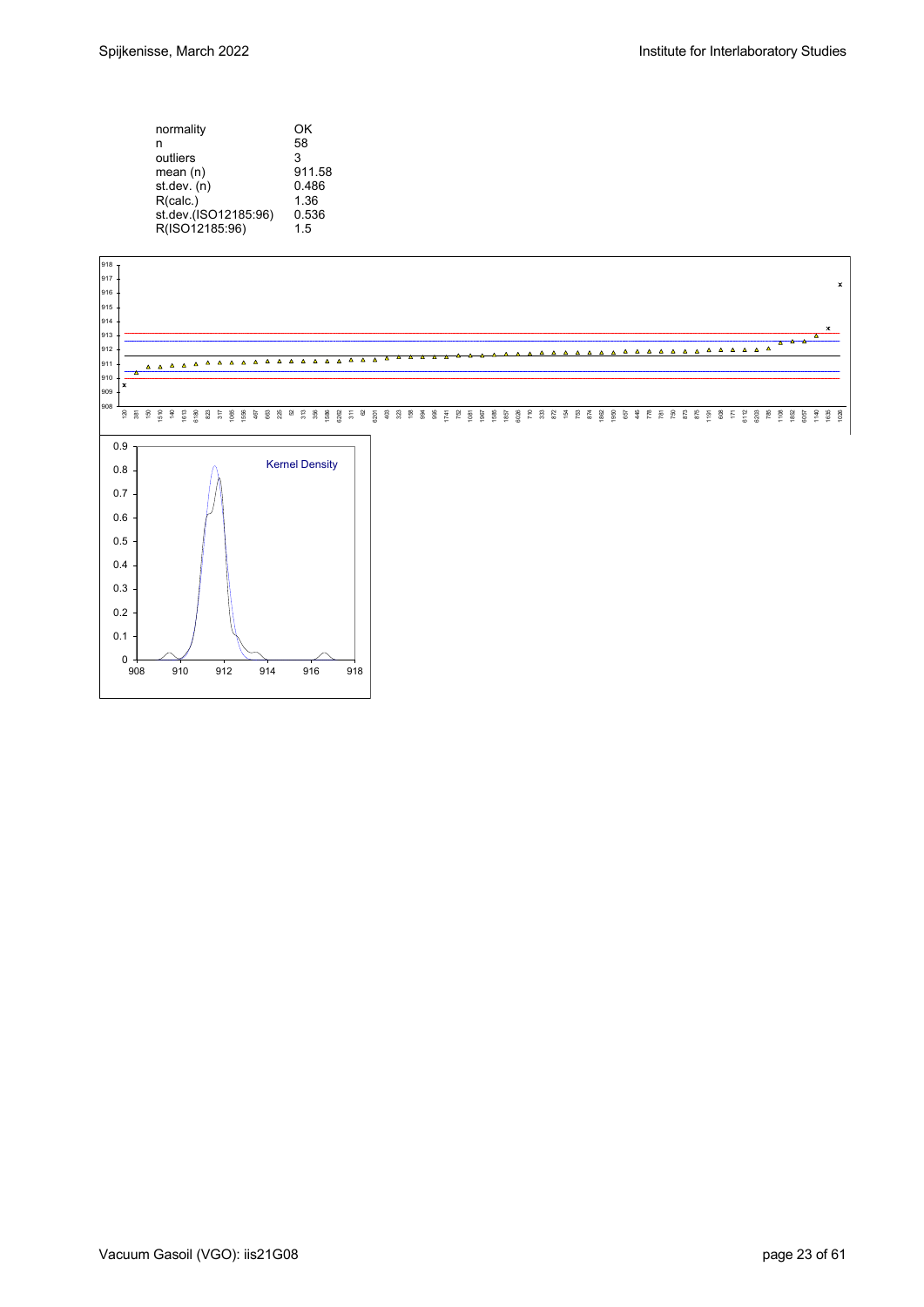| | |
|---|---|
| normality | OK |
| n | 58 |
| outliers | 3 |
| mean (n) | 911.58 |
| st.dev. (n) | 0.486 |
| R(calc.) | 1.36 |
| st.dev.(ISO12185:96) | 0.536 |
| R(ISO12185:96) | 1.5 |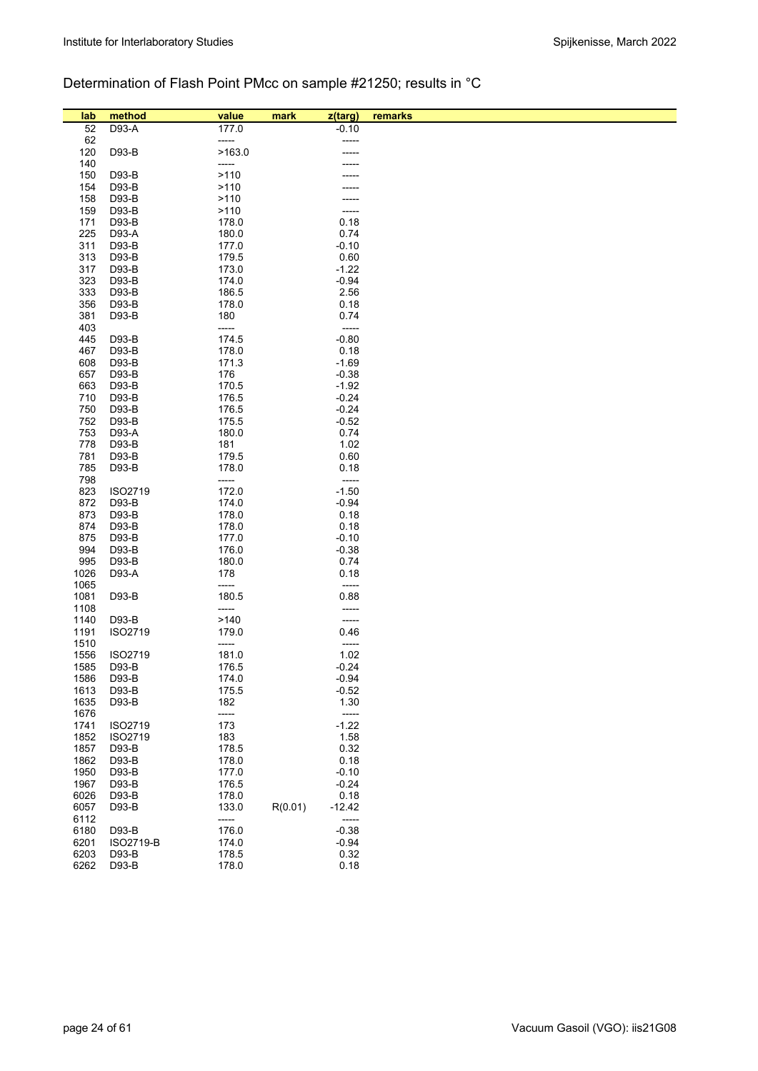Determination of Flash Point PMcc on sample #21250; results in °C

| lab | method | value | mark | z(targ) | remarks |
|---|---|---|---|---|---|
| 52 | D93-A | 177.0 | | -0.10 | |
| 62 | | ----- | | ----- | |
| 120 | D93-B | >163.0 | | ----- | |
| 140 | | ----- | | ----- | |
| 150 | D93-B | >110 | | ----- | |
| 154 | D93-B | >110 | | ----- | |
| 158 | D93-B | >110 | | ----- | |
| 159 | D93-B | >110 | | ----- | |
| 171 | D93-B | 178.0 | | 0.18 | |
| 225 | D93-A | 180.0 | | 0.74 | |
| 311 | D93-B | 177.0 | | -0.10 | |
| 313 | D93-B | 179.5 | | 0.60 | |
| 317 | D93-B | 173.0 | | -1.22 | |
| 323 | D93-B | 174.0 | | -0.94 | |
| 333 | D93-B | 186.5 | | 2.56 | |
| 356 | D93-B | 178.0 | | 0.18 | |
| 381 | D93-B | 180 | | 0.74 | |
| 403 | | ----- | | ----- | |
| 445 | D93-B | 174.5 | | -0.80 | |
| 467 | D93-B | 178.0 | | 0.18 | |
| 608 | D93-B | 171.3 | | -1.69 | |
| 657 | D93-B | 176 | | -0.38 | |
| 663 | D93-B | 170.5 | | -1.92 | |
| 710 | D93-B | 176.5 | | -0.24 | |
| 750 | D93-B | 176.5 | | -0.24 | |
| 752 | D93-B | 175.5 | | -0.52 | |
| 753 | D93-A | 180.0 | | 0.74 | |
| 778 | D93-B | 181 | | 1.02 | |
| 781 | D93-B | 179.5 | | 0.60 | |
| 785 | D93-B | 178.0 | | 0.18 | |
| 798 | | ----- | | ----- | |
| 823 | ISO2719 | 172.0 | | -1.50 | |
| 872 | D93-B | 174.0 | | -0.94 | |
| 873 | D93-B | 178.0 | | 0.18 | |
| 874 | D93-B | 178.0 | | 0.18 | |
| 875 | D93-B | 177.0 | | -0.10 | |
| 994 | D93-B | 176.0 | | -0.38 | |
| 995 | D93-B | 180.0 | | 0.74 | |
| 1026 | D93-A | 178 | | 0.18 | |
| 1065 | | ----- | | ----- | |
| 1081 | D93-B | 180.5 | | 0.88 | |
| 1108 | | ----- | | ----- | |
| 1140 | D93-B | >140 | | ----- | |
| 1191 | ISO2719 | 179.0 | | 0.46 | |
| 1510 | | ----- | | ----- | |
| 1556 | ISO2719 | 181.0 | | 1.02 | |
| 1585 | D93-B | 176.5 | | -0.24 | |
| 1586 | D93-B | 174.0 | | -0.94 | |
| 1613 | D93-B | 175.5 | | -0.52 | |
| 1635 | D93-B | 182 | | 1.30 | |
| 1676 | | ----- | | ----- | |
| 1741 | ISO2719 | 173 | | -1.22 | |
| 1852 | ISO2719 | 183 | | 1.58 | |
| 1857 | D93-B | 178.5 | | 0.32 | |
| 1862 | D93-B | 178.0 | | 0.18 | |
| 1950 | D93-B | 177.0 | | -0.10 | |
| 1967 | D93-B | 176.5 | | -0.24 | |
| 6026 | D93-B | 178.0 | | 0.18 | |
| 6057 | D93-B | 133.0 | R(0.01) | -12.42 | |
| 6112 | | ----- | | ----- | |
| 6180 | D93-B | 176.0 | | -0.38 | |
| 6201 | ISO2719-B | 174.0 | | -0.94 | |
| 6203 | D93-B | 178.5 | | 0.32 | |
| 6262 | D93-B | 178.0 | | 0.18 | |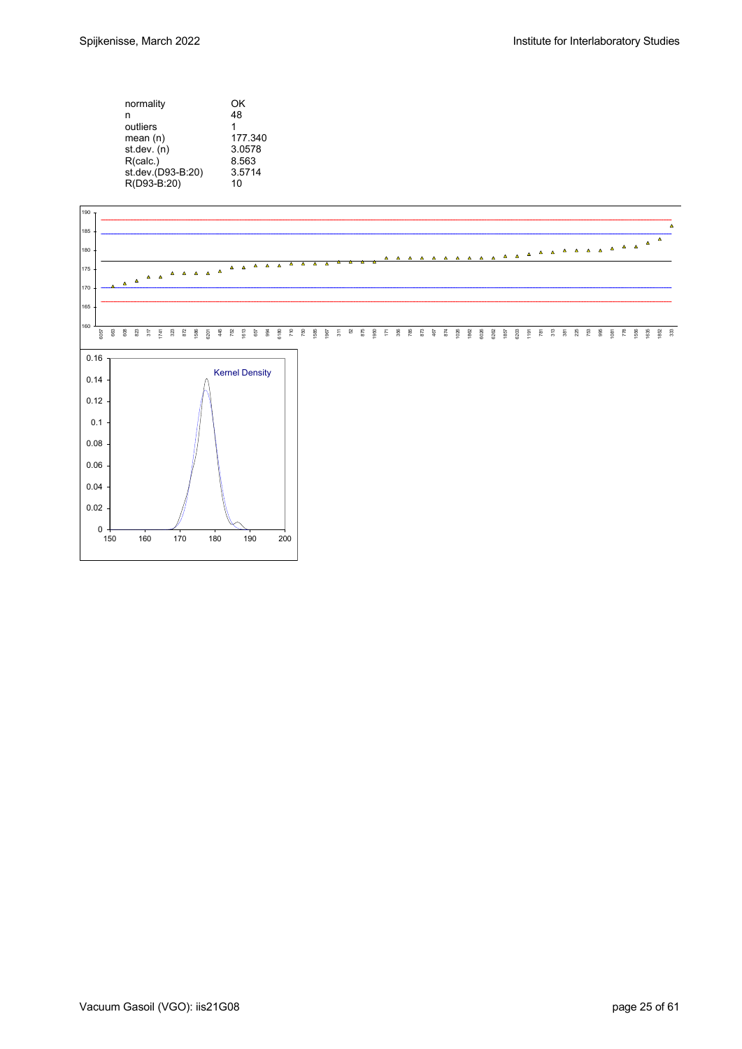| | |
|---|---|
| normality | OK |
| n | 48 |
| outliers | 1 |
| mean (n) | 177.340 |
| st.dev. (n) | 3.0578 |
| R(calc.) | 8.563 |
| st.dev.(D93-B:20) | 3.5714 |
| R(D93-B:20) | 10 |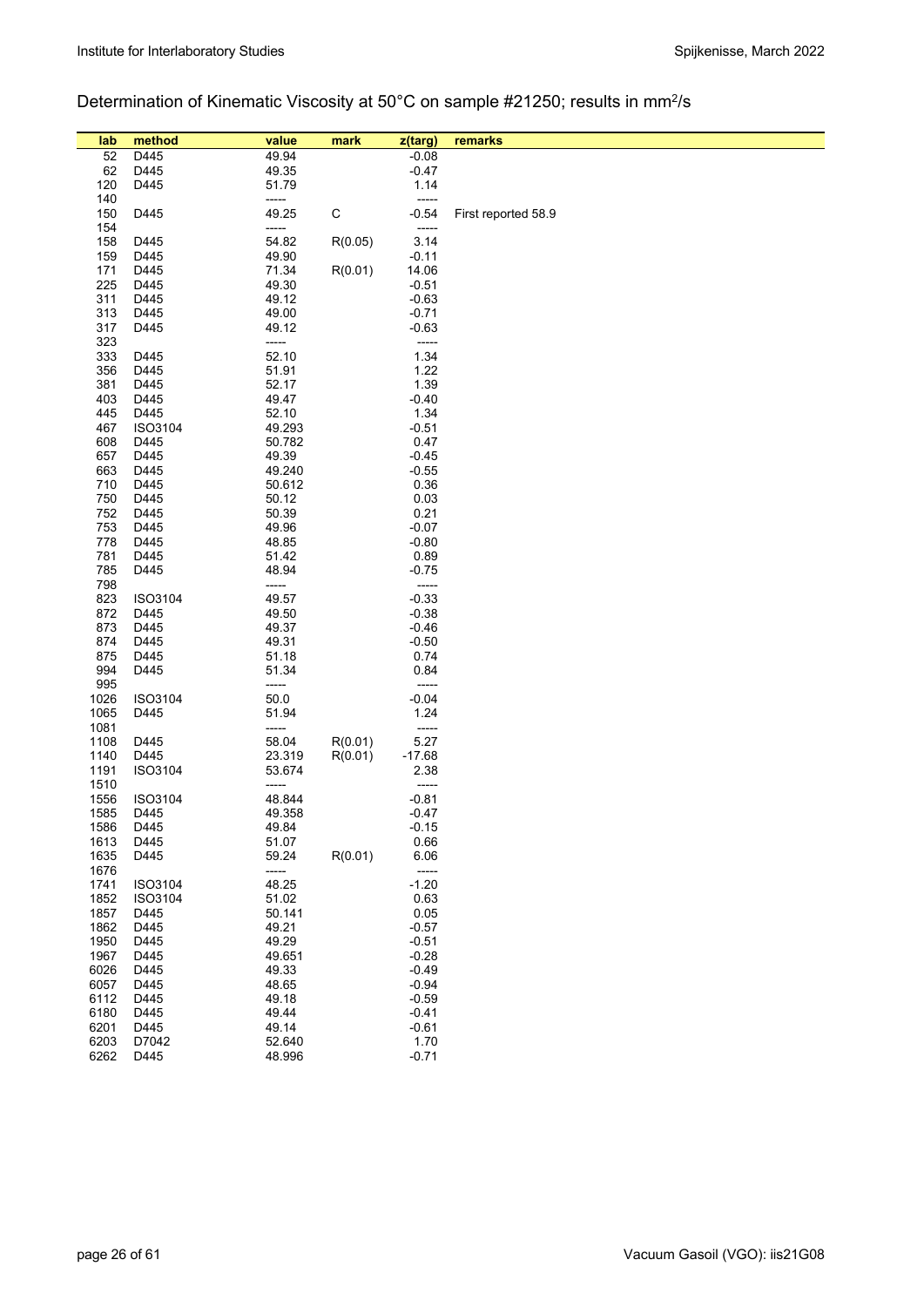Determination of Kinematic Viscosity at 50°C on sample #21250; results in $mm^2/s$

| lab | method | value | mark | z(targ) | remarks |
|---|---|---|---|---|---|
| 52 | D445 | 49.94 | | -0.08 | |
| 62 | D445 | 49.35 | | -0.47 | |
| 120 | D445 | 51.79 | | 1.14 | |
| 140 | | ----- | | ----- | |
| 150 | D445 | 49.25 | C | -0.54 | First reported 58.9 |
| 154 | | ----- | | ----- | |
| 158 | D445 | 54.82 | R(0.05) | 3.14 | |
| 159 | D445 | 49.90 | | -0.11 | |
| 171 | D445 | 71.34 | R(0.01) | 14.06 | |
| 225 | D445 | 49.30 | | -0.51 | |
| 311 | D445 | 49.12 | | -0.63 | |
| 313 | D445 | 49.00 | | -0.71 | |
| 317 | D445 | 49.12 | | -0.63 | |
| 323 | | ----- | | ----- | |
| 333 | D445 | 52.10 | | 1.34 | |
| 356 | D445 | 51.91 | | 1.22 | |
| 381 | D445 | 52.17 | | 1.39 | |
| 403 | D445 | 49.47 | | -0.40 | |
| 445 | D445 | 52.10 | | 1.34 | |
| 467 | ISO3104 | 49.293 | | -0.51 | |
| 608 | D445 | 50.782 | | 0.47 | |
| 657 | D445 | 49.39 | | -0.45 | |
| 663 | D445 | 49.240 | | -0.55 | |
| 710 | D445 | 50.612 | | 0.36 | |
| 750 | D445 | 50.12 | | 0.03 | |
| 752 | D445 | 50.39 | | 0.21 | |
| 753 | D445 | 49.96 | | -0.07 | |
| 778 | D445 | 48.85 | | -0.80 | |
| 781 | D445 | 51.42 | | 0.89 | |
| 785 | D445 | 48.94 | | -0.75 | |
| 798 | | ----- | | ----- | |
| 823 | ISO3104 | 49.57 | | -0.33 | |
| 872 | D445 | 49.50 | | -0.38 | |
| 873 | D445 | 49.37 | | -0.46 | |
| 874 | D445 | 49.31 | | -0.50 | |
| 875 | D445 | 51.18 | | 0.74 | |
| 994 | D445 | 51.34 | | 0.84 | |
| 995 | | ----- | | ----- | |
| 1026 | ISO3104 | 50.0 | | -0.04 | |
| 1065 | D445 | 51.94 | | 1.24 | |
| 1081 | | ----- | | ----- | |
| 1108 | D445 | 58.04 | R(0.01) | 5.27 | |
| 1140 | D445 | 23.319 | R(0.01) | -17.68 | |
| 1191 | ISO3104 | 53.674 | | 2.38 | |
| 1510 | | ----- | | ----- | |
| 1556 | ISO3104 | 48.844 | | -0.81 | |
| 1585 | D445 | 49.358 | | -0.47 | |
| 1586 | D445 | 49.84 | | -0.15 | |
| 1613 | D445 | 51.07 | | 0.66 | |
| 1635 | D445 | 59.24 | R(0.01) | 6.06 | |
| 1676 | | ----- | | ----- | |
| 1741 | ISO3104 | 48.25 | | -1.20 | |
| 1852 | ISO3104 | 51.02 | | 0.63 | |
| 1857 | D445 | 50.141 | | 0.05 | |
| 1862 | D445 | 49.21 | | -0.57 | |
| 1950 | D445 | 49.29 | | -0.51 | |
| 1967 | D445 | 49.651 | | -0.28 | |
| 6026 | D445 | 49.33 | | -0.49 | |
| 6057 | D445 | 48.65 | | -0.94 | |
| 6112 | D445 | 49.18 | | -0.59 | |
| 6180 | D445 | 49.44 | | -0.41 | |
| 6201 | D445 | 49.14 | | -0.61 | |
| 6203 | D7042 | 52.640 | | 1.70 | |
| 6262 | D445 | 48.996 | | -0.71 | |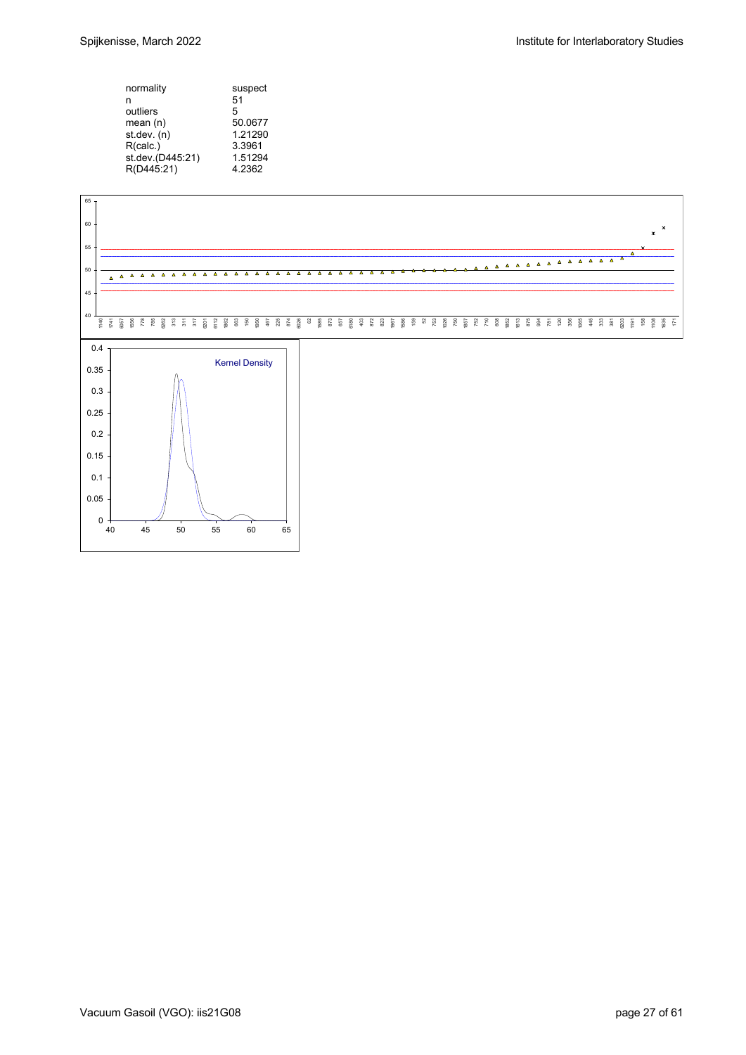| | |
|---|---|
| normality | suspect |
| n | 51 |
| outliers | 5 |
| mean (n) | 50.0677 |
| st.dev. (n) | 1.21290 |
| R(calc.) | 3.3961 |
| st.dev.(D445:21) | 1.51294 |
| R(D445:21) | 4.2362 |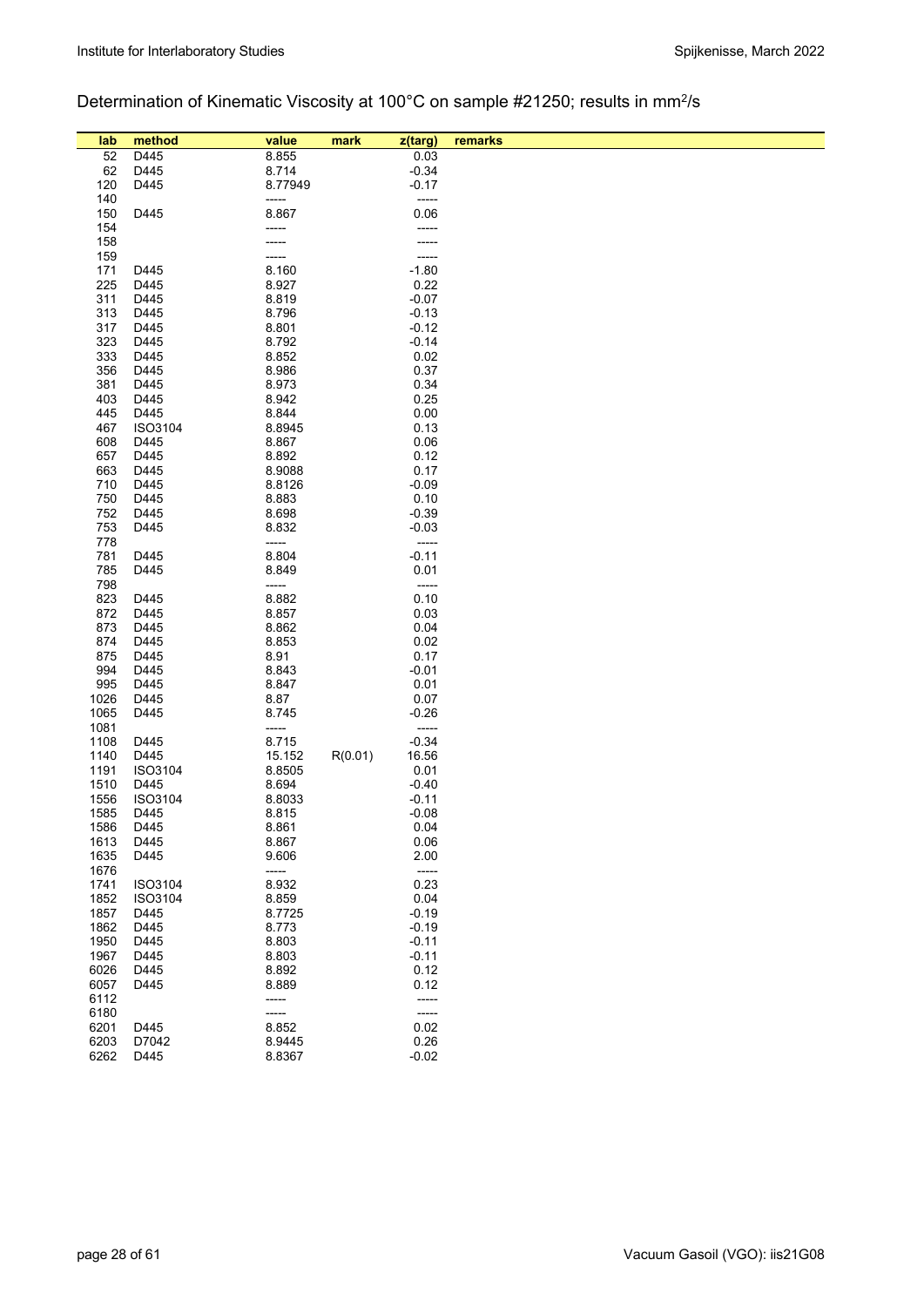## Determination of Kinematic Viscosity at 100°C on sample #21250; results in $mm^2/s$

| lab | method | value | mark | z(targ) | remarks |
|---|---|---|---|---|---|
| 52 | D445 | 8.855 | | 0.03 | |
| 62 | D445 | 8.714 | | -0.34 | |
| 120 | D445 | 8.77949 | | -0.17 | |
| 140 | | ----- | | ----- | |
| 150 | D445 | 8.867 | | 0.06 | |
| 154 | | ----- | | ----- | |
| 158 | | ----- | | ----- | |
| 159 | | ----- | | ----- | |
| 171 | D445 | 8.160 | | -1.80 | |
| 225 | D445 | 8.927 | | 0.22 | |
| 311 | D445 | 8.819 | | -0.07 | |
| 313 | D445 | 8.796 | | -0.13 | |
| 317 | D445 | 8.801 | | -0.12 | |
| 323 | D445 | 8.792 | | -0.14 | |
| 333 | D445 | 8.852 | | 0.02 | |
| 356 | D445 | 8.986 | | 0.37 | |
| 381 | D445 | 8.973 | | 0.34 | |
| 403 | D445 | 8.942 | | 0.25 | |
| 445 | D445 | 8.844 | | 0.00 | |
| 467 | ISO3104 | 8.8945 | | 0.13 | |
| 608 | D445 | 8.867 | | 0.06 | |
| 657 | D445 | 8.892 | | 0.12 | |
| 663 | D445 | 8.9088 | | 0.17 | |
| 710 | D445 | 8.8126 | | -0.09 | |
| 750 | D445 | 8.883 | | 0.10 | |
| 752 | D445 | 8.698 | | -0.39 | |
| 753 | D445 | 8.832 | | -0.03 | |
| 778 | | ----- | | ----- | |
| 781 | D445 | 8.804 | | -0.11 | |
| 785 | D445 | 8.849 | | 0.01 | |
| 798 | | ----- | | ----- | |
| 823 | D445 | 8.882 | | 0.10 | |
| 872 | D445 | 8.857 | | 0.03 | |
| 873 | D445 | 8.862 | | 0.04 | |
| 874 | D445 | 8.853 | | 0.02 | |
| 875 | D445 | 8.91 | | 0.17 | |
| 994 | D445 | 8.843 | | -0.01 | |
| 995 | D445 | 8.847 | | 0.01 | |
| 1026 | D445 | 8.87 | | 0.07 | |
| 1065 | D445 | 8.745 | | -0.26 | |
| 1081 | | ----- | | ----- | |
| 1108 | D445 | 8.715 | | -0.34 | |
| 1140 | D445 | 15.152 | R(0.01) | 16.56 | |
| 1191 | ISO3104 | 8.8505 | | 0.01 | |
| 1510 | D445 | 8.694 | | -0.40 | |
| 1556 | ISO3104 | 8.8033 | | -0.11 | |
| 1585 | D445 | 8.815 | | -0.08 | |
| 1586 | D445 | 8.861 | | 0.04 | |
| 1613 | D445 | 8.867 | | 0.06 | |
| 1635 | D445 | 9.606 | | 2.00 | |
| 1676 | | ----- | | ----- | |
| 1741 | ISO3104 | 8.932 | | 0.23 | |
| 1852 | ISO3104 | 8.859 | | 0.04 | |
| 1857 | D445 | 8.7725 | | -0.19 | |
| 1862 | D445 | 8.773 | | -0.19 | |
| 1950 | D445 | 8.803 | | -0.11 | |
| 1967 | D445 | 8.803 | | -0.11 | |
| 6026 | D445 | 8.892 | | 0.12 | |
| 6057 | D445 | 8.889 | | 0.12 | |
| 6112 | | ----- | | ----- | |
| 6180 | | ----- | | ----- | |
| 6201 | D445 | 8.852 | | 0.02 | |
| 6203 | D7042 | 8.9445 | | 0.26 | |
| 6262 | D445 | 8.8367 | | -0.02 | |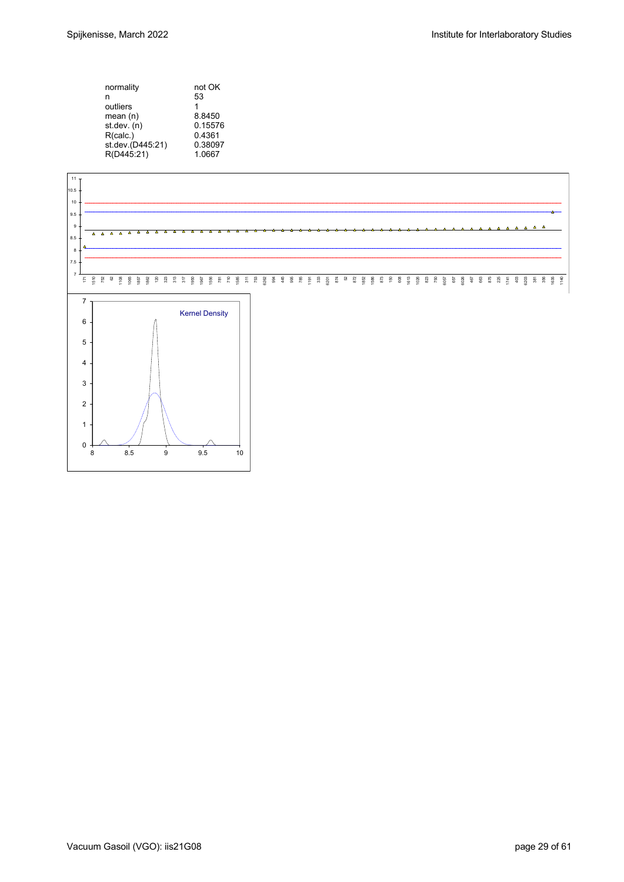| | |
|---|---|
| normality | not OK |
| n | 53 |
| outliers | 1 |
| mean (n) | 8.8450 |
| st.dev. (n) | 0.15576 |
| R(calc.) | 0.4361 |
| st.dev.(D445:21) | 0.38097 |
| R(D445:21) | 1.0667 |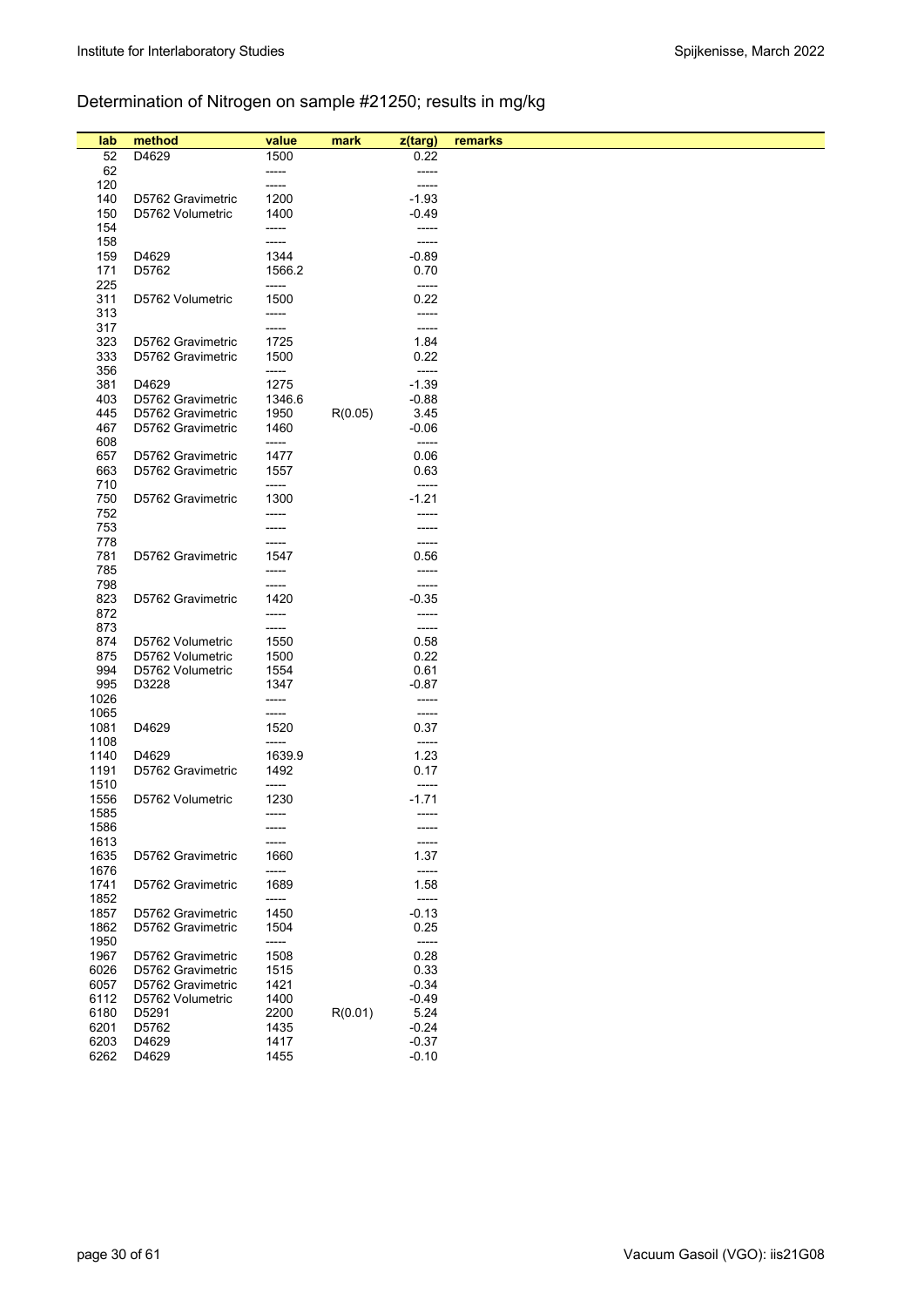## Determination of Nitrogen on sample #21250; results in mg/kg

| lab | method | value | mark | z(targ) | remarks |
|---|---|---|---|---|---|
| 52 | D4629 | 1500 | | 0.22 | |
| 62 | | ----- | | ----- | |
| 120 | | ----- | | ----- | |
| 140 | D5762 Gravimetric | 1200 | | -1.93 | |
| 150 | D5762 Volumetric | 1400 | | -0.49 | |
| 154 | | ----- | | ----- | |
| 158 | | ----- | | ----- | |
| 159 | D4629 | 1344 | | -0.89 | |
| 171 | D5762 | 1566.2 | | 0.70 | |
| 225 | | ----- | | ----- | |
| 311 | D5762 Volumetric | 1500 | | 0.22 | |
| 313 | | ----- | | ----- | |
| 317 | | ----- | | ----- | |
| 323 | D5762 Gravimetric | 1725 | | 1.84 | |
| 333 | D5762 Gravimetric | 1500 | | 0.22 | |
| 356 | | ----- | | ----- | |
| 381 | D4629 | 1275 | | -1.39 | |
| 403 | D5762 Gravimetric | 1346.6 | | -0.88 | |
| 445 | D5762 Gravimetric | 1950 | R(0.05) | 3.45 | |
| 467 | D5762 Gravimetric | 1460 | | -0.06 | |
| 608 | | ----- | | ----- | |
| 657 | D5762 Gravimetric | 1477 | | 0.06 | |
| 663 | D5762 Gravimetric | 1557 | | 0.63 | |
| 710 | | ----- | | ----- | |
| 750 | D5762 Gravimetric | 1300 | | -1.21 | |
| 752 | | ----- | | ----- | |
| 753 | | ----- | | ----- | |
| 778 | | ----- | | ----- | |
| 781 | D5762 Gravimetric | 1547 | | 0.56 | |
| 785 | | ----- | | ----- | |
| 798 | | ----- | | ----- | |
| 823 | D5762 Gravimetric | 1420 | | -0.35 | |
| 872 | | ----- | | ----- | |
| 873 | | ----- | | ----- | |
| 874 | D5762 Volumetric | 1550 | | 0.58 | |
| 875 | D5762 Volumetric | 1500 | | 0.22 | |
| 994 | D5762 Volumetric | 1554 | | 0.61 | |
| 995 | D3228 | 1347 | | -0.87 | |
| 1026 | | ----- | | ----- | |
| 1065 | | ----- | | ----- | |
| 1081 | D4629 | 1520 | | 0.37 | |
| 1108 | | ----- | | ----- | |
| 1140 | D4629 | 1639.9 | | 1.23 | |
| 1191 | D5762 Gravimetric | 1492 | | 0.17 | |
| 1510 | | ----- | | ----- | |
| 1556 | D5762 Volumetric | 1230 | | -1.71 | |
| 1585 | | ----- | | ----- | |
| 1586 | | ----- | | ----- | |
| 1613 | | ----- | | ----- | |
| 1635 | D5762 Gravimetric | 1660 | | 1.37 | |
| 1676 | | ----- | | ----- | |
| 1741 | D5762 Gravimetric | 1689 | | 1.58 | |
| 1852 | | ----- | | ----- | |
| 1857 | D5762 Gravimetric | 1450 | | -0.13 | |
| 1862 | D5762 Gravimetric | 1504 | | 0.25 | |
| 1950 | | ----- | | ----- | |
| 1967 | D5762 Gravimetric | 1508 | | 0.28 | |
| 6026 | D5762 Gravimetric | 1515 | | 0.33 | |
| 6057 | D5762 Gravimetric | 1421 | | -0.34 | |
| 6112 | D5762 Volumetric | 1400 | | -0.49 | |
| 6180 | D5291 | 2200 | R(0.01) | 5.24 | |
| 6201 | D5762 | 1435 | | -0.24 | |
| 6203 | D4629 | 1417 | | -0.37 | |
| 6262 | D4629 | 1455 | | -0.10 | |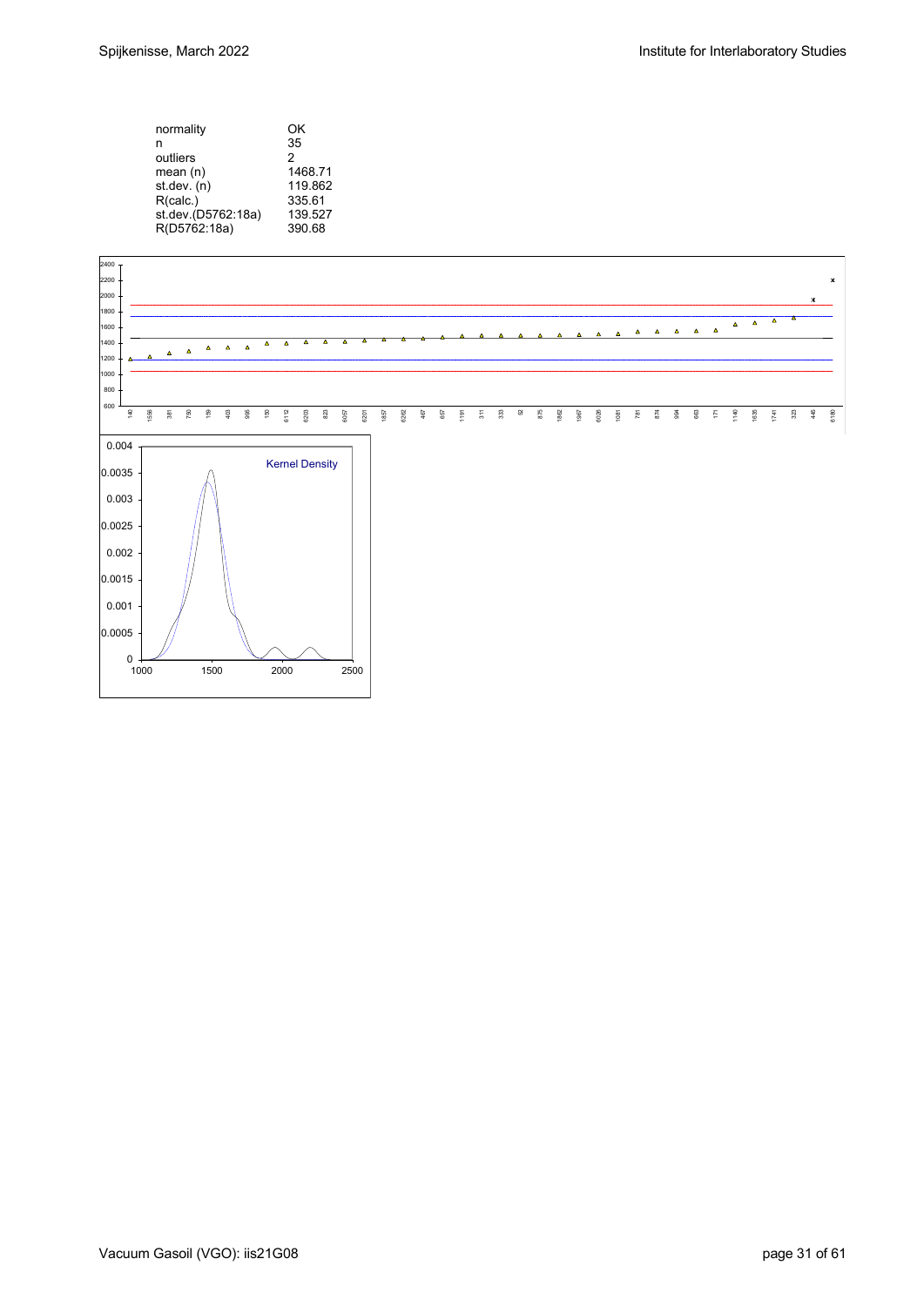| | |
|---|---|
| normality | OK |
| n | 35 |
| outliers | 2 |
| mean (n) | 1468.71 |
| st.dev. (n) | 119.862 |
| R(calc.) | 335.61 |
| st.dev.(D5762:18a) | 139.527 |
| R(D5762:18a) | 390.68 |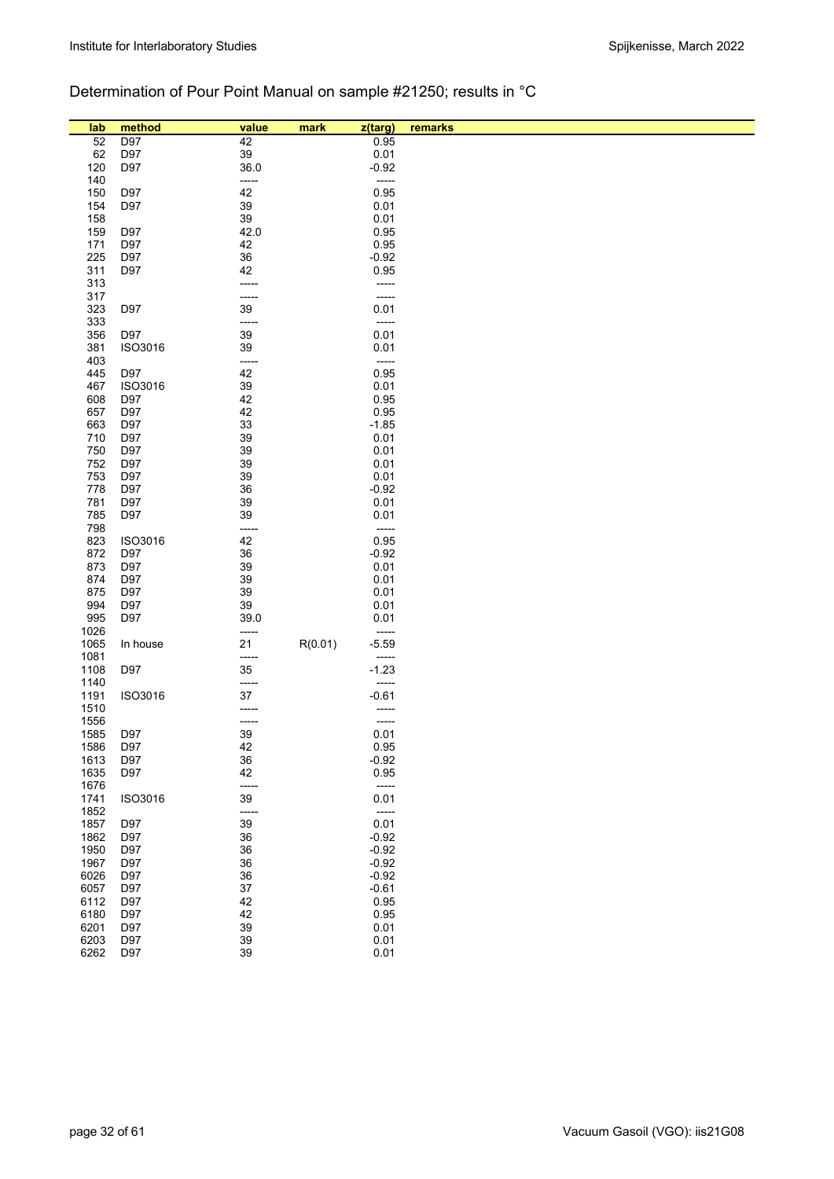Determination of Pour Point Manual on sample #21250; results in °C

| lab | method | value | mark | z(targ) | remarks |
|---|---|---|---|---|---|
| 52 | D97 | 42 | | 0.95 | |
| 62 | D97 | 39 | | 0.01 | |
| 120 | D97 | 36.0 | | -0.92 | |
| 140 | | ----- | | ----- | |
| 150 | D97 | 42 | | 0.95 | |
| 154 | D97 | 39 | | 0.01 | |
| 158 | | 39 | | 0.01 | |
| 159 | D97 | 42.0 | | 0.95 | |
| 171 | D97 | 42 | | 0.95 | |
| 225 | D97 | 36 | | -0.92 | |
| 311 | D97 | 42 | | 0.95 | |
| 313 | | ----- | | ----- | |
| 317 | | ----- | | ----- | |
| 323 | D97 | 39 | | 0.01 | |
| 333 | | ----- | | ----- | |
| 356 | D97 | 39 | | 0.01 | |
| 381 | ISO3016 | 39 | | 0.01 | |
| 403 | | ----- | | ----- | |
| 445 | D97 | 42 | | 0.95 | |
| 467 | ISO3016 | 39 | | 0.01 | |
| 608 | D97 | 42 | | 0.95 | |
| 657 | D97 | 42 | | 0.95 | |
| 663 | D97 | 33 | | -1.85 | |
| 710 | D97 | 39 | | 0.01 | |
| 750 | D97 | 39 | | 0.01 | |
| 752 | D97 | 39 | | 0.01 | |
| 753 | D97 | 39 | | 0.01 | |
| 778 | D97 | 36 | | -0.92 | |
| 781 | D97 | 39 | | 0.01 | |
| 785 | D97 | 39 | | 0.01 | |
| 798 | | ----- | | ----- | |
| 823 | ISO3016 | 42 | | 0.95 | |
| 872 | D97 | 36 | | -0.92 | |
| 873 | D97 | 39 | | 0.01 | |
| 874 | D97 | 39 | | 0.01 | |
| 875 | D97 | 39 | | 0.01 | |
| 994 | D97 | 39 | | 0.01 | |
| 995 | D97 | 39.0 | | 0.01 | |
| 1026 | | ----- | | ----- | |
| 1065 | In house | 21 | R(0.01) | -5.59 | |
| 1081 | | ----- | | ----- | |
| 1108 | D97 | 35 | | -1.23 | |
| 1140 | | ----- | | ----- | |
| 1191 | ISO3016 | 37 | | -0.61 | |
| 1510 | | ----- | | ----- | |
| 1556 | | ----- | | ----- | |
| 1585 | D97 | 39 | | 0.01 | |
| 1586 | D97 | 42 | | 0.95 | |
| 1613 | D97 | 36 | | -0.92 | |
| 1635 | D97 | 42 | | 0.95 | |
| 1676 | | ----- | | ----- | |
| 1741 | ISO3016 | 39 | | 0.01 | |
| 1852 | | ----- | | ----- | |
| 1857 | D97 | 39 | | 0.01 | |
| 1862 | D97 | 36 | | -0.92 | |
| 1950 | D97 | 36 | | -0.92 | |
| 1967 | D97 | 36 | | -0.92 | |
| 6026 | D97 | 36 | | -0.92 | |
| 6057 | D97 | 37 | | -0.61 | |
| 6112 | D97 | 42 | | 0.95 | |
| 6180 | D97 | 42 | | 0.95 | |
| 6201 | D97 | 39 | | 0.01 | |
| 6203 | D97 | 39 | | 0.01 | |
| 6262 | D97 | 39 | | 0.01 | |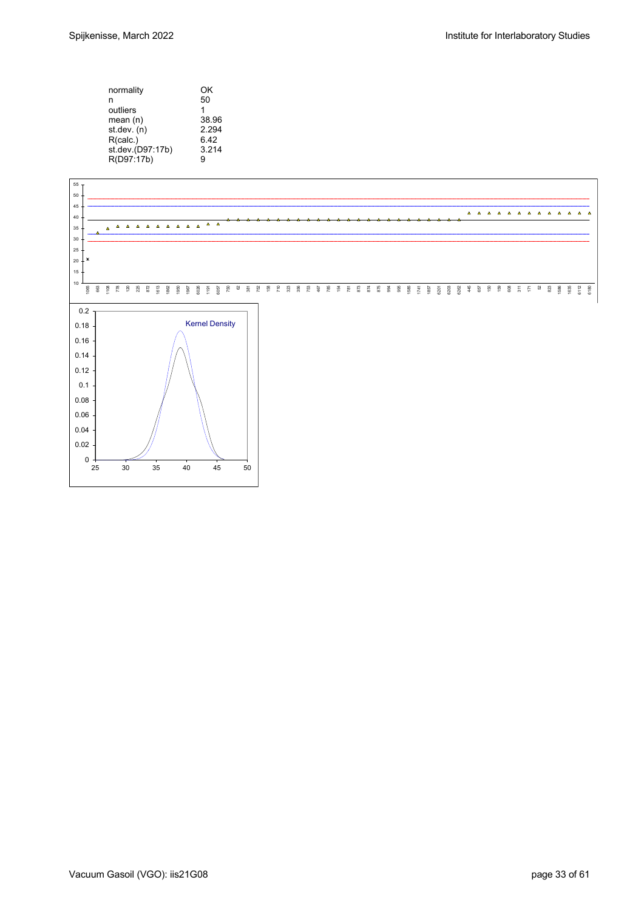| | |
|---|---|
| normality | OK |
| n | 50 |
| outliers | 1 |
| mean (n) | 38.96 |
| st.dev. (n) | 2.294 |
| R(calc.) | 6.42 |
| st.dev.(D97:17b) | 3.214 |
| R(D97:17b) | 9 |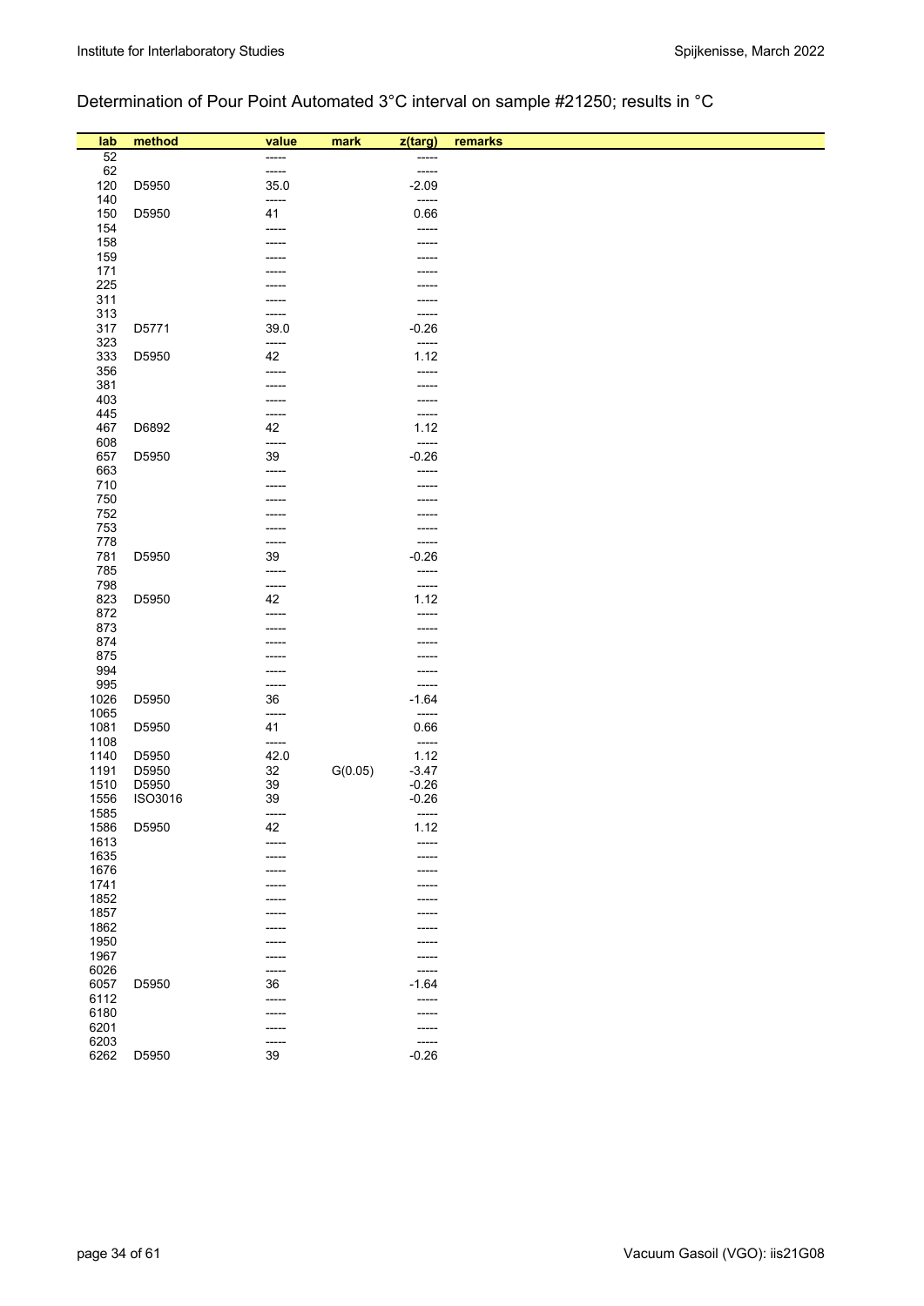## Determination of Pour Point Automated 3°C interval on sample #21250; results in °C

| lab | method | value | mark | z(targ) | remarks |
|---|---|---|---|---|---|
| 52 | | ----- | | ----- | |
| 62 | | ----- | | ----- | |
| 120 | D5950 | 35.0 | | -2.09 | |
| 140 | | ----- | | ----- | |
| 150 | D5950 | 41 | | 0.66 | |
| 154 | | ----- | | ----- | |
| 158 | | ----- | | ----- | |
| 159 | | ----- | | ----- | |
| 171 | | ----- | | ----- | |
| 225 | | ----- | | ----- | |
| 311 | | ----- | | ----- | |
| 313 | | ----- | | ----- | |
| 317 | D5771 | 39.0 | | -0.26 | |
| 323 | | ----- | | ----- | |
| 333 | D5950 | 42 | | 1.12 | |
| 356 | | ----- | | ----- | |
| 381 | | ----- | | ----- | |
| 403 | | ----- | | ----- | |
| 445 | | ----- | | ----- | |
| 467 | D6892 | 42 | | 1.12 | |
| 608 | | ----- | | ----- | |
| 657 | D5950 | 39 | | -0.26 | |
| 663 | | ----- | | ----- | |
| 710 | | ----- | | ----- | |
| 750 | | ----- | | ----- | |
| 752 | | ----- | | ----- | |
| 753 | | ----- | | ----- | |
| 778 | | ----- | | ----- | |
| 781 | D5950 | 39 | | -0.26 | |
| 785 | | ----- | | ----- | |
| 798 | | ----- | | ----- | |
| 823 | D5950 | 42 | | 1.12 | |
| 872 | | ----- | | ----- | |
| 873 | | ----- | | ----- | |
| 874 | | ----- | | ----- | |
| 875 | | ----- | | ----- | |
| 994 | | ----- | | ----- | |
| 995 | | ----- | | ----- | |
| 1026 | D5950 | 36 | | -1.64 | |
| 1065 | | ----- | | ----- | |
| 1081 | D5950 | 41 | | 0.66 | |
| 1108 | | ----- | | ----- | |
| 1140 | D5950 | 42.0 | | 1.12 | |
| 1191 | D5950 | 32 | G(0.05) | -3.47 | |
| 1510 | D5950 | 39 | | -0.26 | |
| 1556 | ISO3016 | 39 | | -0.26 | |
| 1585 | | ----- | | ----- | |
| 1586 | D5950 | 42 | | 1.12 | |
| 1613 | | ----- | | ----- | |
| 1635 | | ----- | | ----- | |
| 1676 | | ----- | | ----- | |
| 1741 | | ----- | | ----- | |
| 1852 | | ----- | | ----- | |
| 1857 | | ----- | | ----- | |
| 1862 | | ----- | | ----- | |
| 1950 | | ----- | | ----- | |
| 1967 | | ----- | | ----- | |
| 6026 | | ----- | | ----- | |
| 6057 | D5950 | 36 | | -1.64 | |
| 6112 | | ----- | | ----- | |
| 6180 | | ----- | | ----- | |
| 6201 | | ----- | | ----- | |
| 6203 | | ----- | | ----- | |
| 6262 | D5950 | 39 | | -0.26 | |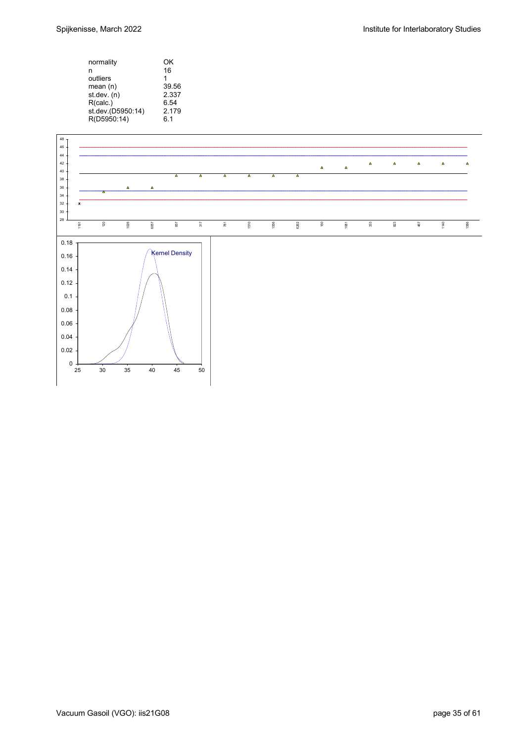| | |
|---|---|
| normality | OK |
| n | 16 |
| outliers | 1 |
| mean (n) | 39.56 |
| st.dev. (n) | 2.337 |
| R(calc.) | 6.54 |
| st.dev.(D5950:14) | 2.179 |
| R(D5950:14) | 6.1 |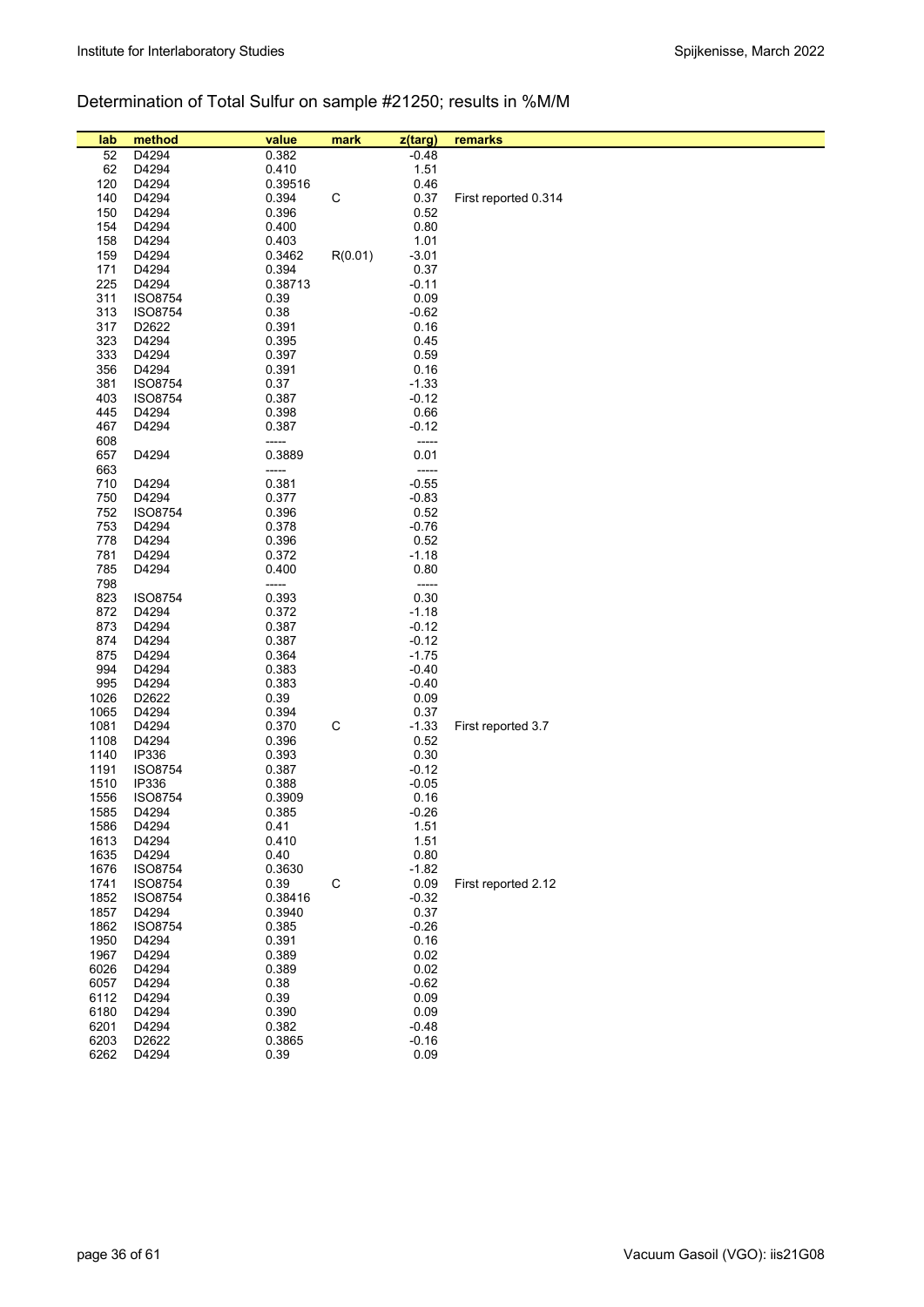## Determination of Total Sulfur on sample #21250; results in %M/M

| lab | method | value | mark | z(targ) | remarks |
|---|---|---|---|---|---|
| 52 | D4294 | 0.382 | | -0.48 | |
| 62 | D4294 | 0.410 | | 1.51 | |
| 120 | D4294 | 0.39516 | | 0.46 | |
| 140 | D4294 | 0.394 | C | 0.37 | First reported 0.314 |
| 150 | D4294 | 0.396 | | 0.52 | |
| 154 | D4294 | 0.400 | | 0.80 | |
| 158 | D4294 | 0.403 | | 1.01 | |
| 159 | D4294 | 0.3462 | R(0.01) | -3.01 | |
| 171 | D4294 | 0.394 | | 0.37 | |
| 225 | D4294 | 0.38713 | | -0.11 | |
| 311 | ISO8754 | 0.39 | | 0.09 | |
| 313 | ISO8754 | 0.38 | | -0.62 | |
| 317 | D2622 | 0.391 | | 0.16 | |
| 323 | D4294 | 0.395 | | 0.45 | |
| 333 | D4294 | 0.397 | | 0.59 | |
| 356 | D4294 | 0.391 | | 0.16 | |
| 381 | ISO8754 | 0.37 | | -1.33 | |
| 403 | ISO8754 | 0.387 | | -0.12 | |
| 445 | D4294 | 0.398 | | 0.66 | |
| 467 | D4294 | 0.387 | | -0.12 | |
| 608 | | ----- | | ----- | |
| 657 | D4294 | 0.3889 | | 0.01 | |
| 663 | | ----- | | ----- | |
| 710 | D4294 | 0.381 | | -0.55 | |
| 750 | D4294 | 0.377 | | -0.83 | |
| 752 | ISO8754 | 0.396 | | 0.52 | |
| 753 | D4294 | 0.378 | | -0.76 | |
| 778 | D4294 | 0.396 | | 0.52 | |
| 781 | D4294 | 0.372 | | -1.18 | |
| 785 | D4294 | 0.400 | | 0.80 | |
| 798 | | ----- | | ----- | |
| 823 | ISO8754 | 0.393 | | 0.30 | |
| 872 | D4294 | 0.372 | | -1.18 | |
| 873 | D4294 | 0.387 | | -0.12 | |
| 874 | D4294 | 0.387 | | -0.12 | |
| 875 | D4294 | 0.364 | | -1.75 | |
| 994 | D4294 | 0.383 | | -0.40 | |
| 995 | D4294 | 0.383 | | -0.40 | |
| 1026 | D2622 | 0.39 | | 0.09 | |
| 1065 | D4294 | 0.394 | | 0.37 | |
| 1081 | D4294 | 0.370 | C | -1.33 | First reported 3.7 |
| 1108 | D4294 | 0.396 | | 0.52 | |
| 1140 | IP336 | 0.393 | | 0.30 | |
| 1191 | ISO8754 | 0.387 | | -0.12 | |
| 1510 | IP336 | 0.388 | | -0.05 | |
| 1556 | ISO8754 | 0.3909 | | 0.16 | |
| 1585 | D4294 | 0.385 | | -0.26 | |
| 1586 | D4294 | 0.41 | | 1.51 | |
| 1613 | D4294 | 0.410 | | 1.51 | |
| 1635 | D4294 | 0.40 | | 0.80 | |
| 1676 | ISO8754 | 0.3630 | | -1.82 | |
| 1741 | ISO8754 | 0.39 | C | 0.09 | First reported 2.12 |
| 1852 | ISO8754 | 0.38416 | | -0.32 | |
| 1857 | D4294 | 0.3940 | | 0.37 | |
| 1862 | ISO8754 | 0.385 | | -0.26 | |
| 1950 | D4294 | 0.391 | | 0.16 | |
| 1967 | D4294 | 0.389 | | 0.02 | |
| 6026 | D4294 | 0.389 | | 0.02 | |
| 6057 | D4294 | 0.38 | | -0.62 | |
| 6112 | D4294 | 0.39 | | 0.09 | |
| 6180 | D4294 | 0.390 | | 0.09 | |
| 6201 | D4294 | 0.382 | | -0.48 | |
| 6203 | D2622 | 0.3865 | | -0.16 | |
| 6262 | D4294 | 0.39 | | 0.09 | |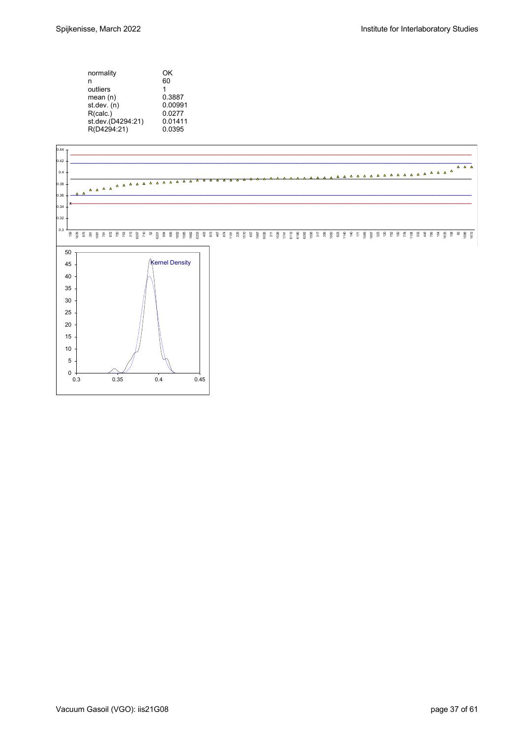| | |
|---|---|
| normality | OK |
| n | 60 |
| outliers | 1 |
| mean (n) | 0.3887 |
| st.dev. (n) | 0.00991 |
| R(calc.) | 0.0277 |
| st.dev.(D4294:21) | 0.01411 |
| R(D4294:21) | 0.0395 |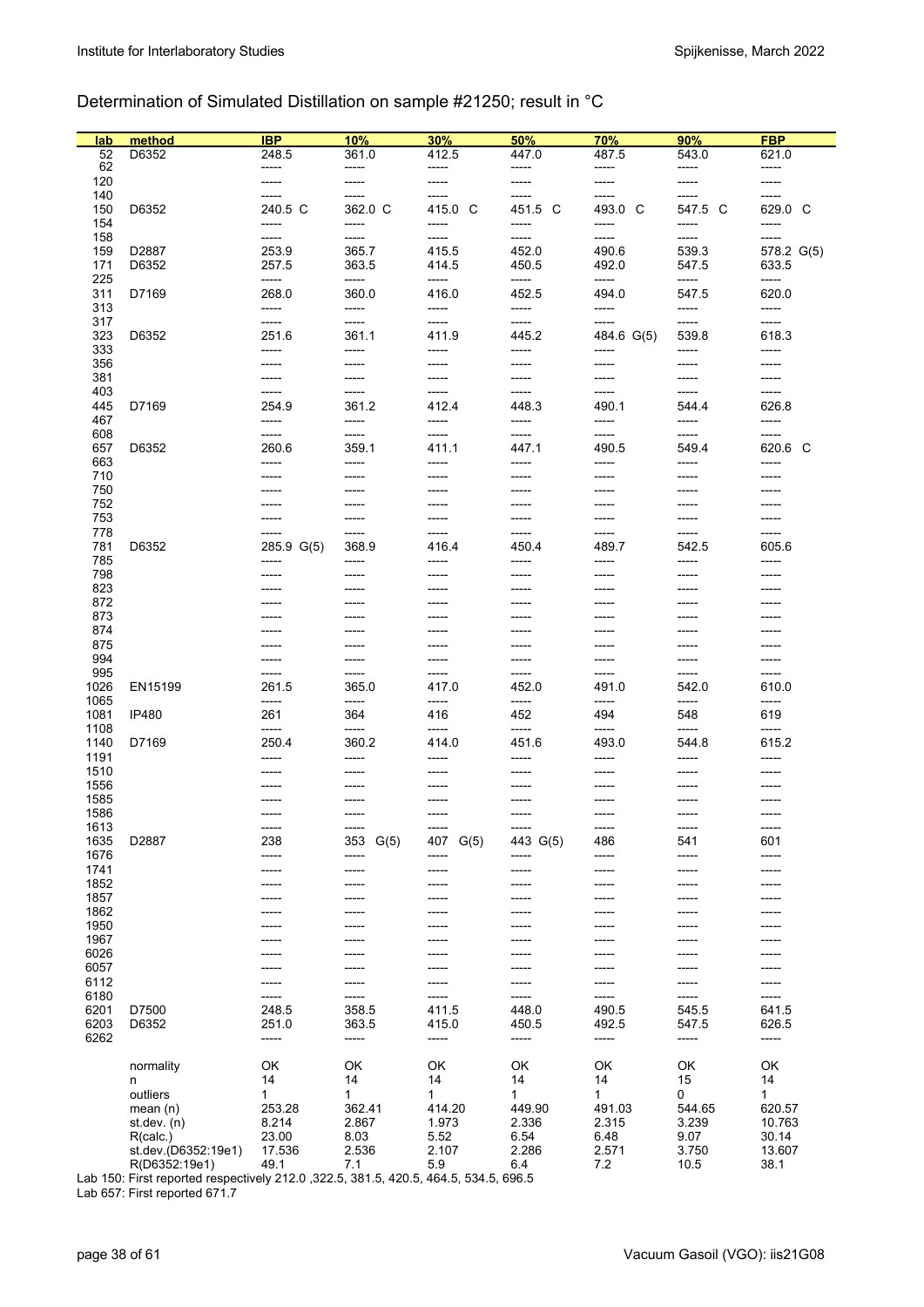## Determination of Simulated Distillation on sample #21250; result in °C

| lab | method | IBP | 10% | 30% | 50% | 70% | 90% | FBP |
|---|---|---|---|---|---|---|---|---|
| 52 | D6352 | 248.5 | 361.0 | 412.5 | 447.0 | 487.5 | 543.0 | 621.0 |
| 62 | | ----- | ----- | ----- | ----- | ----- | ----- | ----- |
| 120 | | ----- | ----- | ----- | ----- | ----- | ----- | ----- |
| 140 | | ----- | ----- | ----- | ----- | ----- | ----- | ----- |
| 150 | D6352 | 240.5 C | 362.0 C | 415.0 C | 451.5 C | 493.0 C | 547.5 C | 629.0 C |
| 154 | | ----- | ----- | ----- | ----- | ----- | ----- | ----- |
| 158 | | ----- | ----- | ----- | ----- | ----- | ----- | ----- |
| 159 | D2887 | 253.9 | 365.7 | 415.5 | 452.0 | 490.6 | 539.3 | 578.2 G(5) |
| 171 | D6352 | 257.5 | 363.5 | 414.5 | 450.5 | 492.0 | 547.5 | 633.5 |
| 225 | | ----- | ----- | ----- | ----- | ----- | ----- | ----- |
| 311 | D7169 | 268.0 | 360.0 | 416.0 | 452.5 | 494.0 | 547.5 | 620.0 |
| 313 | | ----- | ----- | ----- | ----- | ----- | ----- | ----- |
| 317 | | ----- | ----- | ----- | ----- | ----- | ----- | ----- |
| 323 | D6352 | 251.6 | 361.1 | 411.9 | 445.2 | 484.6 G(5) | 539.8 | 618.3 |
| 333 | | ----- | ----- | ----- | ----- | ----- | ----- | ----- |
| 356 | | ----- | ----- | ----- | ----- | ----- | ----- | ----- |
| 381 | | ----- | ----- | ----- | ----- | ----- | ----- | ----- |
| 403 | | ----- | ----- | ----- | ----- | ----- | ----- | ----- |
| 445 | D7169 | 254.9 | 361.2 | 412.4 | 448.3 | 490.1 | 544.4 | 626.8 |
| 467 | | ----- | ----- | ----- | ----- | ----- | ----- | ----- |
| 608 | | ----- | ----- | ----- | ----- | ----- | ----- | ----- |
| 657 | D6352 | 260.6 | 359.1 | 411.1 | 447.1 | 490.5 | 549.4 | 620.6 C |
| 663 | | ----- | ----- | ----- | ----- | ----- | ----- | ----- |
| 710 | | ----- | ----- | ----- | ----- | ----- | ----- | ----- |
| 750 | | ----- | ----- | ----- | ----- | ----- | ----- | ----- |
| 752 | | ----- | ----- | ----- | ----- | ----- | ----- | ----- |
| 753 | | ----- | ----- | ----- | ----- | ----- | ----- | ----- |
| 778 | | ----- | ----- | ----- | ----- | ----- | ----- | ----- |
| 781 | D6352 | 285.9 G(5) | 368.9 | 416.4 | 450.4 | 489.7 | 542.5 | 605.6 |
| 785 | | ----- | ----- | ----- | ----- | ----- | ----- | ----- |
| 798 | | ----- | ----- | ----- | ----- | ----- | ----- | ----- |
| 823 | | ----- | ----- | ----- | ----- | ----- | ----- | ----- |
| 872 | | ----- | ----- | ----- | ----- | ----- | ----- | ----- |
| 873 | | ----- | ----- | ----- | ----- | ----- | ----- | ----- |
| 874 | | ----- | ----- | ----- | ----- | ----- | ----- | ----- |
| 875 | | ----- | ----- | ----- | ----- | ----- | ----- | ----- |
| 994 | | ----- | ----- | ----- | ----- | ----- | ----- | ----- |
| 995 | | ----- | ----- | ----- | ----- | ----- | ----- | ----- |
| 1026 | EN15199 | 261.5 | 365.0 | 417.0 | 452.0 | 491.0 | 542.0 | 610.0 |
| 1065 | | ----- | ----- | ----- | ----- | ----- | ----- | ----- |
| 1081 | IP480 | 261 | 364 | 416 | 452 | 494 | 548 | 619 |
| 1108 | | ----- | ----- | ----- | ----- | ----- | ----- | ----- |
| 1140 | D7169 | 250.4 | 360.2 | 414.0 | 451.6 | 493.0 | 544.8 | 615.2 |
| 1191 | | ----- | ----- | ----- | ----- | ----- | ----- | ----- |
| 1510 | | ----- | ----- | ----- | ----- | ----- | ----- | ----- |
| 1556 | | ----- | ----- | ----- | ----- | ----- | ----- | ----- |
| 1585 | | ----- | ----- | ----- | ----- | ----- | ----- | ----- |
| 1586 | | ----- | ----- | ----- | ----- | ----- | ----- | ----- |
| 1613 | | ----- | ----- | ----- | ----- | ----- | ----- | ----- |
| 1635 | D2887 | 238 | 353 G(5) | 407 G(5) | 443 G(5) | 486 | 541 | 601 |
| 1676 | | ----- | ----- | ----- | ----- | ----- | ----- | ----- |
| 1741 | | ----- | ----- | ----- | ----- | ----- | ----- | ----- |
| 1852 | | ----- | ----- | ----- | ----- | ----- | ----- | ----- |
| 1857 | | ----- | ----- | ----- | ----- | ----- | ----- | ----- |
| 1862 | | ----- | ----- | ----- | ----- | ----- | ----- | ----- |
| 1950 | | ----- | ----- | ----- | ----- | ----- | ----- | ----- |
| 1967 | | ----- | ----- | ----- | ----- | ----- | ----- | ----- |
| 6026 | | ----- | ----- | ----- | ----- | ----- | ----- | ----- |
| 6057 | | ----- | ----- | ----- | ----- | ----- | ----- | ----- |
| 6112 | | ----- | ----- | ----- | ----- | ----- | ----- | ----- |
| 6180 | | ----- | ----- | ----- | ----- | ----- | ----- | ----- |
| 6201 | D7500 | 248.5 | 358.5 | 411.5 | 448.0 | 490.5 | 545.5 | 641.5 |
| 6203 | D6352 | 251.0 | 363.5 | 415.0 | 450.5 | 492.5 | 547.5 | 626.5 |
| 6262 | | ----- | ----- | ----- | ----- | ----- | ----- | ----- |
| | normality | OK | OK | OK | OK | OK | OK | OK |
| | n | 14 | 14 | 14 | 14 | 14 | 15 | 14 |
| | outliers | 1 | 1 | 1 | 1 | 1 | 0 | 1 |
| | mean (n) | 253.28 | 362.41 | 414.20 | 449.90 | 491.03 | 544.65 | 620.57 |
| | st.dev. (n) | 8.214 | 2.867 | 1.973 | 2.336 | 2.315 | 3.239 | 10.763 |
| | R(calc.) | 23.00 | 8.03 | 5.52 | 6.54 | 6.48 | 9.07 | 30.14 |
| | st.dev.(D6352:19e1) | 17.536 | 2.536 | 2.107 | 2.286 | 2.571 | 3.750 | 13.607 |
| | R(D6352:19e1) | 49.1 | 7.1 | 5.9 | 6.4 | 7.2 | 10.5 | 38.1 |

Lab 150: First reported respectively 212.0 ,322.5, 381.5, 420.5, 464.5, 534.5, 696.5

Lab 657: First reported 671.7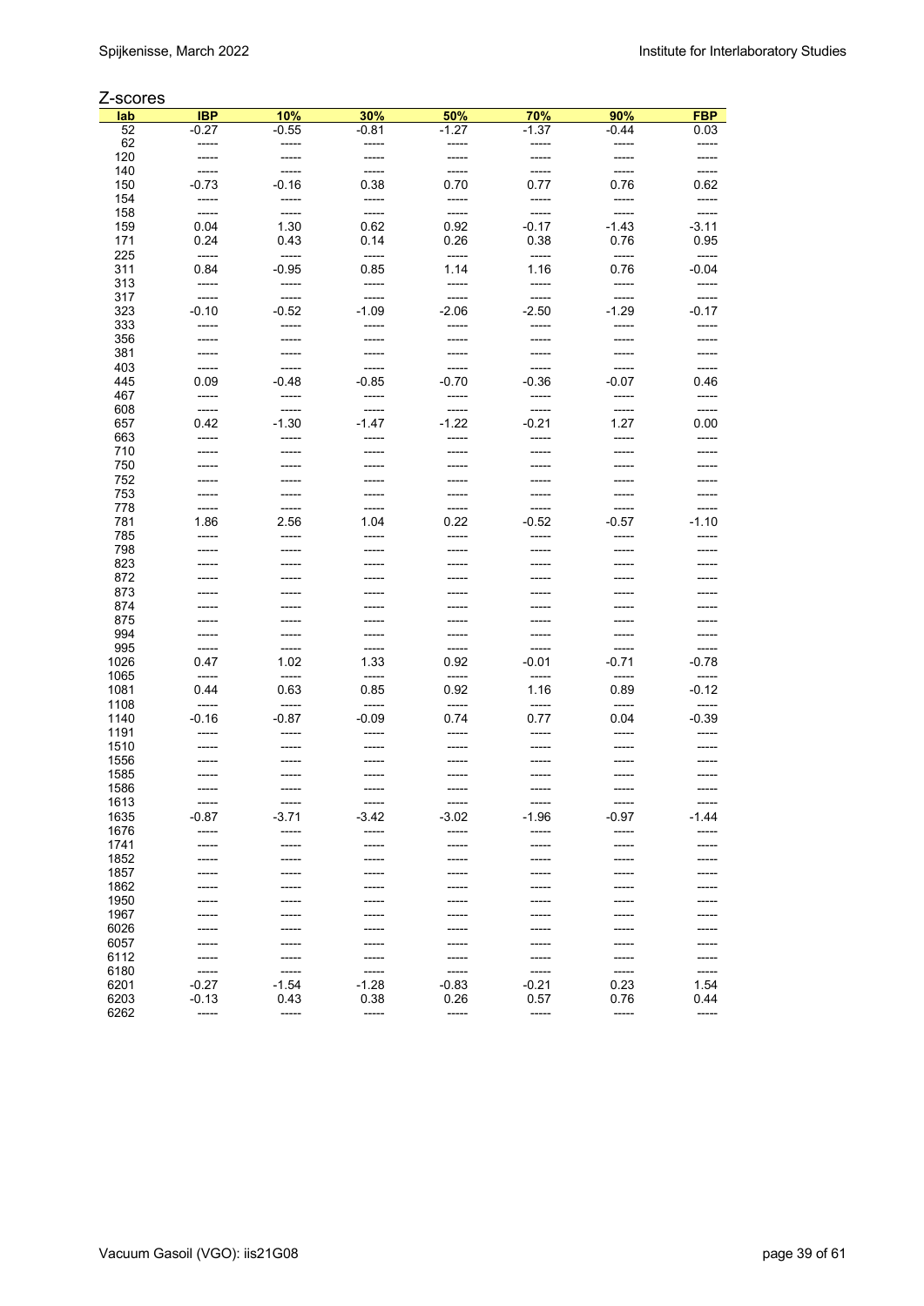Z-scores

| lab | IBP | 10% | 30% | 50% | 70% | 90% | FBP |
|---|---|---|---|---|---|---|---|
| 52 | -0.27 | -0.55 | -0.81 | -1.27 | -1.37 | -0.44 | 0.03 |
| 62 | ----- | ----- | ----- | ----- | ----- | ----- | ----- |
| 120 | ----- | ----- | ----- | ----- | ----- | ----- | ----- |
| 140 | ----- | ----- | ----- | ----- | ----- | ----- | ----- |
| 150 | -0.73 | -0.16 | 0.38 | 0.70 | 0.77 | 0.76 | 0.62 |
| 154 | ----- | ----- | ----- | ----- | ----- | ----- | ----- |
| 158 | ----- | ----- | ----- | ----- | ----- | ----- | ----- |
| 159 | 0.04 | 1.30 | 0.62 | 0.92 | -0.17 | -1.43 | -3.11 |
| 171 | 0.24 | 0.43 | 0.14 | 0.26 | 0.38 | 0.76 | 0.95 |
| 225 | ----- | ----- | ----- | ----- | ----- | ----- | ----- |
| 311 | 0.84 | -0.95 | 0.85 | 1.14 | 1.16 | 0.76 | -0.04 |
| 313 | ----- | ----- | ----- | ----- | ----- | ----- | ----- |
| 317 | ----- | ----- | ----- | ----- | ----- | ----- | ----- |
| 323 | -0.10 | -0.52 | -1.09 | -2.06 | -2.50 | -1.29 | -0.17 |
| 333 | ----- | ----- | ----- | ----- | ----- | ----- | ----- |
| 356 | ----- | ----- | ----- | ----- | ----- | ----- | ----- |
| 381 | ----- | ----- | ----- | ----- | ----- | ----- | ----- |
| 403 | ----- | ----- | ----- | ----- | ----- | ----- | ----- |
| 445 | 0.09 | -0.48 | -0.85 | -0.70 | -0.36 | -0.07 | 0.46 |
| 467 | ----- | ----- | ----- | ----- | ----- | ----- | ----- |
| 608 | ----- | ----- | ----- | ----- | ----- | ----- | ----- |
| 657 | 0.42 | -1.30 | -1.47 | -1.22 | -0.21 | 1.27 | 0.00 |
| 663 | ----- | ----- | ----- | ----- | ----- | ----- | ----- |
| 710 | ----- | ----- | ----- | ----- | ----- | ----- | ----- |
| 750 | ----- | ----- | ----- | ----- | ----- | ----- | ----- |
| 752 | ----- | ----- | ----- | ----- | ----- | ----- | ----- |
| 753 | ----- | ----- | ----- | ----- | ----- | ----- | ----- |
| 778 | ----- | ----- | ----- | ----- | ----- | ----- | ----- |
| 781 | 1.86 | 2.56 | 1.04 | 0.22 | -0.52 | -0.57 | -1.10 |
| 785 | ----- | ----- | ----- | ----- | ----- | ----- | ----- |
| 798 | ----- | ----- | ----- | ----- | ----- | ----- | ----- |
| 823 | ----- | ----- | ----- | ----- | ----- | ----- | ----- |
| 872 | ----- | ----- | ----- | ----- | ----- | ----- | ----- |
| 873 | ----- | ----- | ----- | ----- | ----- | ----- | ----- |
| 874 | ----- | ----- | ----- | ----- | ----- | ----- | ----- |
| 875 | ----- | ----- | ----- | ----- | ----- | ----- | ----- |
| 994 | ----- | ----- | ----- | ----- | ----- | ----- | ----- |
| 995 | ----- | ----- | ----- | ----- | ----- | ----- | ----- |
| 1026 | 0.47 | 1.02 | 1.33 | 0.92 | -0.01 | -0.71 | -0.78 |
| 1065 | ----- | ----- | ----- | ----- | ----- | ----- | ----- |
| 1081 | 0.44 | 0.63 | 0.85 | 0.92 | 1.16 | 0.89 | -0.12 |
| 1108 | ----- | ----- | ----- | ----- | ----- | ----- | ----- |
| 1140 | -0.16 | -0.87 | -0.09 | 0.74 | 0.77 | 0.04 | -0.39 |
| 1191 | ----- | ----- | ----- | ----- | ----- | ----- | ----- |
| 1510 | ----- | ----- | ----- | ----- | ----- | ----- | ----- |
| 1556 | ----- | ----- | ----- | ----- | ----- | ----- | ----- |
| 1585 | ----- | ----- | ----- | ----- | ----- | ----- | ----- |
| 1586 | ----- | ----- | ----- | ----- | ----- | ----- | ----- |
| 1613 | ----- | ----- | ----- | ----- | ----- | ----- | ----- |
| 1635 | -0.87 | -3.71 | -3.42 | -3.02 | -1.96 | -0.97 | -1.44 |
| 1676 | ----- | ----- | ----- | ----- | ----- | ----- | ----- |
| 1741 | ----- | ----- | ----- | ----- | ----- | ----- | ----- |
| 1852 | ----- | ----- | ----- | ----- | ----- | ----- | ----- |
| 1857 | ----- | ----- | ----- | ----- | ----- | ----- | ----- |
| 1862 | ----- | ----- | ----- | ----- | ----- | ----- | ----- |
| 1950 | ----- | ----- | ----- | ----- | ----- | ----- | ----- |
| 1967 | ----- | ----- | ----- | ----- | ----- | ----- | ----- |
| 6026 | ----- | ----- | ----- | ----- | ----- | ----- | ----- |
| 6057 | ----- | ----- | ----- | ----- | ----- | ----- | ----- |
| 6112 | ----- | ----- | ----- | ----- | ----- | ----- | ----- |
| 6180 | ----- | ----- | ----- | ----- | ----- | ----- | ----- |
| 6201 | -0.27 | -1.54 | -1.28 | -0.83 | -0.21 | 0.23 | 1.54 |
| 6203 | -0.13 | 0.43 | 0.38 | 0.26 | 0.57 | 0.76 | 0.44 |
| 6262 | ----- | ----- | ----- | ----- | ----- | ----- | ----- |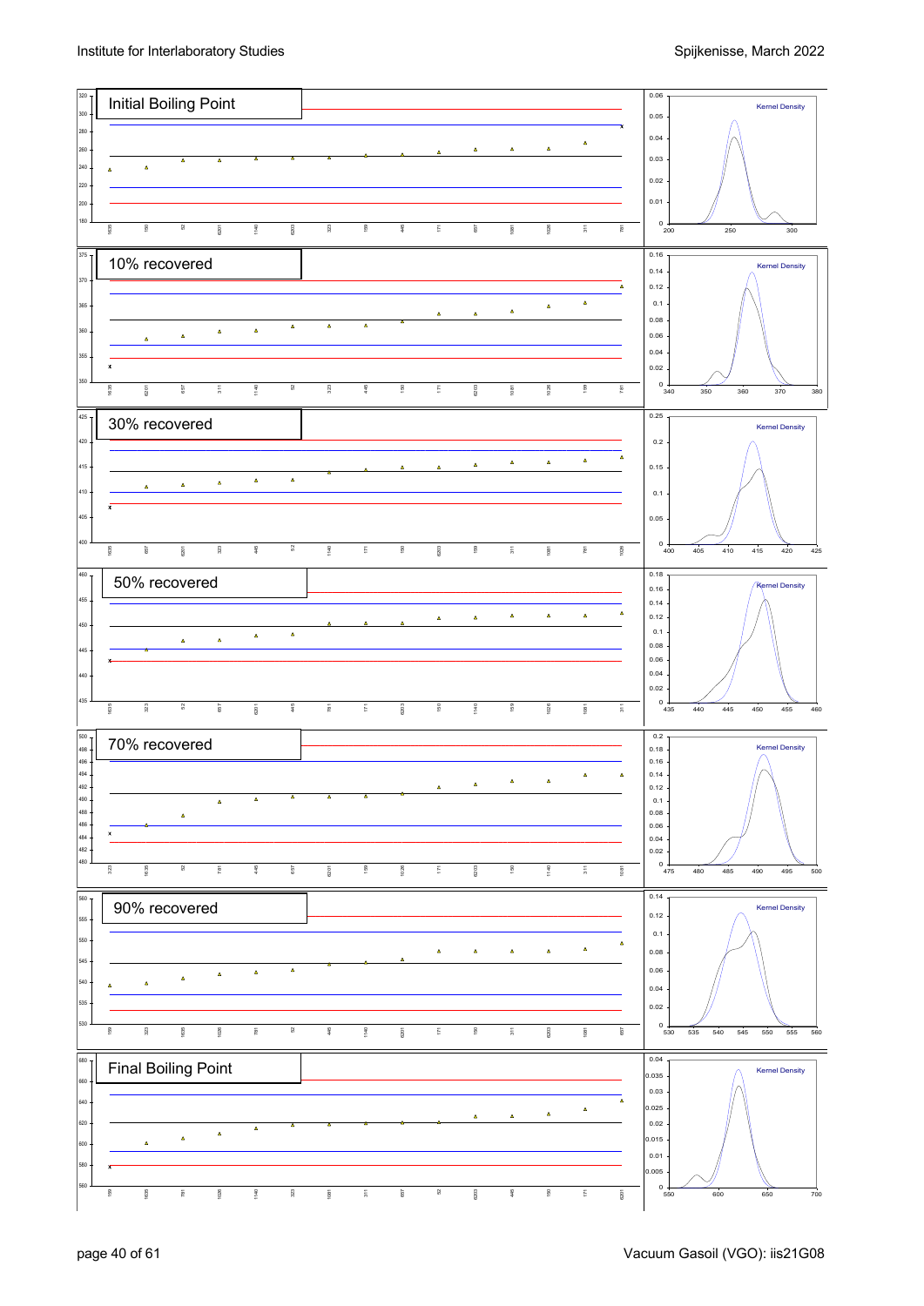Initial Boiling Point

10% recovered

30% recovered

50% recovered

70% recovered

90% recovered

Final Boiling Point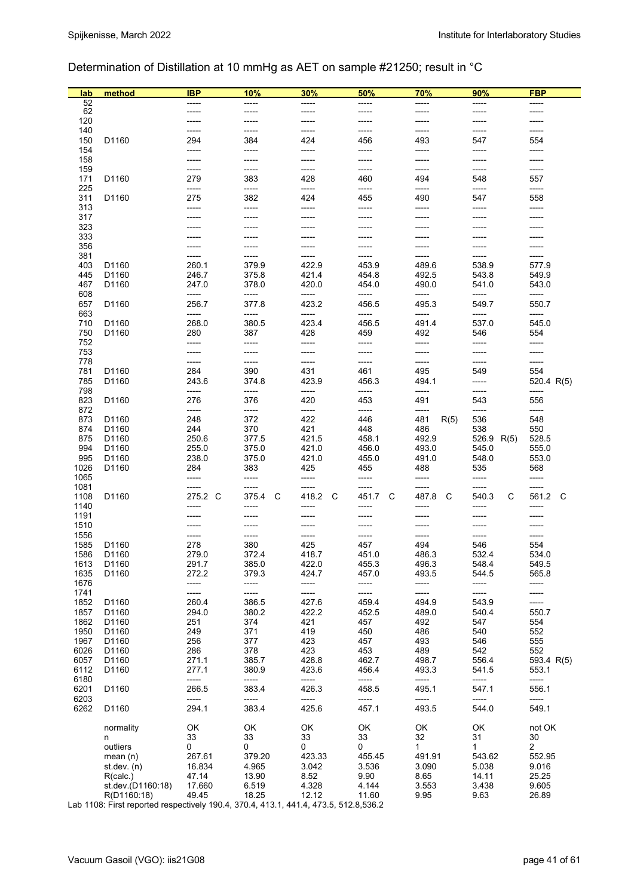## Determination of Distillation at 10 mmHg as AET on sample #21250; result in °C

| lab | method | IBP | 10% | 30% | 50% | 70% | 90% | FBP |
|---|---|---|---|---|---|---|---|---|
| 52 | | ----- | ----- | ----- | ----- | ----- | ----- | ----- |
| 62 | | ----- | ----- | ----- | ----- | ----- | ----- | ----- |
| 120 | | ----- | ----- | ----- | ----- | ----- | ----- | ----- |
| 140 | | ----- | ----- | ----- | ----- | ----- | ----- | ----- |
| 150 | D1160 | 294 | 384 | 424 | 456 | 493 | 547 | 554 |
| 154 | | ----- | ----- | ----- | ----- | ----- | ----- | ----- |
| 158 | | ----- | ----- | ----- | ----- | ----- | ----- | ----- |
| 159 | | ----- | ----- | ----- | ----- | ----- | ----- | ----- |
| 171 | D1160 | 279 | 383 | 428 | 460 | 494 | 548 | 557 |
| 225 | | ----- | ----- | ----- | ----- | ----- | ----- | ----- |
| 311 | D1160 | 275 | 382 | 424 | 455 | 490 | 547 | 558 |
| 313 | | ----- | ----- | ----- | ----- | ----- | ----- | ----- |
| 317 | | ----- | ----- | ----- | ----- | ----- | ----- | ----- |
| 323 | | ----- | ----- | ----- | ----- | ----- | ----- | ----- |
| 333 | | ----- | ----- | ----- | ----- | ----- | ----- | ----- |
| 356 | | ----- | ----- | ----- | ----- | ----- | ----- | ----- |
| 381 | | ----- | ----- | ----- | ----- | ----- | ----- | ----- |
| 403 | D1160 | 260.1 | 379.9 | 422.9 | 453.9 | 489.6 | 538.9 | 577.9 |
| 445 | D1160 | 246.7 | 375.8 | 421.4 | 454.8 | 492.5 | 543.8 | 549.9 |
| 467 | D1160 | 247.0 | 378.0 | 420.0 | 454.0 | 490.0 | 541.0 | 543.0 |
| 608 | | ----- | ----- | ----- | ----- | ----- | ----- | ----- |
| 657 | D1160 | 256.7 | 377.8 | 423.2 | 456.5 | 495.3 | 549.7 | 550.7 |
| 663 | | ----- | ----- | ----- | ----- | ----- | ----- | ----- |
| 710 | D1160 | 268.0 | 380.5 | 423.4 | 456.5 | 491.4 | 537.0 | 545.0 |
| 750 | D1160 | 280 | 387 | 428 | 459 | 492 | 546 | 554 |
| 752 | | ----- | ----- | ----- | ----- | ----- | ----- | ----- |
| 753 | | ----- | ----- | ----- | ----- | ----- | ----- | ----- |
| 778 | | ----- | ----- | ----- | ----- | ----- | ----- | ----- |
| 781 | D1160 | 284 | 390 | 431 | 461 | 495 | 549 | 554 |
| 785 | D1160 | 243.6 | 374.8 | 423.9 | 456.3 | 494.1 | ----- | 520.4 R(5) |
| 798 | | ----- | ----- | ----- | ----- | ----- | ----- | ----- |
| 823 | D1160 | 276 | 376 | 420 | 453 | 491 | 543 | 556 |
| 872 | | ----- | ----- | ----- | ----- | ----- | ----- | ----- |
| 873 | D1160 | 248 | 372 | 422 | 446 | 481 R(5) | 536 | 548 |
| 874 | D1160 | 244 | 370 | 421 | 448 | 486 | 538 | 550 |
| 875 | D1160 | 250.6 | 377.5 | 421.5 | 458.1 | 492.9 | 526.9 R(5) | 528.5 |
| 994 | D1160 | 255.0 | 375.0 | 421.0 | 456.0 | 493.0 | 545.0 | 555.0 |
| 995 | D1160 | 238.0 | 375.0 | 421.0 | 455.0 | 491.0 | 548.0 | 553.0 |
| 1026 | D1160 | 284 | 383 | 425 | 455 | 488 | 535 | 568 |
| 1065 | | ----- | ----- | ----- | ----- | ----- | ----- | ----- |
| 1081 | | ----- | ----- | ----- | ----- | ----- | ----- | ----- |
| 1108 | D1160 | 275.2 C | 375.4 C | 418.2 C | 451.7 C | 487.8 C | 540.3 C | 561.2 C |
| 1140 | | ----- | ----- | ----- | ----- | ----- | ----- | ----- |
| 1191 | | ----- | ----- | ----- | ----- | ----- | ----- | ----- |
| 1510 | | ----- | ----- | ----- | ----- | ----- | ----- | ----- |
| 1556 | | ----- | ----- | ----- | ----- | ----- | ----- | ----- |
| 1585 | D1160 | 278 | 380 | 425 | 457 | 494 | 546 | 554 |
| 1586 | D1160 | 279.0 | 372.4 | 418.7 | 451.0 | 486.3 | 532.4 | 534.0 |
| 1613 | D1160 | 291.7 | 385.0 | 422.0 | 455.3 | 496.3 | 548.4 | 549.5 |
| 1635 | D1160 | 272.2 | 379.3 | 424.7 | 457.0 | 493.5 | 544.5 | 565.8 |
| 1676 | | ----- | ----- | ----- | ----- | ----- | ----- | ----- |
| 1741 | | ----- | ----- | ----- | ----- | ----- | ----- | ----- |
| 1852 | D1160 | 260.4 | 386.5 | 427.6 | 459.4 | 494.9 | 543.9 | ----- |
| 1857 | D1160 | 294.0 | 380.2 | 422.2 | 452.5 | 489.0 | 540.4 | 550.7 |
| 1862 | D1160 | 251 | 374 | 421 | 457 | 492 | 547 | 554 |
| 1950 | D1160 | 249 | 371 | 419 | 450 | 486 | 540 | 552 |
| 1967 | D1160 | 256 | 377 | 423 | 457 | 493 | 546 | 555 |
| 6026 | D1160 | 286 | 378 | 423 | 453 | 489 | 542 | 552 |
| 6057 | D1160 | 271.1 | 385.7 | 428.8 | 462.7 | 498.7 | 556.4 | 593.4 R(5) |
| 6112 | D1160 | 277.1 | 380.9 | 423.6 | 456.4 | 493.3 | 541.5 | 553.1 |
| 6180 | | ----- | ----- | ----- | ----- | ----- | ----- | ----- |
| 6201 | D1160 | 266.5 | 383.4 | 426.3 | 458.5 | 495.1 | 547.1 | 556.1 |
| 6203 | | ----- | ----- | ----- | ----- | ----- | ----- | ----- |
| 6262 | D1160 | 294.1 | 383.4 | 425.6 | 457.1 | 493.5 | 544.0 | 549.1 |
| | normality | OK | OK | OK | OK | OK | OK | not OK |
| | n | 33 | 33 | 33 | 33 | 32 | 31 | 30 |
| | outliers | 0 | 0 | 0 | 0 | 1 | 1 | 2 |
| | mean (n) | 267.61 | 379.20 | 423.33 | 455.45 | 491.91 | 543.62 | 552.95 |
| | st.dev. (n) | 16.834 | 4.965 | 3.042 | 3.536 | 3.090 | 5.038 | 9.016 |
| | R(calc.) | 47.14 | 13.90 | 8.52 | 9.90 | 8.65 | 14.11 | 25.25 |
| | st.dev.(D1160:18) | 17.660 | 6.519 | 4.328 | 4.144 | 3.553 | 3.438 | 9.605 |
| | R(D1160:18) | 49.45 | 18.25 | 12.12 | 11.60 | 9.95 | 9.63 | 26.89 |

Lab 1108: First reported respectively 190.4, 370.4, 413.1, 441.4, 473.5, 512.8,536.2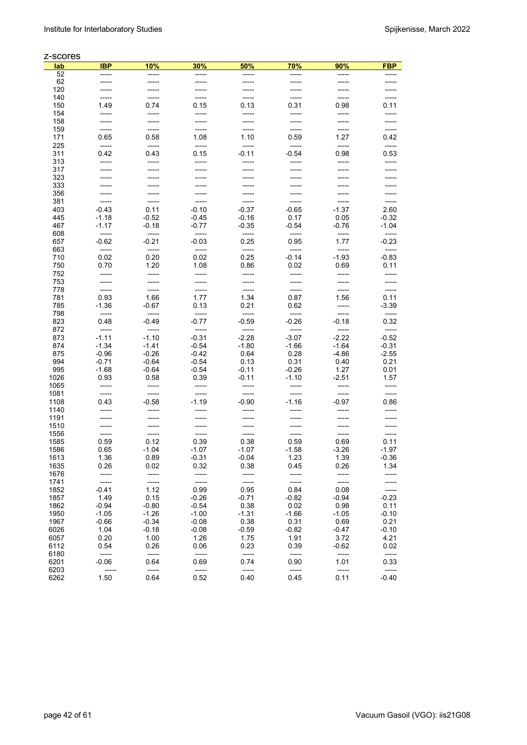z-scores

| lab | IBP | 10% | 30% | 50% | 70% | 90% | FBP |
|---|---|---|---|---|---|---|---|
| 52 | ----- | ----- | ----- | ----- | ----- | ----- | ----- |
| 62 | ----- | ----- | ----- | ----- | ----- | ----- | ----- |
| 120 | ----- | ----- | ----- | ----- | ----- | ----- | ----- |
| 140 | ----- | ----- | ----- | ----- | ----- | ----- | ----- |
| 150 | 1.49 | 0.74 | 0.15 | 0.13 | 0.31 | 0.98 | 0.11 |
| 154 | ----- | ----- | ----- | ----- | ----- | ----- | ----- |
| 158 | ----- | ----- | ----- | ----- | ----- | ----- | ----- |
| 159 | ----- | ----- | ----- | ----- | ----- | ----- | ----- |
| 171 | 0.65 | 0.58 | 1.08 | 1.10 | 0.59 | 1.27 | 0.42 |
| 225 | ----- | ----- | ----- | ----- | ----- | ----- | ----- |
| 311 | 0.42 | 0.43 | 0.15 | -0.11 | -0.54 | 0.98 | 0.53 |
| 313 | ----- | ----- | ----- | ----- | ----- | ----- | ----- |
| 317 | ----- | ----- | ----- | ----- | ----- | ----- | ----- |
| 323 | ----- | ----- | ----- | ----- | ----- | ----- | ----- |
| 333 | ----- | ----- | ----- | ----- | ----- | ----- | ----- |
| 356 | ----- | ----- | ----- | ----- | ----- | ----- | ----- |
| 381 | ----- | ----- | ----- | ----- | ----- | ----- | ----- |
| 403 | -0.43 | 0.11 | -0.10 | -0.37 | -0.65 | -1.37 | 2.60 |
| 445 | -1.18 | -0.52 | -0.45 | -0.16 | 0.17 | 0.05 | -0.32 |
| 467 | -1.17 | -0.18 | -0.77 | -0.35 | -0.54 | -0.76 | -1.04 |
| 608 | ----- | ----- | ----- | ----- | ----- | ----- | ----- |
| 657 | -0.62 | -0.21 | -0.03 | 0.25 | 0.95 | 1.77 | -0.23 |
| 663 | ----- | ----- | ----- | ----- | ----- | ----- | ----- |
| 710 | 0.02 | 0.20 | 0.02 | 0.25 | -0.14 | -1.93 | -0.83 |
| 750 | 0.70 | 1.20 | 1.08 | 0.86 | 0.02 | 0.69 | 0.11 |
| 752 | ----- | ----- | ----- | ----- | ----- | ----- | ----- |
| 753 | ----- | ----- | ----- | ----- | ----- | ----- | ----- |
| 778 | ----- | ----- | ----- | ----- | ----- | ----- | ----- |
| 781 | 0.93 | 1.66 | 1.77 | 1.34 | 0.87 | 1.56 | 0.11 |
| 785 | -1.36 | -0.67 | 0.13 | 0.21 | 0.62 | ----- | -3.39 |
| 798 | ----- | ----- | ----- | ----- | ----- | ----- | ----- |
| 823 | 0.48 | -0.49 | -0.77 | -0.59 | -0.26 | -0.18 | 0.32 |
| 872 | ----- | ----- | ----- | ----- | ----- | ----- | ----- |
| 873 | -1.11 | -1.10 | -0.31 | -2.28 | -3.07 | -2.22 | -0.52 |
| 874 | -1.34 | -1.41 | -0.54 | -1.80 | -1.66 | -1.64 | -0.31 |
| 875 | -0.96 | -0.26 | -0.42 | 0.64 | 0.28 | -4.86 | -2.55 |
| 994 | -0.71 | -0.64 | -0.54 | 0.13 | 0.31 | 0.40 | 0.21 |
| 995 | -1.68 | -0.64 | -0.54 | -0.11 | -0.26 | 1.27 | 0.01 |
| 1026 | 0.93 | 0.58 | 0.39 | -0.11 | -1.10 | -2.51 | 1.57 |
| 1065 | ----- | ----- | ----- | ----- | ----- | ----- | ----- |
| 1081 | ----- | ----- | ----- | ----- | ----- | ----- | ----- |
| 1108 | 0.43 | -0.58 | -1.19 | -0.90 | -1.16 | -0.97 | 0.86 |
| 1140 | ----- | ----- | ----- | ----- | ----- | ----- | ----- |
| 1191 | ----- | ----- | ----- | ----- | ----- | ----- | ----- |
| 1510 | ----- | ----- | ----- | ----- | ----- | ----- | ----- |
| 1556 | ----- | ----- | ----- | ----- | ----- | ----- | ----- |
| 1585 | 0.59 | 0.12 | 0.39 | 0.38 | 0.59 | 0.69 | 0.11 |
| 1586 | 0.65 | -1.04 | -1.07 | -1.07 | -1.58 | -3.26 | -1.97 |
| 1613 | 1.36 | 0.89 | -0.31 | -0.04 | 1.23 | 1.39 | -0.36 |
| 1635 | 0.26 | 0.02 | 0.32 | 0.38 | 0.45 | 0.26 | 1.34 |
| 1676 | ----- | ----- | ----- | ----- | ----- | ----- | ----- |
| 1741 | ----- | ----- | ----- | ----- | ----- | ----- | ----- |
| 1852 | -0.41 | 1.12 | 0.99 | 0.95 | 0.84 | 0.08 | ----- |
| 1857 | 1.49 | 0.15 | -0.26 | -0.71 | -0.82 | -0.94 | -0.23 |
| 1862 | -0.94 | -0.80 | -0.54 | 0.38 | 0.02 | 0.98 | 0.11 |
| 1950 | -1.05 | -1.26 | -1.00 | -1.31 | -1.66 | -1.05 | -0.10 |
| 1967 | -0.66 | -0.34 | -0.08 | 0.38 | 0.31 | 0.69 | 0.21 |
| 6026 | 1.04 | -0.18 | -0.08 | -0.59 | -0.82 | -0.47 | -0.10 |
| 6057 | 0.20 | 1.00 | 1.26 | 1.75 | 1.91 | 3.72 | 4.21 |
| 6112 | 0.54 | 0.26 | 0.06 | 0.23 | 0.39 | -0.62 | 0.02 |
| 6180 | ----- | ----- | ----- | ----- | ----- | ----- | ----- |
| 6201 | -0.06 | 0.64 | 0.69 | 0.74 | 0.90 | 1.01 | 0.33 |
| 6203 | ----- | ----- | ----- | ----- | ----- | ----- | ----- |
| 6262 | 1.50 | 0.64 | 0.52 | 0.40 | 0.45 | 0.11 | -0.40 |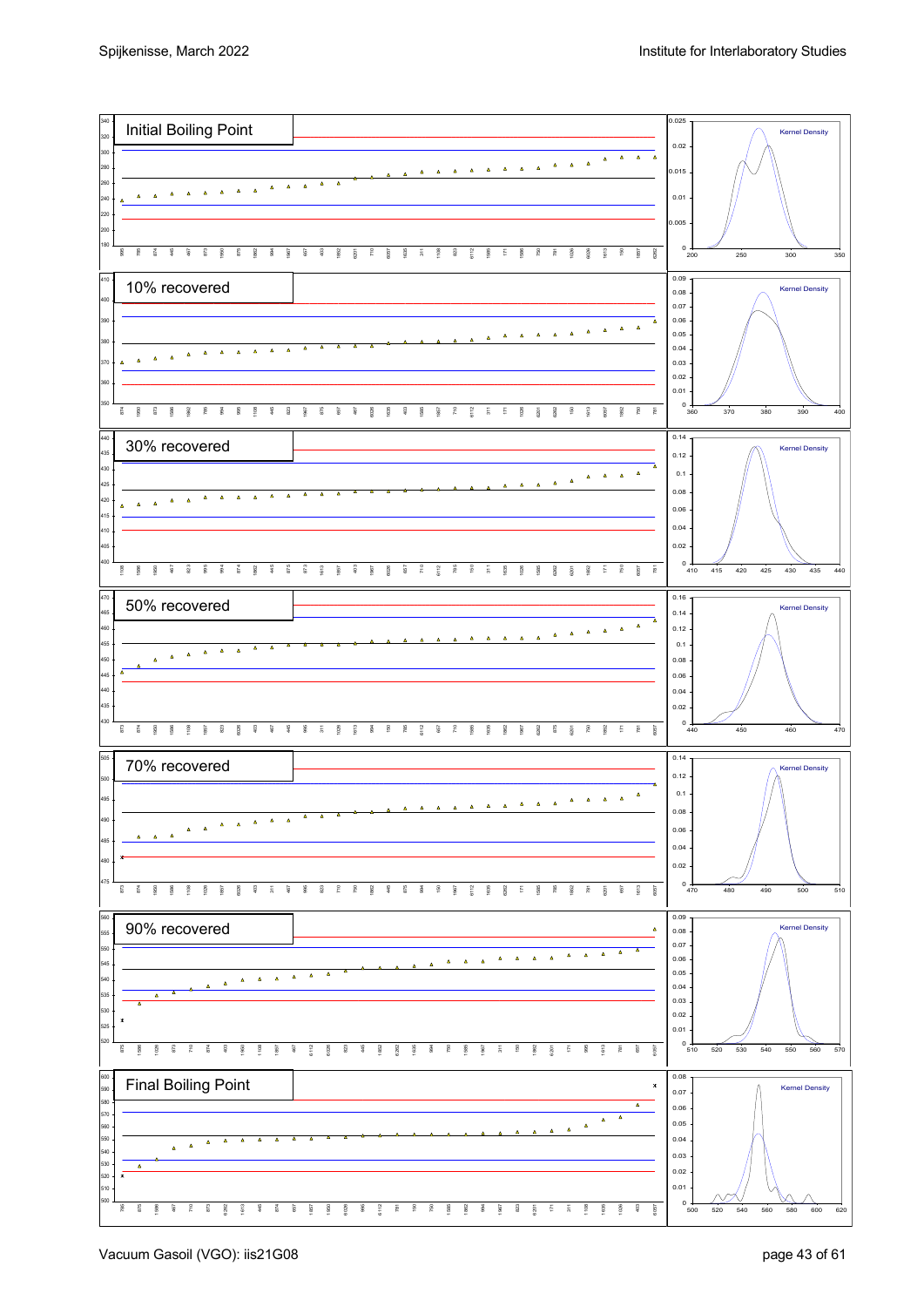Initial Boiling Point

10% recovered

30% recovered

50% recovered

70% recovered

90% recovered

Final Boiling Point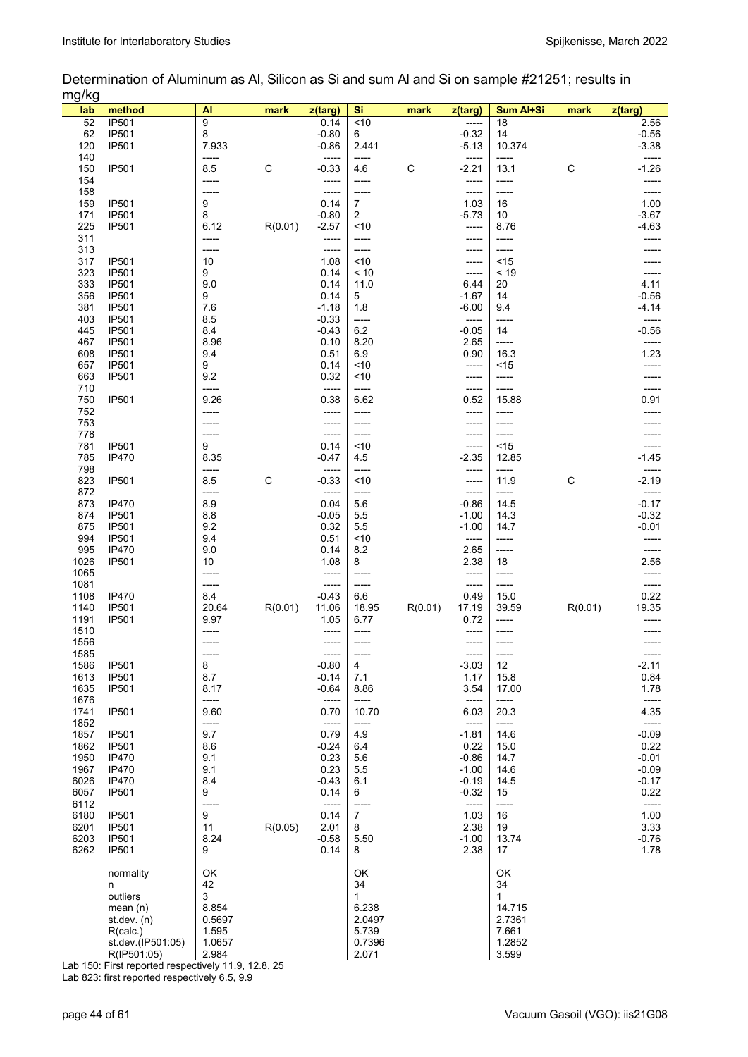Determination of Aluminum as Al, Silicon as Si and sum Al and Si on sample #21251; results in mg/kg

| lab | method | Al | mark | z(targ) | Si | mark | z(targ) | Sum Al+Si | mark | z(targ) |
|---|---|---|---|---|---|---|---|---|---|---|
| 52 | IP501 | 9 | | 0.14 | <10 | | ----- | 18 | | 2.56 |
| 62 | IP501 | 8 | | -0.80 | 6 | | -0.32 | 14 | | -0.56 |
| 120 | IP501 | 7.933 | | -0.86 | 2.441 | | -5.13 | 10.374 | | -3.38 |
| 140 | | ----- | | ----- | ----- | | ----- | ----- | | ----- |
| 150 | IP501 | 8.5 | C | -0.33 | 4.6 | C | -2.21 | 13.1 | C | -1.26 |
| 154 | | ----- | | ----- | ----- | | ----- | ----- | | ----- |
| 158 | | ----- | | ----- | ----- | | ----- | ----- | | ----- |
| 159 | IP501 | 9 | | 0.14 | 7 | | 1.03 | 16 | | 1.00 |
| 171 | IP501 | 8 | | -0.80 | 2 | | -5.73 | 10 | | -3.67 |
| 225 | IP501 | 6.12 | R(0.01) | -2.57 | <10 | | ----- | 8.76 | | -4.63 |
| 311 | | ----- | | ----- | ----- | | ----- | ----- | | ----- |
| 313 | | ----- | | ----- | ----- | | ----- | ----- | | ----- |
| 317 | IP501 | 10 | | 1.08 | <10 | | ----- | <15 | | ----- |
| 323 | IP501 | 9 | | 0.14 | < 10 | | ----- | < 19 | | ----- |
| 333 | IP501 | 9.0 | | 0.14 | 11.0 | | 6.44 | 20 | | 4.11 |
| 356 | IP501 | 9 | | 0.14 | 5 | | -1.67 | 14 | | -0.56 |
| 381 | IP501 | 7.6 | | -1.18 | 1.8 | | -6.00 | 9.4 | | -4.14 |
| 403 | IP501 | 8.5 | | -0.33 | ----- | | ----- | ----- | | ----- |
| 445 | IP501 | 8.4 | | -0.43 | 6.2 | | -0.05 | 14 | | -0.56 |
| 467 | IP501 | 8.96 | | 0.10 | 8.20 | | 2.65 | ----- | | ----- |
| 608 | IP501 | 9.4 | | 0.51 | 6.9 | | 0.90 | 16.3 | | 1.23 |
| 657 | IP501 | 9 | | 0.14 | <10 | | ----- | <15 | | ----- |
| 663 | IP501 | 9.2 | | 0.32 | <10 | | ----- | ----- | | ----- |
| 710 | | ----- | | ----- | ----- | | ----- | ----- | | ----- |
| 750 | IP501 | 9.26 | | 0.38 | 6.62 | | 0.52 | 15.88 | | 0.91 |
| 752 | | ----- | | ----- | ----- | | ----- | ----- | | ----- |
| 753 | | ----- | | ----- | ----- | | ----- | ----- | | ----- |
| 778 | | ----- | | ----- | ----- | | ----- | ----- | | ----- |
| 781 | IP501 | 9 | | 0.14 | <10 | | ----- | <15 | | ----- |
| 785 | IP470 | 8.35 | | -0.47 | 4.5 | | -2.35 | 12.85 | | -1.45 |
| 798 | | ----- | | ----- | ----- | | ----- | ----- | | ----- |
| 823 | IP501 | 8.5 | C | -0.33 | <10 | | ----- | 11.9 | C | -2.19 |
| 872 | | ----- | | ----- | ----- | | ----- | ----- | | ----- |
| 873 | IP470 | 8.9 | | 0.04 | 5.6 | | -0.86 | 14.5 | | -0.17 |
| 874 | IP501 | 8.8 | | -0.05 | 5.5 | | -1.00 | 14.3 | | -0.32 |
| 875 | IP501 | 9.2 | | 0.32 | 5.5 | | -1.00 | 14.7 | | -0.01 |
| 994 | IP501 | 9.4 | | 0.51 | <10 | | ----- | ----- | | ----- |
| 995 | IP470 | 9.0 | | 0.14 | 8.2 | | 2.65 | ----- | | ----- |
| 1026 | IP501 | 10 | | 1.08 | 8 | | 2.38 | 18 | | 2.56 |
| 1065 | | ----- | | ----- | ----- | | ----- | ----- | | ----- |
| 1081 | | ----- | | ----- | ----- | | ----- | ----- | | ----- |
| 1108 | IP470 | 8.4 | | -0.43 | 6.6 | | 0.49 | 15.0 | | 0.22 |
| 1140 | IP501 | 20.64 | R(0.01) | 11.06 | 18.95 | R(0.01) | 17.19 | 39.59 | R(0.01) | 19.35 |
| 1191 | IP501 | 9.97 | | 1.05 | 6.77 | | 0.72 | ----- | | ----- |
| 1510 | | ----- | | ----- | ----- | | ----- | ----- | | ----- |
| 1556 | | ----- | | ----- | ----- | | ----- | ----- | | ----- |
| 1585 | | ----- | | ----- | ----- | | ----- | ----- | | ----- |
| 1586 | IP501 | 8 | | -0.80 | 4 | | -3.03 | 12 | | -2.11 |
| 1613 | IP501 | 8.7 | | -0.14 | 7.1 | | 1.17 | 15.8 | | 0.84 |
| 1635 | IP501 | 8.17 | | -0.64 | 8.86 | | 3.54 | 17.00 | | 1.78 |
| 1676 | | ----- | | ----- | ----- | | ----- | ----- | | ----- |
| 1741 | IP501 | 9.60 | | 0.70 | 10.70 | | 6.03 | 20.3 | | 4.35 |
| 1852 | | ----- | | ----- | ----- | | ----- | ----- | | ----- |
| 1857 | IP501 | 9.7 | | 0.79 | 4.9 | | -1.81 | 14.6 | | -0.09 |
| 1862 | IP501 | 8.6 | | -0.24 | 6.4 | | 0.22 | 15.0 | | 0.22 |
| 1950 | IP470 | 9.1 | | 0.23 | 5.6 | | -0.86 | 14.7 | | -0.01 |
| 1967 | IP470 | 9.1 | | 0.23 | 5.5 | | -1.00 | 14.6 | | -0.09 |
| 6026 | IP470 | 8.4 | | -0.43 | 6.1 | | -0.19 | 14.5 | | -0.17 |
| 6057 | IP501 | 9 | | 0.14 | 6 | | -0.32 | 15 | | 0.22 |
| 6112 | | ----- | | ----- | ----- | | ----- | ----- | | ----- |
| 6180 | IP501 | 9 | | 0.14 | 7 | | 1.03 | 16 | | 1.00 |
| 6201 | IP501 | 11 | R(0.05) | 2.01 | 8 | | 2.38 | 19 | | 3.33 |
| 6203 | IP501 | 8.24 | | -0.58 | 5.50 | | -1.00 | 13.74 | | -0.76 |
| 6262 | IP501 | 9 | | 0.14 | 8 | | 2.38 | 17 | | 1.78 |
| | normality | OK | | | OK | | | OK | | |
| | n | 42 | | | 34 | | | 34 | | |
| | outliers | 3 | | | 1 | | | 1 | | |
| | mean (n) | 8.854 | | | 6.238 | | | 14.715 | | |
| | st.dev. (n) | 0.5697 | | | 2.0497 | | | 2.7361 | | |
| | R(calc.) | 1.595 | | | 5.739 | | | 7.661 | | |
| | st.dev.(IP501:05) | 1.0657 | | | 0.7396 | | | 1.2852 | | |
| | R(IP501:05) | 2.984 | | | 2.071 | | | 3.599 | | |

Lab 150: First reported respectively 11.9, 12.8, 25

Lab 823: first reported respectively 6.5, 9.9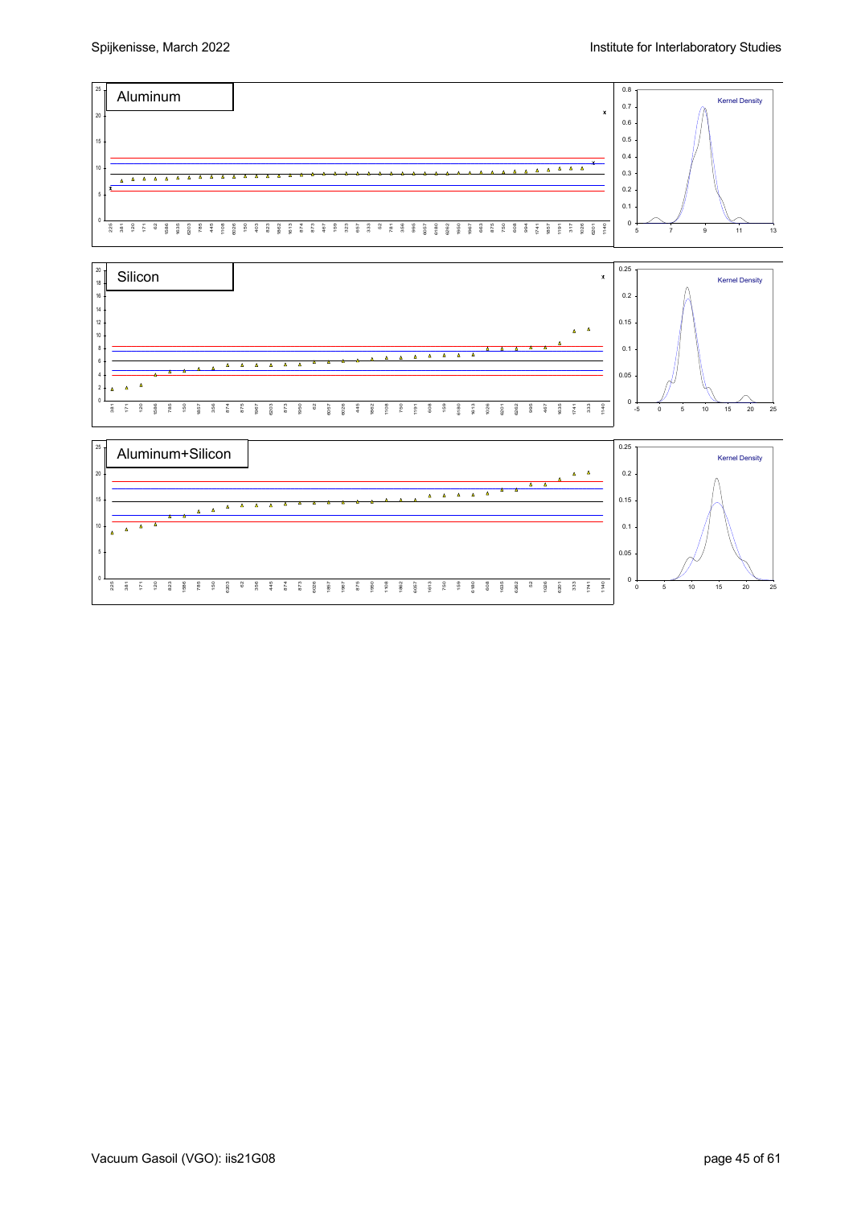Aluminum

Silicon

Aluminum+Silicon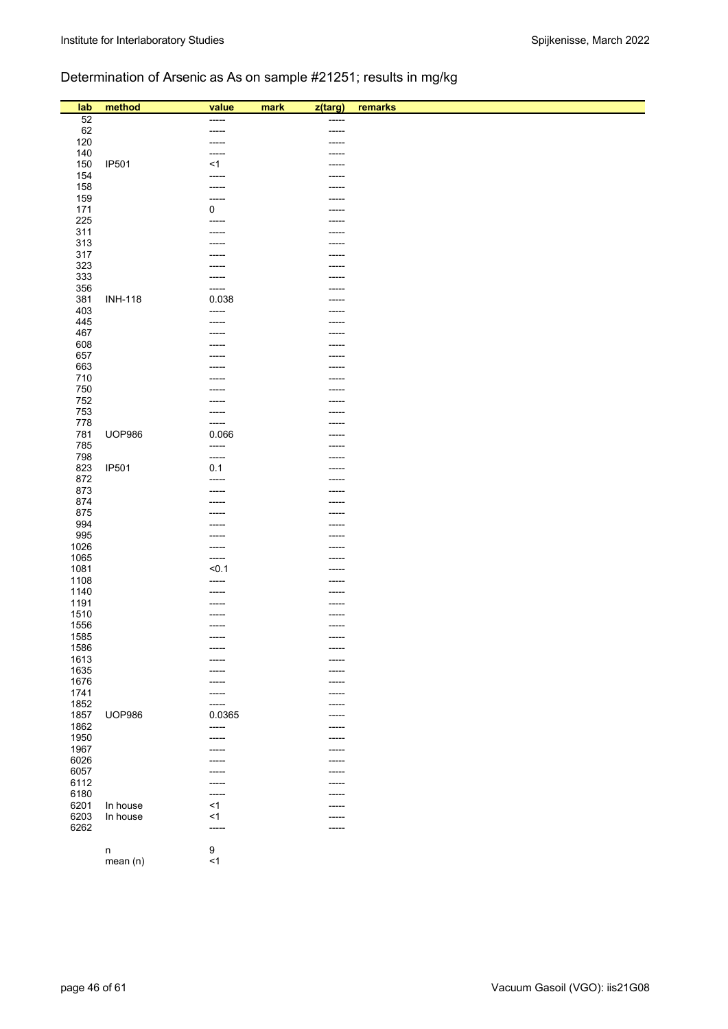## Determination of Arsenic as As on sample #21251; results in mg/kg

| lab | method | value | mark | z(targ) | remarks |
|---|---|---|---|---|---|
| 52 | | ----- | | ----- | |
| 62 | | ----- | | ----- | |
| 120 | | ----- | | ----- | |
| 140 | | ----- | | ----- | |
| 150 | IP501 | <1 | | ----- | |
| 154 | | ----- | | ----- | |
| 158 | | ----- | | ----- | |
| 159 | | ----- | | ----- | |
| 171 | | 0 | | ----- | |
| 225 | | ----- | | ----- | |
| 311 | | ----- | | ----- | |
| 313 | | ----- | | ----- | |
| 317 | | ----- | | ----- | |
| 323 | | ----- | | ----- | |
| 333 | | ----- | | ----- | |
| 356 | | ----- | | ----- | |
| 381 | INH-118 | 0.038 | | ----- | |
| 403 | | ----- | | ----- | |
| 445 | | ----- | | ----- | |
| 467 | | ----- | | ----- | |
| 608 | | ----- | | ----- | |
| 657 | | ----- | | ----- | |
| 663 | | ----- | | ----- | |
| 710 | | ----- | | ----- | |
| 750 | | ----- | | ----- | |
| 752 | | ----- | | ----- | |
| 753 | | ----- | | ----- | |
| 778 | | ----- | | ----- | |
| 781 | UOP986 | 0.066 | | ----- | |
| 785 | | ----- | | ----- | |
| 798 | | ----- | | ----- | |
| 823 | IP501 | 0.1 | | ----- | |
| 872 | | ----- | | ----- | |
| 873 | | ----- | | ----- | |
| 874 | | ----- | | ----- | |
| 875 | | ----- | | ----- | |
| 994 | | ----- | | ----- | |
| 995 | | ----- | | ----- | |
| 1026 | | ----- | | ----- | |
| 1065 | | ----- | | ----- | |
| 1081 | | <0.1 | | ----- | |
| 1108 | | ----- | | ----- | |
| 1140 | | ----- | | ----- | |
| 1191 | | ----- | | ----- | |
| 1510 | | ----- | | ----- | |
| 1556 | | ----- | | ----- | |
| 1585 | | ----- | | ----- | |
| 1586 | | ----- | | ----- | |
| 1613 | | ----- | | ----- | |
| 1635 | | ----- | | ----- | |
| 1676 | | ----- | | ----- | |
| 1741 | | ----- | | ----- | |
| 1852 | | ----- | | ----- | |
| 1857 | UOP986 | 0.0365 | | ----- | |
| 1862 | | ----- | | ----- | |
| 1950 | | ----- | | ----- | |
| 1967 | | ----- | | ----- | |
| 6026 | | ----- | | ----- | |
| 6057 | | ----- | | ----- | |
| 6112 | | ----- | | ----- | |
| 6180 | | ----- | | ----- | |
| 6201 | In house | <1 | | ----- | |
| 6203 | In house | <1 | | ----- | |
| 6262 | | ----- | | ----- | |
| | n | 9 | | | |
| | mean (n) | <1 | | | |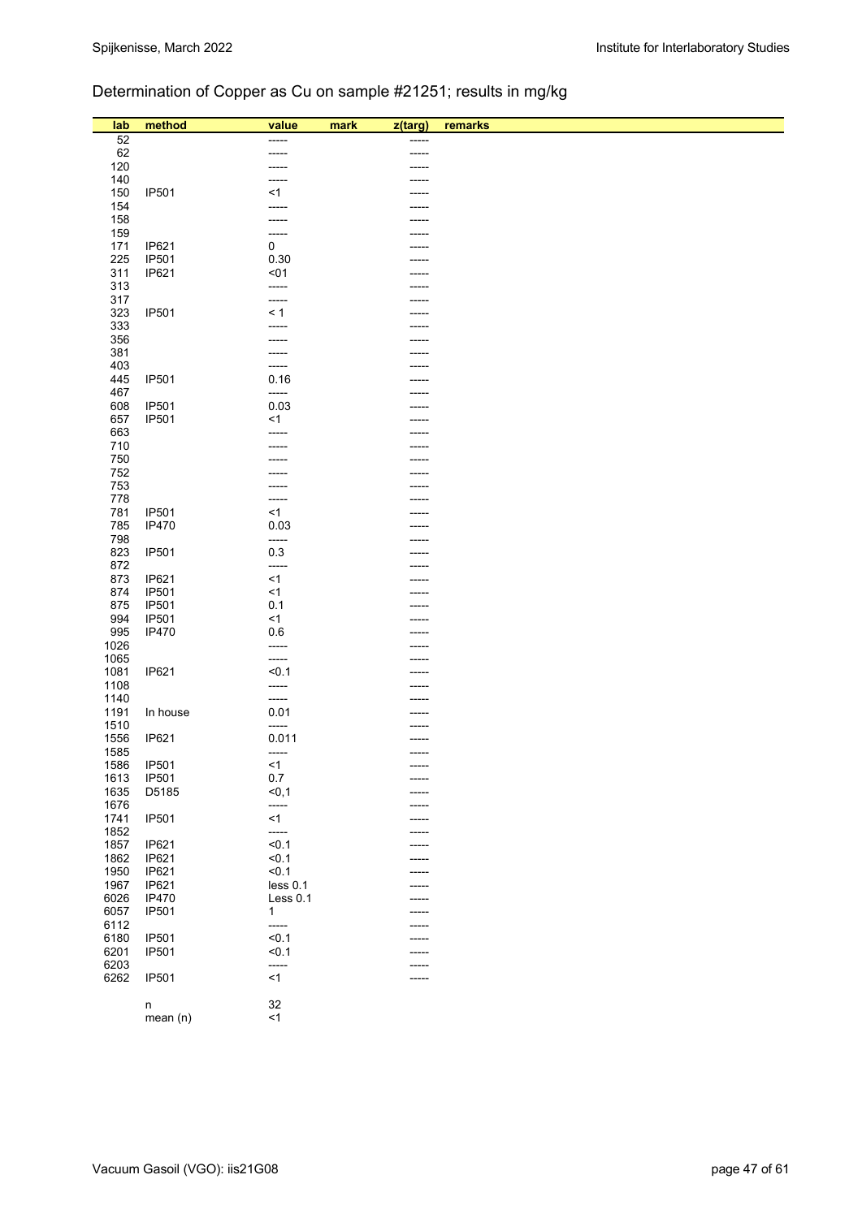## Determination of Copper as Cu on sample #21251; results in mg/kg

| lab | method | value | mark | z(targ) | remarks |
|---|---|---|---|---|---|
| 52 | | ----- | | ----- | |
| 62 | | ----- | | ----- | |
| 120 | | ----- | | ----- | |
| 140 | | ----- | | ----- | |
| 150 | IP501 | <1 | | ----- | |
| 154 | | ----- | | ----- | |
| 158 | | ----- | | ----- | |
| 159 | | ----- | | ----- | |
| 171 | IP621 | 0 | | ----- | |
| 225 | IP501 | 0.30 | | ----- | |
| 311 | IP621 | <01 | | ----- | |
| 313 | | ----- | | ----- | |
| 317 | | ----- | | ----- | |
| 323 | IP501 | < 1 | | ----- | |
| 333 | | ----- | | ----- | |
| 356 | | ----- | | ----- | |
| 381 | | ----- | | ----- | |
| 403 | | ----- | | ----- | |
| 445 | IP501 | 0.16 | | ----- | |
| 467 | | ----- | | ----- | |
| 608 | IP501 | 0.03 | | ----- | |
| 657 | IP501 | <1 | | ----- | |
| 663 | | ----- | | ----- | |
| 710 | | ----- | | ----- | |
| 750 | | ----- | | ----- | |
| 752 | | ----- | | ----- | |
| 753 | | ----- | | ----- | |
| 778 | | ----- | | ----- | |
| 781 | IP501 | <1 | | ----- | |
| 785 | IP470 | 0.03 | | ----- | |
| 798 | | ----- | | ----- | |
| 823 | IP501 | 0.3 | | ----- | |
| 872 | | ----- | | ----- | |
| 873 | IP621 | <1 | | ----- | |
| 874 | IP501 | <1 | | ----- | |
| 875 | IP501 | 0.1 | | ----- | |
| 994 | IP501 | <1 | | ----- | |
| 995 | IP470 | 0.6 | | ----- | |
| 1026 | | ----- | | ----- | |
| 1065 | | ----- | | ----- | |
| 1081 | IP621 | <0.1 | | ----- | |
| 1108 | | ----- | | ----- | |
| 1140 | | ----- | | ----- | |
| 1191 | In house | 0.01 | | ----- | |
| 1510 | | ----- | | ----- | |
| 1556 | IP621 | 0.011 | | ----- | |
| 1585 | | ----- | | ----- | |
| 1586 | IP501 | <1 | | ----- | |
| 1613 | IP501 | 0.7 | | ----- | |
| 1635 | D5185 | <0,1 | | ----- | |
| 1676 | | ----- | | ----- | |
| 1741 | IP501 | <1 | | ----- | |
| 1852 | | ----- | | ----- | |
| 1857 | IP621 | <0.1 | | ----- | |
| 1862 | IP621 | <0.1 | | ----- | |
| 1950 | IP621 | <0.1 | | ----- | |
| 1967 | IP621 | less 0.1 | | ----- | |
| 6026 | IP470 | Less 0.1 | | ----- | |
| 6057 | IP501 | 1 | | ----- | |
| 6112 | | ----- | | ----- | |
| 6180 | IP501 | <0.1 | | ----- | |
| 6201 | IP501 | <0.1 | | ----- | |
| 6203 | | ----- | | ----- | |
| 6262 | IP501 | <1 | | ----- | |
| | n | 32 | | | |
| | mean (n) | <1 | | | |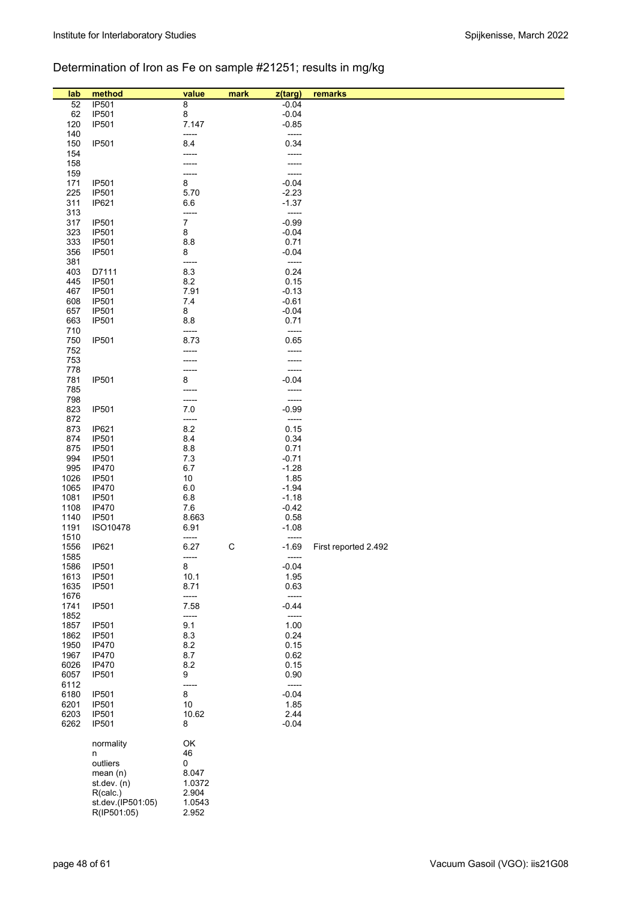## Determination of Iron as Fe on sample #21251; results in mg/kg

| lab | method | value | mark | z(targ) | remarks |
|---|---|---|---|---|---|
| 52 | IP501 | 8 | | -0.04 | |
| 62 | IP501 | 8 | | -0.04 | |
| 120 | IP501 | 7.147 | | -0.85 | |
| 140 | | ----- | | ----- | |
| 150 | IP501 | 8.4 | | 0.34 | |
| 154 | | ----- | | ----- | |
| 158 | | ----- | | ----- | |
| 159 | | ----- | | ----- | |
| 171 | IP501 | 8 | | -0.04 | |
| 225 | IP501 | 5.70 | | -2.23 | |
| 311 | IP621 | 6.6 | | -1.37 | |
| 313 | | ----- | | ----- | |
| 317 | IP501 | 7 | | -0.99 | |
| 323 | IP501 | 8 | | -0.04 | |
| 333 | IP501 | 8.8 | | 0.71 | |
| 356 | IP501 | 8 | | -0.04 | |
| 381 | | ----- | | ----- | |
| 403 | D7111 | 8.3 | | 0.24 | |
| 445 | IP501 | 8.2 | | 0.15 | |
| 467 | IP501 | 7.91 | | -0.13 | |
| 608 | IP501 | 7.4 | | -0.61 | |
| 657 | IP501 | 8 | | -0.04 | |
| 663 | IP501 | 8.8 | | 0.71 | |
| 710 | | ----- | | ----- | |
| 750 | IP501 | 8.73 | | 0.65 | |
| 752 | | ----- | | ----- | |
| 753 | | ----- | | ----- | |
| 778 | | ----- | | ----- | |
| 781 | IP501 | 8 | | -0.04 | |
| 785 | | ----- | | ----- | |
| 798 | | ----- | | ----- | |
| 823 | IP501 | 7.0 | | -0.99 | |
| 872 | | ----- | | ----- | |
| 873 | IP621 | 8.2 | | 0.15 | |
| 874 | IP501 | 8.4 | | 0.34 | |
| 875 | IP501 | 8.8 | | 0.71 | |
| 994 | IP501 | 7.3 | | -0.71 | |
| 995 | IP470 | 6.7 | | -1.28 | |
| 1026 | IP501 | 10 | | 1.85 | |
| 1065 | IP470 | 6.0 | | -1.94 | |
| 1081 | IP501 | 6.8 | | -1.18 | |
| 1108 | IP470 | 7.6 | | -0.42 | |
| 1140 | IP501 | 8.663 | | 0.58 | |
| 1191 | ISO10478 | 6.91 | | -1.08 | |
| 1510 | | ----- | | ----- | |
| 1556 | IP621 | 6.27 | C | -1.69 | First reported 2.492 |
| 1585 | | ----- | | ----- | |
| 1586 | IP501 | 8 | | -0.04 | |
| 1613 | IP501 | 10.1 | | 1.95 | |
| 1635 | IP501 | 8.71 | | 0.63 | |
| 1676 | | ----- | | ----- | |
| 1741 | IP501 | 7.58 | | -0.44 | |
| 1852 | | ----- | | ----- | |
| 1857 | IP501 | 9.1 | | 1.00 | |
| 1862 | IP501 | 8.3 | | 0.24 | |
| 1950 | IP470 | 8.2 | | 0.15 | |
| 1967 | IP470 | 8.7 | | 0.62 | |
| 6026 | IP470 | 8.2 | | 0.15 | |
| 6057 | IP501 | 9 | | 0.90 | |
| 6112 | | ----- | | ----- | |
| 6180 | IP501 | 8 | | -0.04 | |
| 6201 | IP501 | 10 | | 1.85 | |
| 6203 | IP501 | 10.62 | | 2.44 | |
| 6262 | IP501 | 8 | | -0.04 | |
| | normality | OK | | | |
| | n | 46 | | | |
| | outliers | 0 | | | |
| | mean (n) | 8.047 | | | |
| | st.dev. (n) | 1.0372 | | | |
| | R(calc.) | 2.904 | | | |
| | st.dev.(IP501:05) | 1.0543 | | | |
| | R(IP501:05) | 2.952 | | | |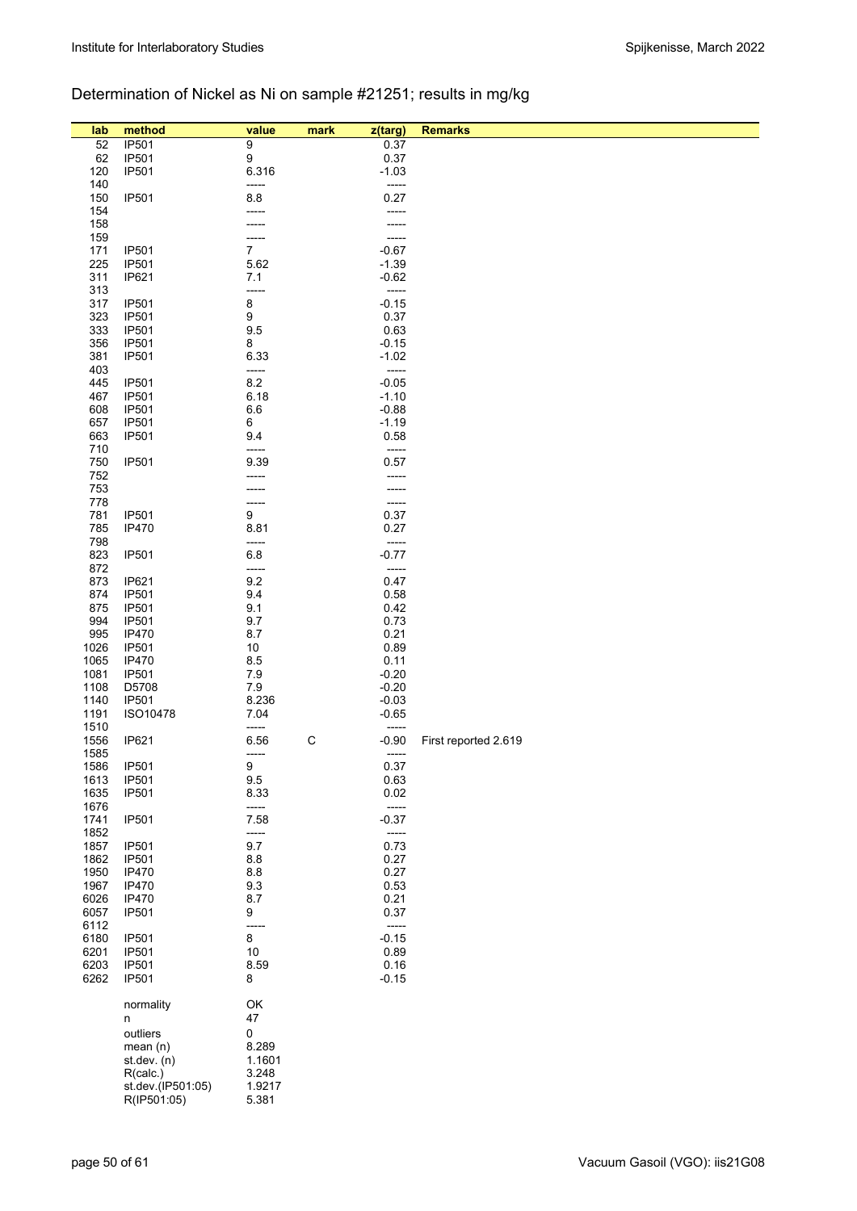## Determination of Nickel as Ni on sample #21251; results in mg/kg

| lab | method | value | mark | z(targ) | Remarks |
|---|---|---|---|---|---|
| 52 | IP501 | 9 | | 0.37 | |
| 62 | IP501 | 9 | | 0.37 | |
| 120 | IP501 | 6.316 | | -1.03 | |
| 140 | | ----- | | ----- | |
| 150 | IP501 | 8.8 | | 0.27 | |
| 154 | | ----- | | ----- | |
| 158 | | ----- | | ----- | |
| 159 | | ----- | | ----- | |
| 171 | IP501 | 7 | | -0.67 | |
| 225 | IP501 | 5.62 | | -1.39 | |
| 311 | IP621 | 7.1 | | -0.62 | |
| 313 | | ----- | | ----- | |
| 317 | IP501 | 8 | | -0.15 | |
| 323 | IP501 | 9 | | 0.37 | |
| 333 | IP501 | 9.5 | | 0.63 | |
| 356 | IP501 | 8 | | -0.15 | |
| 381 | IP501 | 6.33 | | -1.02 | |
| 403 | | ----- | | ----- | |
| 445 | IP501 | 8.2 | | -0.05 | |
| 467 | IP501 | 6.18 | | -1.10 | |
| 608 | IP501 | 6.6 | | -0.88 | |
| 657 | IP501 | 6 | | -1.19 | |
| 663 | IP501 | 9.4 | | 0.58 | |
| 710 | | ----- | | ----- | |
| 750 | IP501 | 9.39 | | 0.57 | |
| 752 | | ----- | | ----- | |
| 753 | | ----- | | ----- | |
| 778 | | ----- | | ----- | |
| 781 | IP501 | 9 | | 0.37 | |
| 785 | IP470 | 8.81 | | 0.27 | |
| 798 | | ----- | | ----- | |
| 823 | IP501 | 6.8 | | -0.77 | |
| 872 | | ----- | | ----- | |
| 873 | IP621 | 9.2 | | 0.47 | |
| 874 | IP501 | 9.4 | | 0.58 | |
| 875 | IP501 | 9.1 | | 0.42 | |
| 994 | IP501 | 9.7 | | 0.73 | |
| 995 | IP470 | 8.7 | | 0.21 | |
| 1026 | IP501 | 10 | | 0.89 | |
| 1065 | IP470 | 8.5 | | 0.11 | |
| 1081 | IP501 | 7.9 | | -0.20 | |
| 1108 | D5708 | 7.9 | | -0.20 | |
| 1140 | IP501 | 8.236 | | -0.03 | |
| 1191 | ISO10478 | 7.04 | | -0.65 | |
| 1510 | | ----- | | ----- | |
| 1556 | IP621 | 6.56 | C | -0.90 | First reported 2.619 |
| 1585 | | ----- | | ----- | |
| 1586 | IP501 | 9 | | 0.37 | |
| 1613 | IP501 | 9.5 | | 0.63 | |
| 1635 | IP501 | 8.33 | | 0.02 | |
| 1676 | | ----- | | ----- | |
| 1741 | IP501 | 7.58 | | -0.37 | |
| 1852 | | ----- | | ----- | |
| 1857 | IP501 | 9.7 | | 0.73 | |
| 1862 | IP501 | 8.8 | | 0.27 | |
| 1950 | IP470 | 8.8 | | 0.27 | |
| 1967 | IP470 | 9.3 | | 0.53 | |
| 6026 | IP470 | 8.7 | | 0.21 | |
| 6057 | IP501 | 9 | | 0.37 | |
| 6112 | | ----- | | ----- | |
| 6180 | IP501 | 8 | | -0.15 | |
| 6201 | IP501 | 10 | | 0.89 | |
| 6203 | IP501 | 8.59 | | 0.16 | |
| 6262 | IP501 | 8 | | -0.15 | |
| | normality | OK | | | |
| | n | 47 | | | |
| | outliers | 0 | | | |
| | mean (n) | 8.289 | | | |
| | st.dev. (n) | 1.1601 | | | |
| | R(calc.) | 3.248 | | | |
| | st.dev.(IP501:05) | 1.9217 | | | |
| | R(IP501:05) | 5.381 | | | |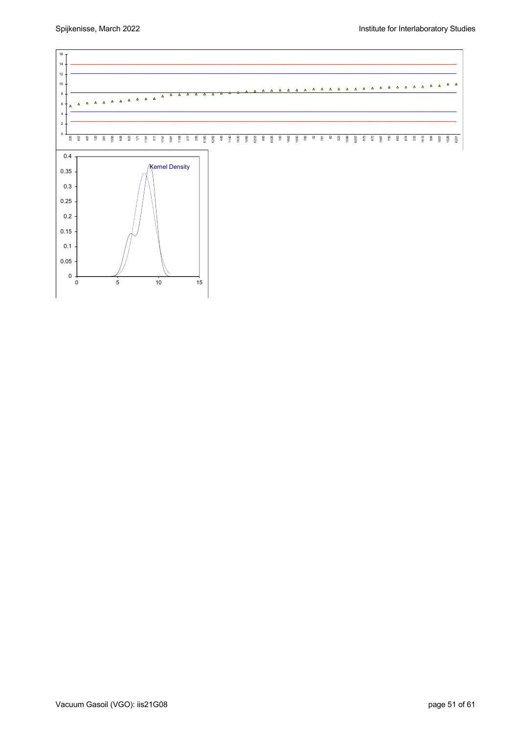Kernel Density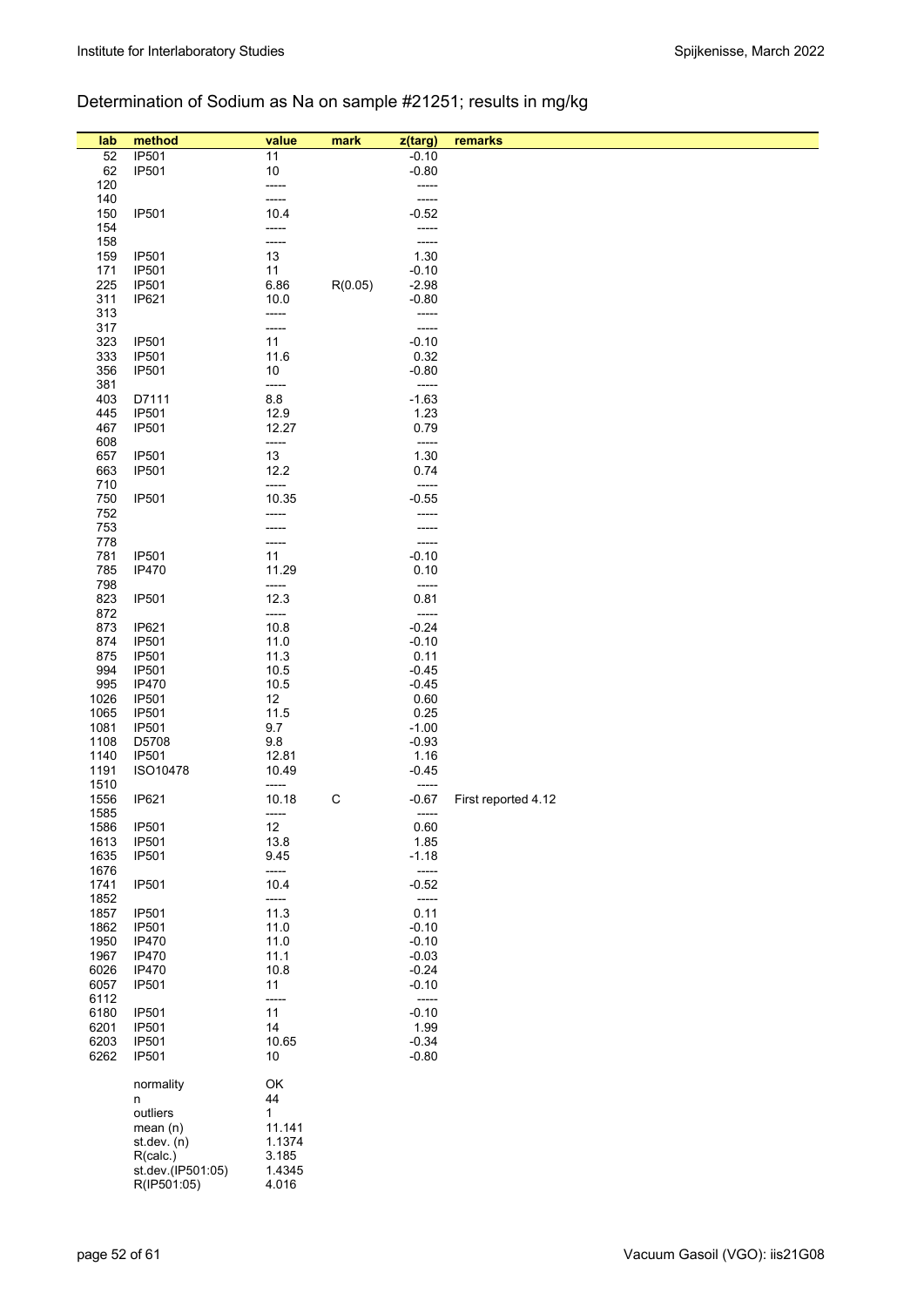## Determination of Sodium as Na on sample #21251; results in mg/kg

| lab | method | value | mark | z(targ) | remarks |
|---|---|---|---|---|---|
| 52 | IP501 | 11 | | -0.10 | |
| 62 | IP501 | 10 | | -0.80 | |
| 120 | | ----- | | ----- | |
| 140 | | ----- | | ----- | |
| 150 | IP501 | 10.4 | | -0.52 | |
| 154 | | ----- | | ----- | |
| 158 | | ----- | | ----- | |
| 159 | IP501 | 13 | | 1.30 | |
| 171 | IP501 | 11 | | -0.10 | |
| 225 | IP501 | 6.86 | R(0.05) | -2.98 | |
| 311 | IP621 | 10.0 | | -0.80 | |
| 313 | | ----- | | ----- | |
| 317 | | ----- | | ----- | |
| 323 | IP501 | 11 | | -0.10 | |
| 333 | IP501 | 11.6 | | 0.32 | |
| 356 | IP501 | 10 | | -0.80 | |
| 381 | | ----- | | ----- | |
| 403 | D7111 | 8.8 | | -1.63 | |
| 445 | IP501 | 12.9 | | 1.23 | |
| 467 | IP501 | 12.27 | | 0.79 | |
| 608 | | ----- | | ----- | |
| 657 | IP501 | 13 | | 1.30 | |
| 663 | IP501 | 12.2 | | 0.74 | |
| 710 | | ----- | | ----- | |
| 750 | IP501 | 10.35 | | -0.55 | |
| 752 | | ----- | | ----- | |
| 753 | | ----- | | ----- | |
| 778 | | ----- | | ----- | |
| 781 | IP501 | 11 | | -0.10 | |
| 785 | IP470 | 11.29 | | 0.10 | |
| 798 | | ----- | | ----- | |
| 823 | IP501 | 12.3 | | 0.81 | |
| 872 | | ----- | | ----- | |
| 873 | IP621 | 10.8 | | -0.24 | |
| 874 | IP501 | 11.0 | | -0.10 | |
| 875 | IP501 | 11.3 | | 0.11 | |
| 994 | IP501 | 10.5 | | -0.45 | |
| 995 | IP470 | 10.5 | | -0.45 | |
| 1026 | IP501 | 12 | | 0.60 | |
| 1065 | IP501 | 11.5 | | 0.25 | |
| 1081 | IP501 | 9.7 | | -1.00 | |
| 1108 | D5708 | 9.8 | | -0.93 | |
| 1140 | IP501 | 12.81 | | 1.16 | |
| 1191 | ISO10478 | 10.49 | | -0.45 | |
| 1510 | | ----- | | ----- | |
| 1556 | IP621 | 10.18 | C | -0.67 | First reported 4.12 |
| 1585 | | ----- | | ----- | |
| 1586 | IP501 | 12 | | 0.60 | |
| 1613 | IP501 | 13.8 | | 1.85 | |
| 1635 | IP501 | 9.45 | | -1.18 | |
| 1676 | | ----- | | ----- | |
| 1741 | IP501 | 10.4 | | -0.52 | |
| 1852 | | ----- | | ----- | |
| 1857 | IP501 | 11.3 | | 0.11 | |
| 1862 | IP501 | 11.0 | | -0.10 | |
| 1950 | IP470 | 11.0 | | -0.10 | |
| 1967 | IP470 | 11.1 | | -0.03 | |
| 6026 | IP470 | 10.8 | | -0.24 | |
| 6057 | IP501 | 11 | | -0.10 | |
| 6112 | | ----- | | ----- | |
| 6180 | IP501 | 11 | | -0.10 | |
| 6201 | IP501 | 14 | | 1.99 | |
| 6203 | IP501 | 10.65 | | -0.34 | |
| 6262 | IP501 | 10 | | -0.80 | |
| | normality | OK | | | |
| | n | 44 | | | |
| | outliers | 1 | | | |
| | mean (n) | 11.141 | | | |
| | st.dev. (n) | 1.1374 | | | |
| | R(calc.) | 3.185 | | | |
| | st.dev.(IP501:05) | 1.4345 | | | |
| | R(IP501:05) | 4.016 | | | |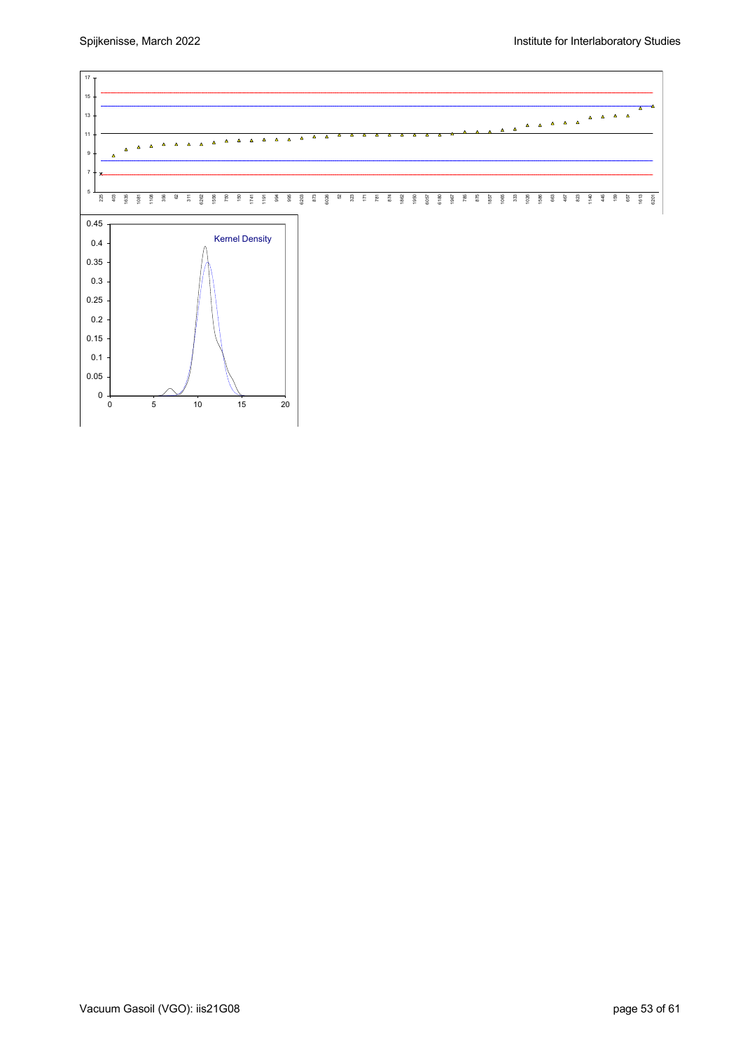Kernel Density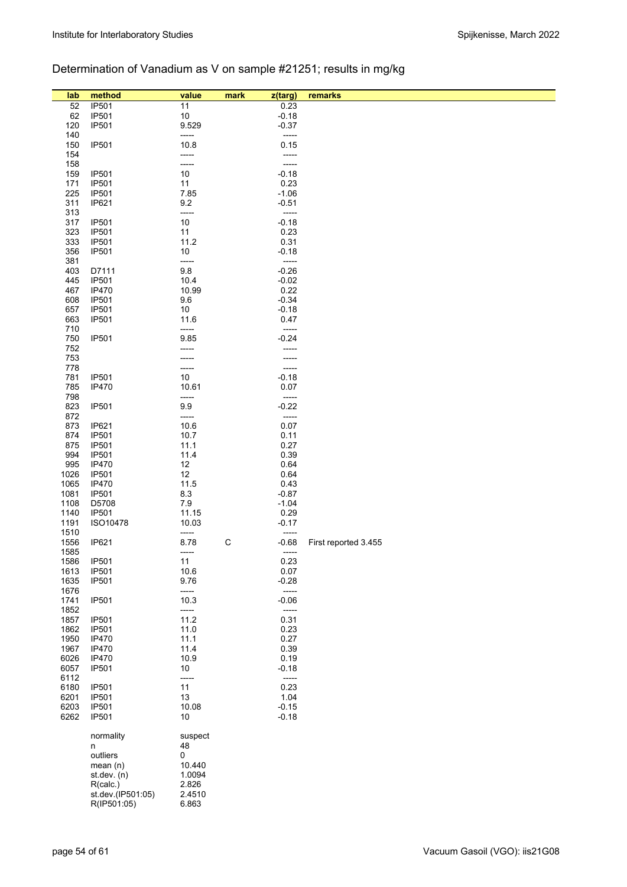## Determination of Vanadium as V on sample #21251; results in mg/kg

| lab | method | value | mark | z(targ) | remarks |
|---|---|---|---|---|---|
| 52 | IP501 | 11 | | 0.23 | |
| 62 | IP501 | 10 | | -0.18 | |
| 120 | IP501 | 9.529 | | -0.37 | |
| 140 | | ----- | | ----- | |
| 150 | IP501 | 10.8 | | 0.15 | |
| 154 | | ----- | | ----- | |
| 158 | | ----- | | ----- | |
| 159 | IP501 | 10 | | -0.18 | |
| 171 | IP501 | 11 | | 0.23 | |
| 225 | IP501 | 7.85 | | -1.06 | |
| 311 | IP621 | 9.2 | | -0.51 | |
| 313 | | ----- | | ----- | |
| 317 | IP501 | 10 | | -0.18 | |
| 323 | IP501 | 11 | | 0.23 | |
| 333 | IP501 | 11.2 | | 0.31 | |
| 356 | IP501 | 10 | | -0.18 | |
| 381 | | ----- | | ----- | |
| 403 | D7111 | 9.8 | | -0.26 | |
| 445 | IP501 | 10.4 | | -0.02 | |
| 467 | IP470 | 10.99 | | 0.22 | |
| 608 | IP501 | 9.6 | | -0.34 | |
| 657 | IP501 | 10 | | -0.18 | |
| 663 | IP501 | 11.6 | | 0.47 | |
| 710 | | ----- | | ----- | |
| 750 | IP501 | 9.85 | | -0.24 | |
| 752 | | ----- | | ----- | |
| 753 | | ----- | | ----- | |
| 778 | | ----- | | ----- | |
| 781 | IP501 | 10 | | -0.18 | |
| 785 | IP470 | 10.61 | | 0.07 | |
| 798 | | ----- | | ----- | |
| 823 | IP501 | 9.9 | | -0.22 | |
| 872 | | ----- | | ----- | |
| 873 | IP621 | 10.6 | | 0.07 | |
| 874 | IP501 | 10.7 | | 0.11 | |
| 875 | IP501 | 11.1 | | 0.27 | |
| 994 | IP501 | 11.4 | | 0.39 | |
| 995 | IP470 | 12 | | 0.64 | |
| 1026 | IP501 | 12 | | 0.64 | |
| 1065 | IP470 | 11.5 | | 0.43 | |
| 1081 | IP501 | 8.3 | | -0.87 | |
| 1108 | D5708 | 7.9 | | -1.04 | |
| 1140 | IP501 | 11.15 | | 0.29 | |
| 1191 | ISO10478 | 10.03 | | -0.17 | |
| 1510 | | ----- | | ----- | |
| 1556 | IP621 | 8.78 | C | -0.68 | First reported 3.455 |
| 1585 | | ----- | | ----- | |
| 1586 | IP501 | 11 | | 0.23 | |
| 1613 | IP501 | 10.6 | | 0.07 | |
| 1635 | IP501 | 9.76 | | -0.28 | |
| 1676 | | ----- | | ----- | |
| 1741 | IP501 | 10.3 | | -0.06 | |
| 1852 | | ----- | | ----- | |
| 1857 | IP501 | 11.2 | | 0.31 | |
| 1862 | IP501 | 11.0 | | 0.23 | |
| 1950 | IP470 | 11.1 | | 0.27 | |
| 1967 | IP470 | 11.4 | | 0.39 | |
| 6026 | IP470 | 10.9 | | 0.19 | |
| 6057 | IP501 | 10 | | -0.18 | |
| 6112 | | ----- | | ----- | |
| 6180 | IP501 | 11 | | 0.23 | |
| 6201 | IP501 | 13 | | 1.04 | |
| 6203 | IP501 | 10.08 | | -0.15 | |
| 6262 | IP501 | 10 | | -0.18 | |
| | normality | suspect | | | |
| | n | 48 | | | |
| | outliers | 0 | | | |
| | mean (n) | 10.440 | | | |
| | st.dev. (n) | 1.0094 | | | |
| | R(calc.) | 2.826 | | | |
| | st.dev.(IP501:05) | 2.4510 | | | |
| | R(IP501:05) | 6.863 | | | |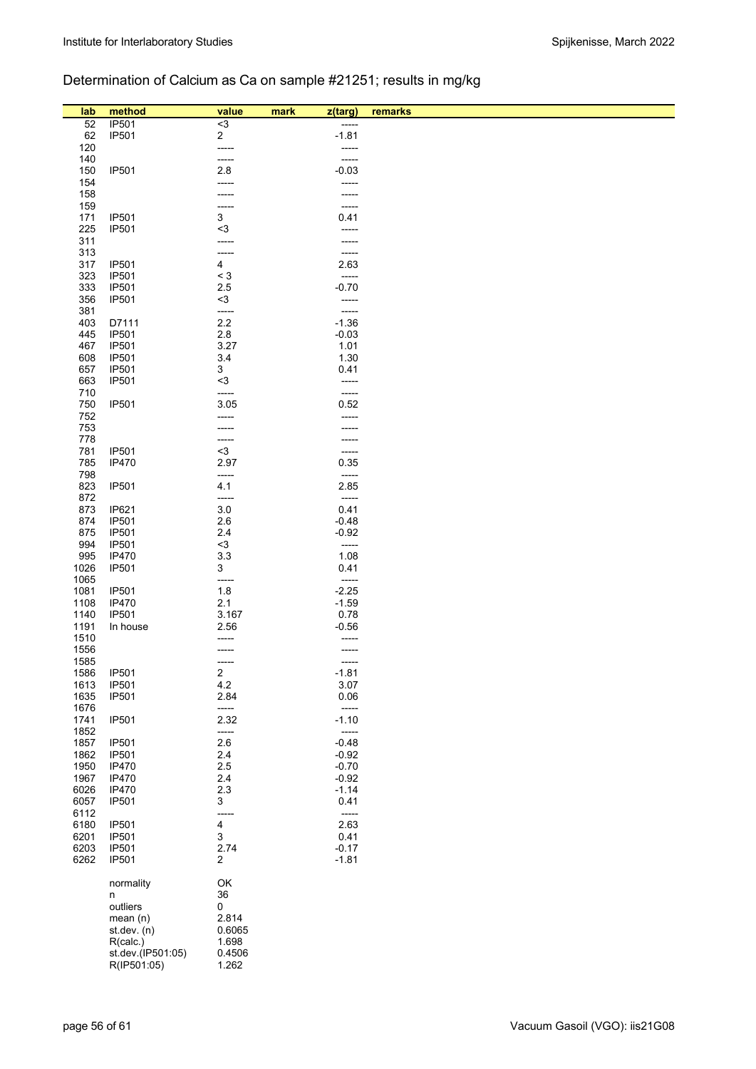## Determination of Calcium as Ca on sample #21251; results in mg/kg

| lab | method | value | mark | z(targ) | remarks |
|---|---|---|---|---|---|
| 52 | IP501 | <3 | | ----- | |
| 62 | IP501 | 2 | | -1.81 | |
| 120 | | ----- | | ----- | |
| 140 | | ----- | | ----- | |
| 150 | IP501 | 2.8 | | -0.03 | |
| 154 | | ----- | | ----- | |
| 158 | | ----- | | ----- | |
| 159 | | ----- | | ----- | |
| 171 | IP501 | 3 | | 0.41 | |
| 225 | IP501 | <3 | | ----- | |
| 311 | | ----- | | ----- | |
| 313 | | ----- | | ----- | |
| 317 | IP501 | 4 | | 2.63 | |
| 323 | IP501 | < 3 | | ----- | |
| 333 | IP501 | 2.5 | | -0.70 | |
| 356 | IP501 | <3 | | ----- | |
| 381 | | ----- | | ----- | |
| 403 | D7111 | 2.2 | | -1.36 | |
| 445 | IP501 | 2.8 | | -0.03 | |
| 467 | IP501 | 3.27 | | 1.01 | |
| 608 | IP501 | 3.4 | | 1.30 | |
| 657 | IP501 | 3 | | 0.41 | |
| 663 | IP501 | <3 | | ----- | |
| 710 | | ----- | | ----- | |
| 750 | IP501 | 3.05 | | 0.52 | |
| 752 | | ----- | | ----- | |
| 753 | | ----- | | ----- | |
| 778 | | ----- | | ----- | |
| 781 | IP501 | <3 | | ----- | |
| 785 | IP470 | 2.97 | | 0.35 | |
| 798 | | ----- | | ----- | |
| 823 | IP501 | 4.1 | | 2.85 | |
| 872 | | ----- | | ----- | |
| 873 | IP621 | 3.0 | | 0.41 | |
| 874 | IP501 | 2.6 | | -0.48 | |
| 875 | IP501 | 2.4 | | -0.92 | |
| 994 | IP501 | <3 | | ----- | |
| 995 | IP470 | 3.3 | | 1.08 | |
| 1026 | IP501 | 3 | | 0.41 | |
| 1065 | | ----- | | ----- | |
| 1081 | IP501 | 1.8 | | -2.25 | |
| 1108 | IP470 | 2.1 | | -1.59 | |
| 1140 | IP501 | 3.167 | | 0.78 | |
| 1191 | In house | 2.56 | | -0.56 | |
| 1510 | | ----- | | ----- | |
| 1556 | | ----- | | ----- | |
| 1585 | | ----- | | ----- | |
| 1586 | IP501 | 2 | | -1.81 | |
| 1613 | IP501 | 4.2 | | 3.07 | |
| 1635 | IP501 | 2.84 | | 0.06 | |
| 1676 | | ----- | | ----- | |
| 1741 | IP501 | 2.32 | | -1.10 | |
| 1852 | | ----- | | ----- | |
| 1857 | IP501 | 2.6 | | -0.48 | |
| 1862 | IP501 | 2.4 | | -0.92 | |
| 1950 | IP470 | 2.5 | | -0.70 | |
| 1967 | IP470 | 2.4 | | -0.92 | |
| 6026 | IP470 | 2.3 | | -1.14 | |
| 6057 | IP501 | 3 | | 0.41 | |
| 6112 | | ----- | | ----- | |
| 6180 | IP501 | 4 | | 2.63 | |
| 6201 | IP501 | 3 | | 0.41 | |
| 6203 | IP501 | 2.74 | | -0.17 | |
| 6262 | IP501 | 2 | | -1.81 | |
| | | | | | |
| | normality | OK | | | |
| | n | 36 | | | |
| | outliers | 0 | | | |
| | mean (n) | 2.814 | | | |
| | st.dev. (n) | 0.6065 | | | |
| | R(calc.) | 1.698 | | | |
| | st.dev.(IP501:05) | 0.4506 | | | |
| | R(IP501:05) | 1.262 | | | |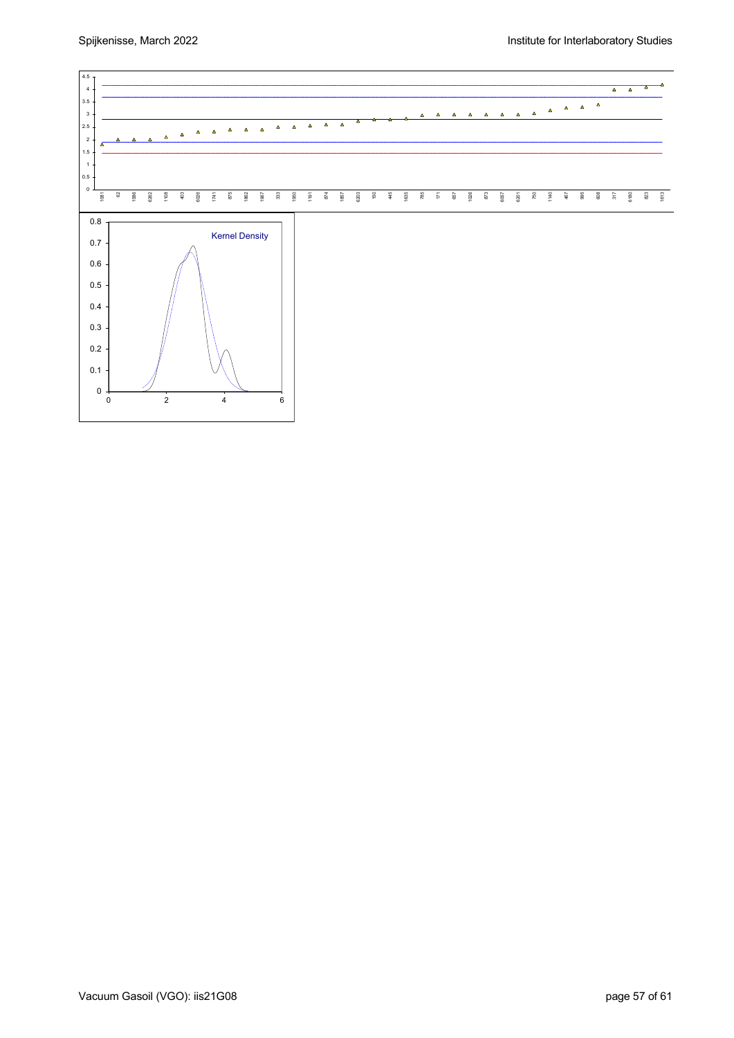Kernel Density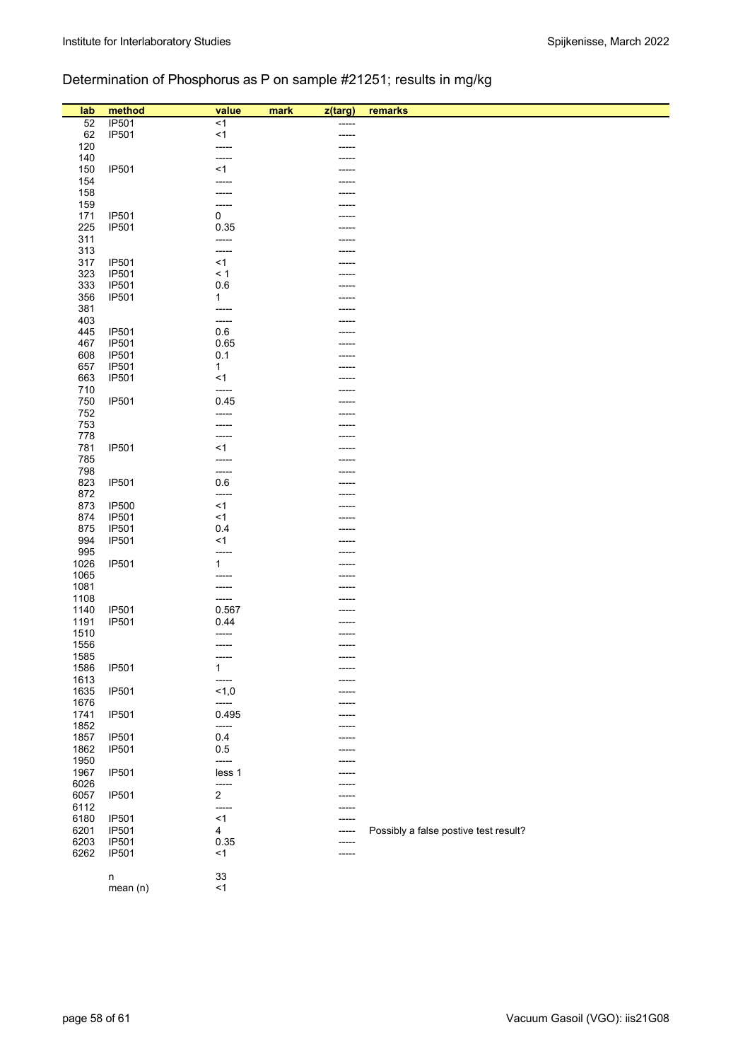## Determination of Phosphorus as P on sample #21251; results in mg/kg

| lab | method | value | mark | z(targ) | remarks |
|---|---|---|---|---|---|
| 52 | IP501 | <1 | | ----- | |
| 62 | IP501 | <1 | | ----- | |
| 120 | | ----- | | ----- | |
| 140 | | ----- | | ----- | |
| 150 | IP501 | <1 | | ----- | |
| 154 | | ----- | | ----- | |
| 158 | | ----- | | ----- | |
| 159 | | ----- | | ----- | |
| 171 | IP501 | 0 | | ----- | |
| 225 | IP501 | 0.35 | | ----- | |
| 311 | | ----- | | ----- | |
| 313 | | ----- | | ----- | |
| 317 | IP501 | <1 | | ----- | |
| 323 | IP501 | < 1 | | ----- | |
| 333 | IP501 | 0.6 | | ----- | |
| 356 | IP501 | 1 | | ----- | |
| 381 | | ----- | | ----- | |
| 403 | | ----- | | ----- | |
| 445 | IP501 | 0.6 | | ----- | |
| 467 | IP501 | 0.65 | | ----- | |
| 608 | IP501 | 0.1 | | ----- | |
| 657 | IP501 | 1 | | ----- | |
| 663 | IP501 | <1 | | ----- | |
| 710 | | ----- | | ----- | |
| 750 | IP501 | 0.45 | | ----- | |
| 752 | | ----- | | ----- | |
| 753 | | ----- | | ----- | |
| 778 | | ----- | | ----- | |
| 781 | IP501 | <1 | | ----- | |
| 785 | | ----- | | ----- | |
| 798 | | ----- | | ----- | |
| 823 | IP501 | 0.6 | | ----- | |
| 872 | | ----- | | ----- | |
| 873 | IP500 | <1 | | ----- | |
| 874 | IP501 | <1 | | ----- | |
| 875 | IP501 | 0.4 | | ----- | |
| 994 | IP501 | <1 | | ----- | |
| 995 | | ----- | | ----- | |
| 1026 | IP501 | 1 | | ----- | |
| 1065 | | ----- | | ----- | |
| 1081 | | ----- | | ----- | |
| 1108 | | ----- | | ----- | |
| 1140 | IP501 | 0.567 | | ----- | |
| 1191 | IP501 | 0.44 | | ----- | |
| 1510 | | ----- | | ----- | |
| 1556 | | ----- | | ----- | |
| 1585 | | ----- | | ----- | |
| 1586 | IP501 | 1 | | ----- | |
| 1613 | | ----- | | ----- | |
| 1635 | IP501 | <1,0 | | ----- | |
| 1676 | | ----- | | ----- | |
| 1741 | IP501 | 0.495 | | ----- | |
| 1852 | | ----- | | ----- | |
| 1857 | IP501 | 0.4 | | ----- | |
| 1862 | IP501 | 0.5 | | ----- | |
| 1950 | | ----- | | ----- | |
| 1967 | IP501 | less 1 | | ----- | |
| 6026 | | ----- | | ----- | |
| 6057 | IP501 | 2 | | ----- | |
| 6112 | | ----- | | ----- | |
| 6180 | IP501 | <1 | | ----- | |
| 6201 | IP501 | 4 | | ----- | Possibly a false postive test result? |
| 6203 | IP501 | 0.35 | | ----- | |
| 6262 | IP501 | <1 | | ----- | |
| | n | 33 | | | |
| | mean (n) | <1 | | | |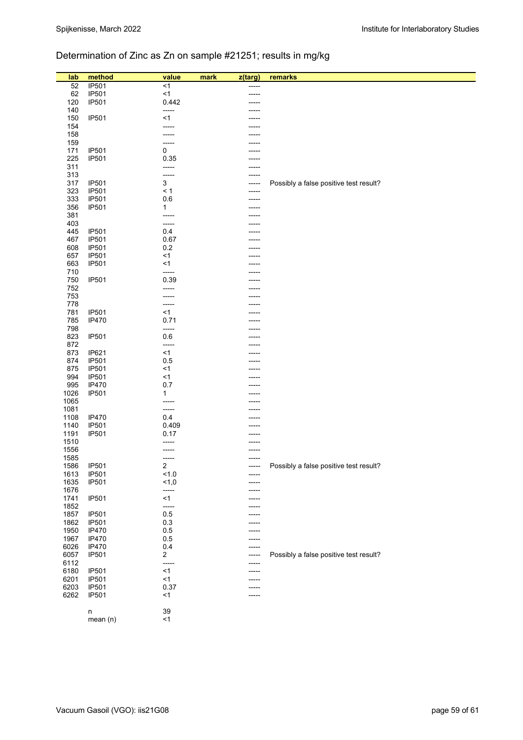## Determination of Zinc as Zn on sample #21251; results in mg/kg

| lab | method | value | mark | z(targ) | remarks |
|---|---|---|---|---|---|
| 52 | IP501 | <1 | | ----- | |
| 62 | IP501 | <1 | | ----- | |
| 120 | IP501 | 0.442 | | ----- | |
| 140 | | ----- | | ----- | |
| 150 | IP501 | <1 | | ----- | |
| 154 | | ----- | | ----- | |
| 158 | | ----- | | ----- | |
| 159 | | ----- | | ----- | |
| 171 | IP501 | 0 | | ----- | |
| 225 | IP501 | 0.35 | | ----- | |
| 311 | | ----- | | ----- | |
| 313 | | ----- | | ----- | |
| 317 | IP501 | 3 | | ----- | Possibly a false positive test result? |
| 323 | IP501 | < 1 | | ----- | |
| 333 | IP501 | 0.6 | | ----- | |
| 356 | IP501 | 1 | | ----- | |
| 381 | | ----- | | ----- | |
| 403 | | ----- | | ----- | |
| 445 | IP501 | 0.4 | | ----- | |
| 467 | IP501 | 0.67 | | ----- | |
| 608 | IP501 | 0.2 | | ----- | |
| 657 | IP501 | <1 | | ----- | |
| 663 | IP501 | <1 | | ----- | |
| 710 | | ----- | | ----- | |
| 750 | IP501 | 0.39 | | ----- | |
| 752 | | ----- | | ----- | |
| 753 | | ----- | | ----- | |
| 778 | | ----- | | ----- | |
| 781 | IP501 | <1 | | ----- | |
| 785 | IP470 | 0.71 | | ----- | |
| 798 | | ----- | | ----- | |
| 823 | IP501 | 0.6 | | ----- | |
| 872 | | ----- | | ----- | |
| 873 | IP621 | <1 | | ----- | |
| 874 | IP501 | 0.5 | | ----- | |
| 875 | IP501 | <1 | | ----- | |
| 994 | IP501 | <1 | | ----- | |
| 995 | IP470 | 0.7 | | ----- | |
| 1026 | IP501 | 1 | | ----- | |
| 1065 | | ----- | | ----- | |
| 1081 | | ----- | | ----- | |
| 1108 | IP470 | 0.4 | | ----- | |
| 1140 | IP501 | 0.409 | | ----- | |
| 1191 | IP501 | 0.17 | | ----- | |
| 1510 | | ----- | | ----- | |
| 1556 | | ----- | | ----- | |
| 1585 | | ----- | | ----- | |
| 1586 | IP501 | 2 | | ----- | Possibly a false positive test result? |
| 1613 | IP501 | <1.0 | | ----- | |
| 1635 | IP501 | <1,0 | | ----- | |
| 1676 | | ----- | | ----- | |
| 1741 | IP501 | <1 | | ----- | |
| 1852 | | ----- | | ----- | |
| 1857 | IP501 | 0.5 | | ----- | |
| 1862 | IP501 | 0.3 | | ----- | |
| 1950 | IP470 | 0.5 | | ----- | |
| 1967 | IP470 | 0.5 | | ----- | |
| 6026 | IP470 | 0.4 | | ----- | |
| 6057 | IP501 | 2 | | ----- | Possibly a false positive test result? |
| 6112 | | ----- | | ----- | |
| 6180 | IP501 | <1 | | ----- | |
| 6201 | IP501 | <1 | | ----- | |
| 6203 | IP501 | 0.37 | | ----- | |
| 6262 | IP501 | <1 | | ----- | |
| | n | 39 | | | |
| | mean (n) | <1 | | | |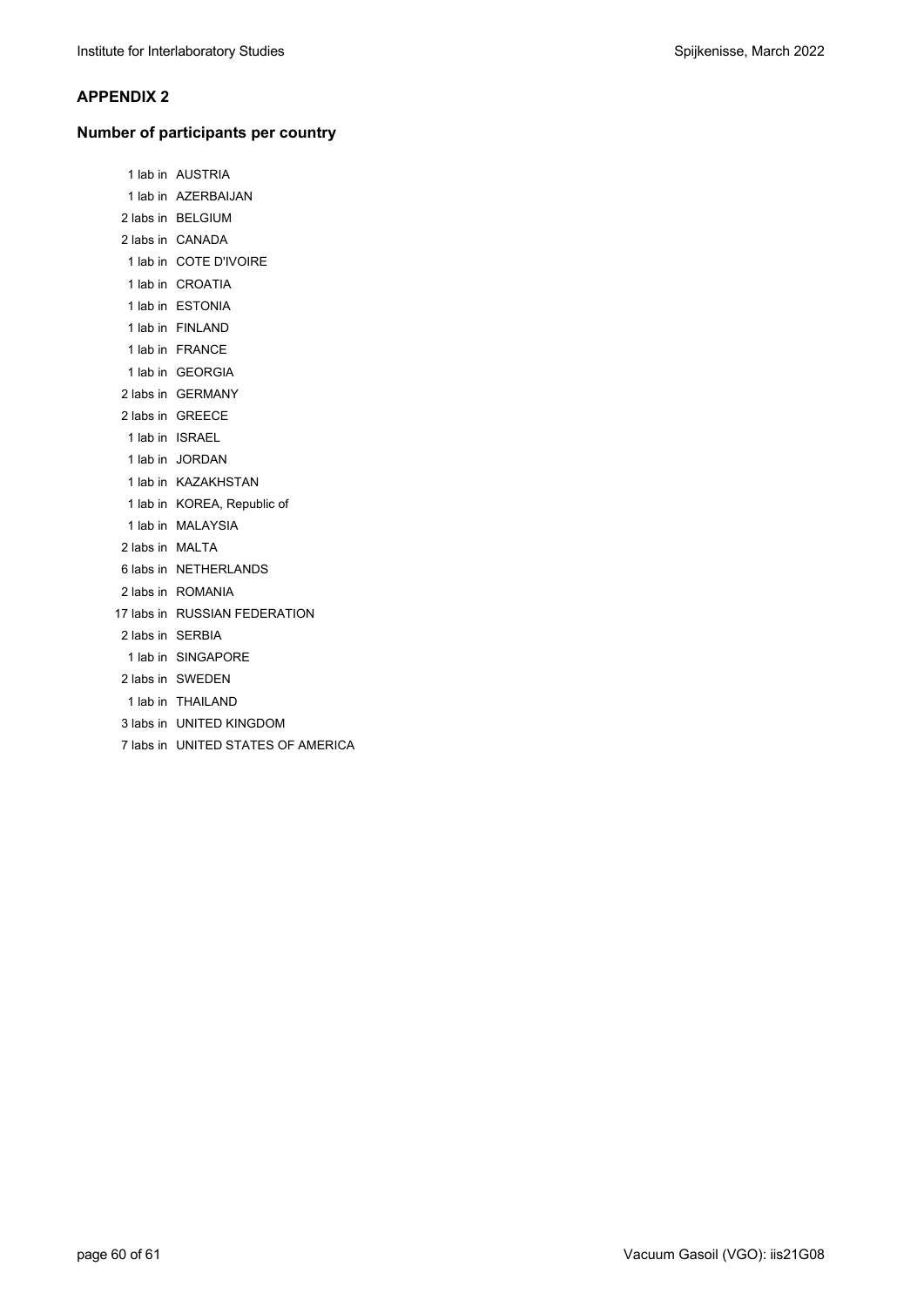## APPENDIX 2

### Number of participants per country

1 lab in AUSTRIA
1 lab in AZERBAIJAN
2 labs in BELGIUM
2 labs in CANADA
1 lab in COTE D'IVOIRE
1 lab in CROATIA
1 lab in ESTONIA
1 lab in FINLAND
1 lab in FRANCE
1 lab in GEORGIA
2 labs in GERMANY
2 labs in GREECE
1 lab in ISRAEL
1 lab in JORDAN
1 lab in KAZAKHSTAN
1 lab in KOREA, Republic of
1 lab in MALAYSIA
2 labs in MALTA
6 labs in NETHERLANDS
2 labs in ROMANIA
17 labs in RUSSIAN FEDERATION
2 labs in SERBIA
1 lab in SINGAPORE
2 labs in SWEDEN
1 lab in THAILAND
3 labs in UNITED KINGDOM
7 labs in UNITED STATES OF AMERICA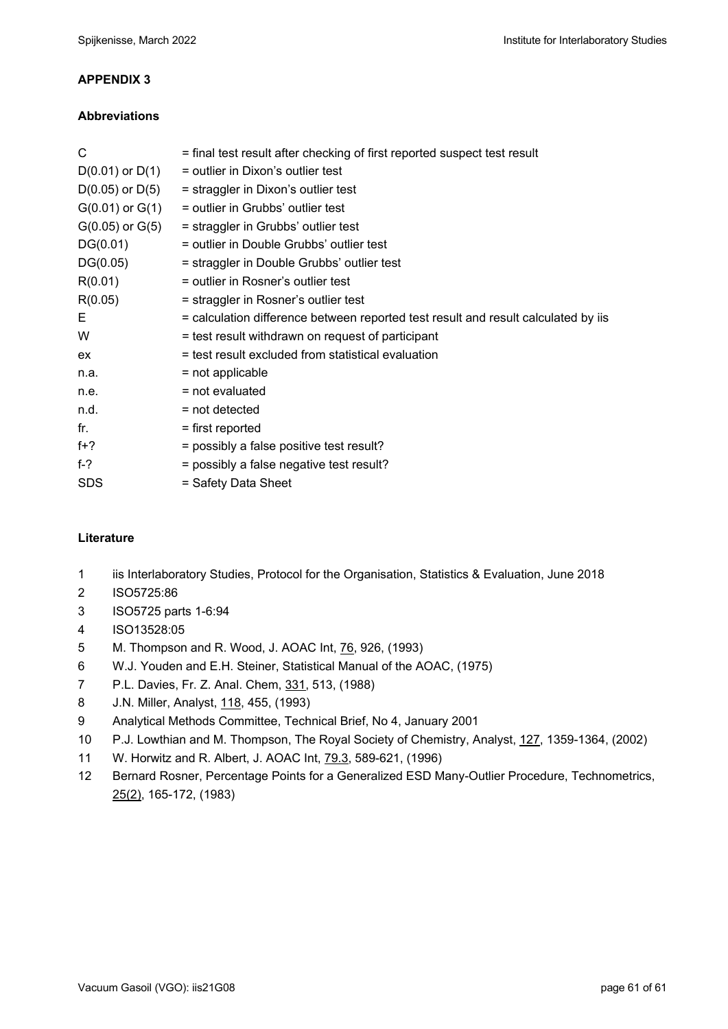**APPENDIX 3**

**Abbreviations**

| | |
|---|---|
| C | = final test result after checking of first reported suspect test result |
| D(0.01) or D(1) | = outlier in Dixon's outlier test |
| D(0.05) or D(5) | = straggler in Dixon's outlier test |
| G(0.01) or G(1) | = outlier in Grubbs' outlier test |
| G(0.05) or G(5) | = straggler in Grubbs' outlier test |
| DG(0.01) | = outlier in Double Grubbs' outlier test |
| DG(0.05) | = straggler in Double Grubbs' outlier test |
| R(0.01) | = outlier in Rosner's outlier test |
| R(0.05) | = straggler in Rosner's outlier test |
| E | = calculation difference between reported test result and result calculated by iis |
| W | = test result withdrawn on request of participant |
| ex | = test result excluded from statistical evaluation |
| n.a. | = not applicable |
| n.e. | = not evaluated |
| n.d. | = not detected |
| fr. | = first reported |
| f+? | = possibly a false positive test result? |
| f-? | = possibly a false negative test result? |
| SDS | = Safety Data Sheet |

**Literature**

1. iis Interlaboratory Studies, Protocol for the Organisation, Statistics & Evaluation, June 2018
2. ISO5725:86
3. ISO5725 parts 1-6:94
4. ISO13528:05
5. M. Thompson and R. Wood, J. AOAC Int, 76, 926, (1993)
6. W.J. Youden and E.H. Steiner, Statistical Manual of the AOAC, (1975)
7. P.L. Davies, Fr. Z. Anal. Chem, 331, 513, (1988)
8. J.N. Miller, Analyst, 118, 455, (1993)
9. Analytical Methods Committee, Technical Brief, No 4, January 2001
10. P.J. Lowthian and M. Thompson, The Royal Society of Chemistry, Analyst, 127, 1359-1364, (2002)
11. W. Horwitz and R. Albert, J. AOAC Int, 79.3, 589-621, (1996)
12. Bernard Rosner, Percentage Points for a Generalized ESD Many-Outlier Procedure, Technometrics, 25(2), 165-172, (1983)